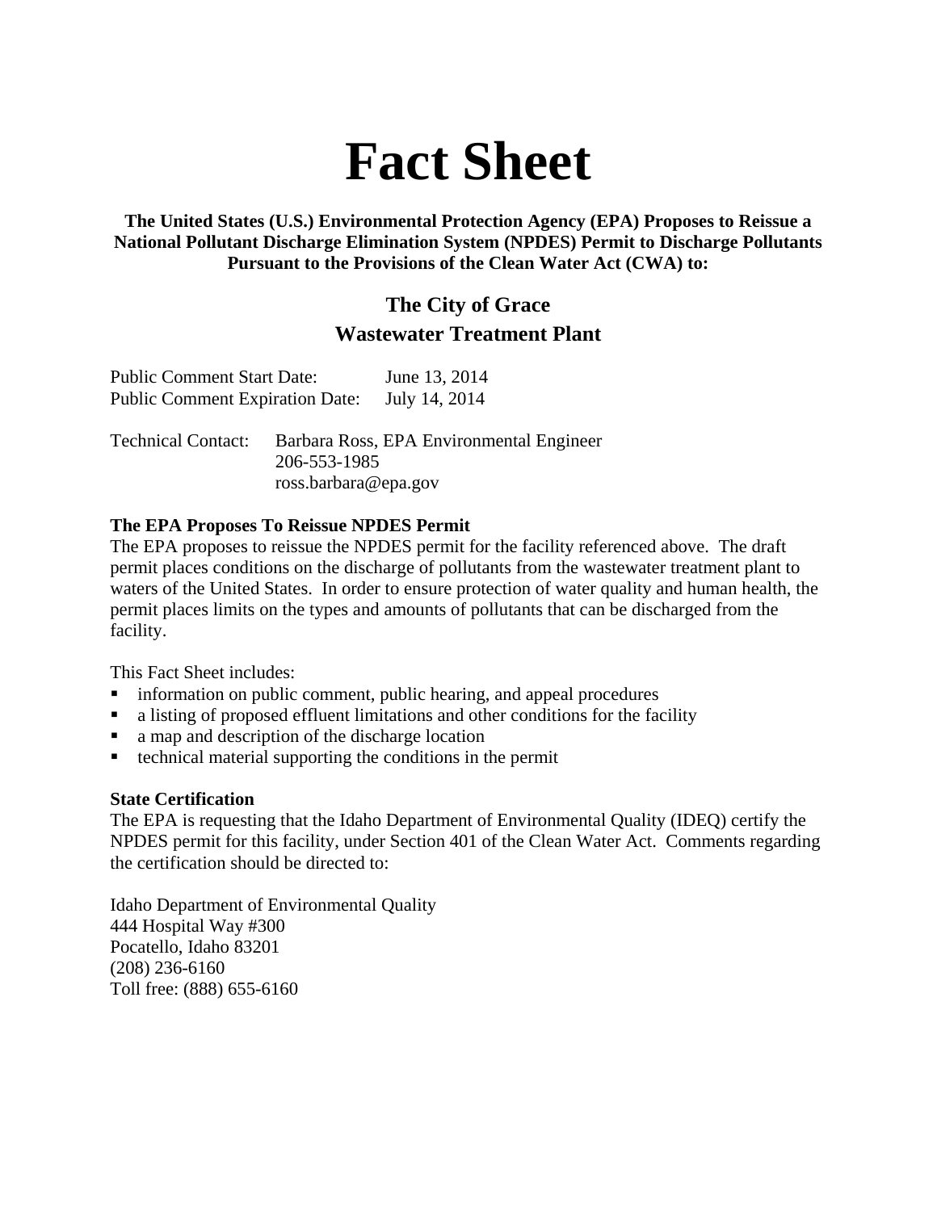# Fact Sheet

**The United States (U.S.) Environmental Protection Agency (EPA) Proposes to Reissue a National Pollutant Discharge Elimination System (NPDES) Permit to Discharge Pollutants Pursuant to the Provisions of the Clean Water Act (CWA) to:**

## The City of Grace
## Wastewater Treatment Plant

Public Comment Start Date: June 13, 2014
Public Comment Expiration Date: July 14, 2014

Technical Contact: Barbara Ross, EPA Environmental Engineer
206-553-1985
ross.barbara@epa.gov

**The EPA Proposes To Reissue NPDES Permit**

The EPA proposes to reissue the NPDES permit for the facility referenced above. The draft permit places conditions on the discharge of pollutants from the wastewater treatment plant to waters of the United States. In order to ensure protection of water quality and human health, the permit places limits on the types and amounts of pollutants that can be discharged from the facility.

This Fact Sheet includes:

- information on public comment, public hearing, and appeal procedures
- a listing of proposed effluent limitations and other conditions for the facility
- a map and description of the discharge location
- technical material supporting the conditions in the permit

**State Certification**

The EPA is requesting that the Idaho Department of Environmental Quality (IDEQ) certify the NPDES permit for this facility, under Section 401 of the Clean Water Act. Comments regarding the certification should be directed to:

Idaho Department of Environmental Quality
444 Hospital Way #300
Pocatello, Idaho 83201
(208) 236-6160
Toll free: (888) 655-6160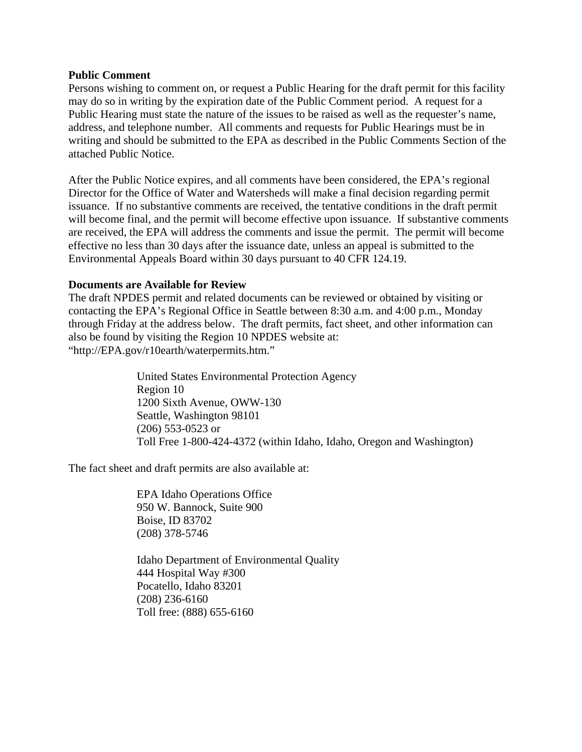**Public Comment**

Persons wishing to comment on, or request a Public Hearing for the draft permit for this facility may do so in writing by the expiration date of the Public Comment period. A request for a Public Hearing must state the nature of the issues to be raised as well as the requester's name, address, and telephone number. All comments and requests for Public Hearings must be in writing and should be submitted to the EPA as described in the Public Comments Section of the attached Public Notice.

After the Public Notice expires, and all comments have been considered, the EPA's regional Director for the Office of Water and Watersheds will make a final decision regarding permit issuance. If no substantive comments are received, the tentative conditions in the draft permit will become final, and the permit will become effective upon issuance. If substantive comments are received, the EPA will address the comments and issue the permit. The permit will become effective no less than 30 days after the issuance date, unless an appeal is submitted to the Environmental Appeals Board within 30 days pursuant to 40 CFR 124.19.

**Documents are Available for Review**

The draft NPDES permit and related documents can be reviewed or obtained by visiting or contacting the EPA's Regional Office in Seattle between 8:30 a.m. and 4:00 p.m., Monday through Friday at the address below. The draft permits, fact sheet, and other information can also be found by visiting the Region 10 NPDES website at: "http://EPA.gov/r10earth/waterpermits.htm."

United States Environmental Protection Agency
Region 10
1200 Sixth Avenue, OWW-130
Seattle, Washington 98101
(206) 553-0523 or
Toll Free 1-800-424-4372 (within Idaho, Idaho, Oregon and Washington)

The fact sheet and draft permits are also available at:

EPA Idaho Operations Office
950 W. Bannock, Suite 900
Boise, ID 83702
(208) 378-5746

Idaho Department of Environmental Quality
444 Hospital Way #300
Pocatello, Idaho 83201
(208) 236-6160
Toll free: (888) 655-6160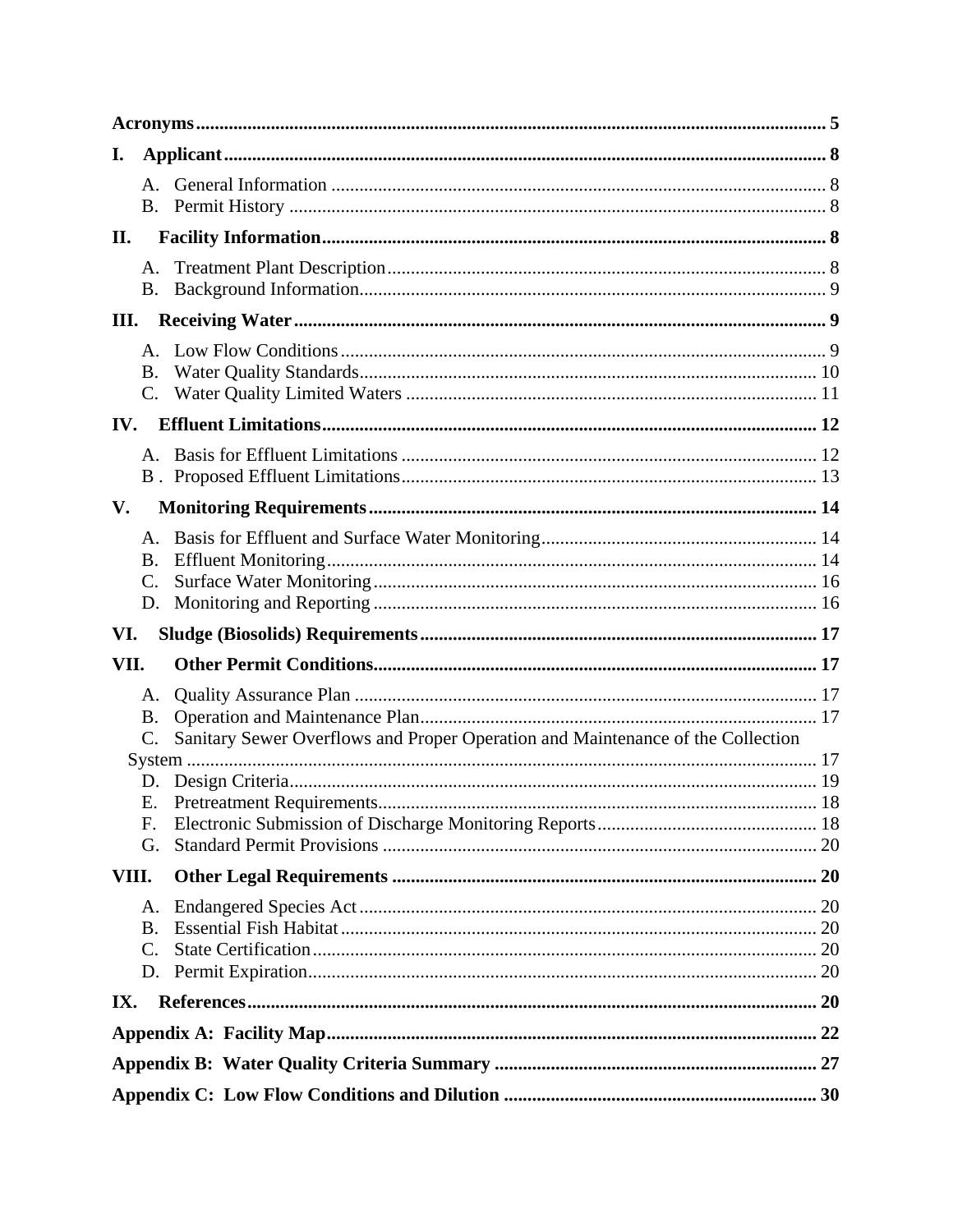**Acronyms** ..... 5

**I. Applicant** ..... 8

- A. General Information ..... 8
- B. Permit History ..... 8

**II. Facility Information** ..... 8

- A. Treatment Plant Description ..... 8
- B. Background Information ..... 9

**III. Receiving Water** ..... 9

- A. Low Flow Conditions ..... 9
- B. Water Quality Standards ..... 10
- C. Water Quality Limited Waters ..... 11

**IV. Effluent Limitations** ..... 12

- A. Basis for Effluent Limitations ..... 12
- B . Proposed Effluent Limitations ..... 13

**V. Monitoring Requirements** ..... 14

- A. Basis for Effluent and Surface Water Monitoring ..... 14
- B. Effluent Monitoring ..... 14
- C. Surface Water Monitoring ..... 16
- D. Monitoring and Reporting ..... 16

**VI. Sludge (Biosolids) Requirements** ..... 17

**VII. Other Permit Conditions** ..... 17

- A. Quality Assurance Plan ..... 17
- B. Operation and Maintenance Plan ..... 17
- C. Sanitary Sewer Overflows and Proper Operation and Maintenance of the Collection System ..... 17
- D. Design Criteria ..... 19
- E. Pretreatment Requirements ..... 18
- F. Electronic Submission of Discharge Monitoring Reports ..... 18
- G. Standard Permit Provisions ..... 20

**VIII. Other Legal Requirements** ..... 20

- A. Endangered Species Act ..... 20
- B. Essential Fish Habitat ..... 20
- C. State Certification ..... 20
- D. Permit Expiration ..... 20

**IX. References** ..... 20

**Appendix A: Facility Map** ..... 22

**Appendix B: Water Quality Criteria Summary** ..... 27

**Appendix C: Low Flow Conditions and Dilution** ..... 30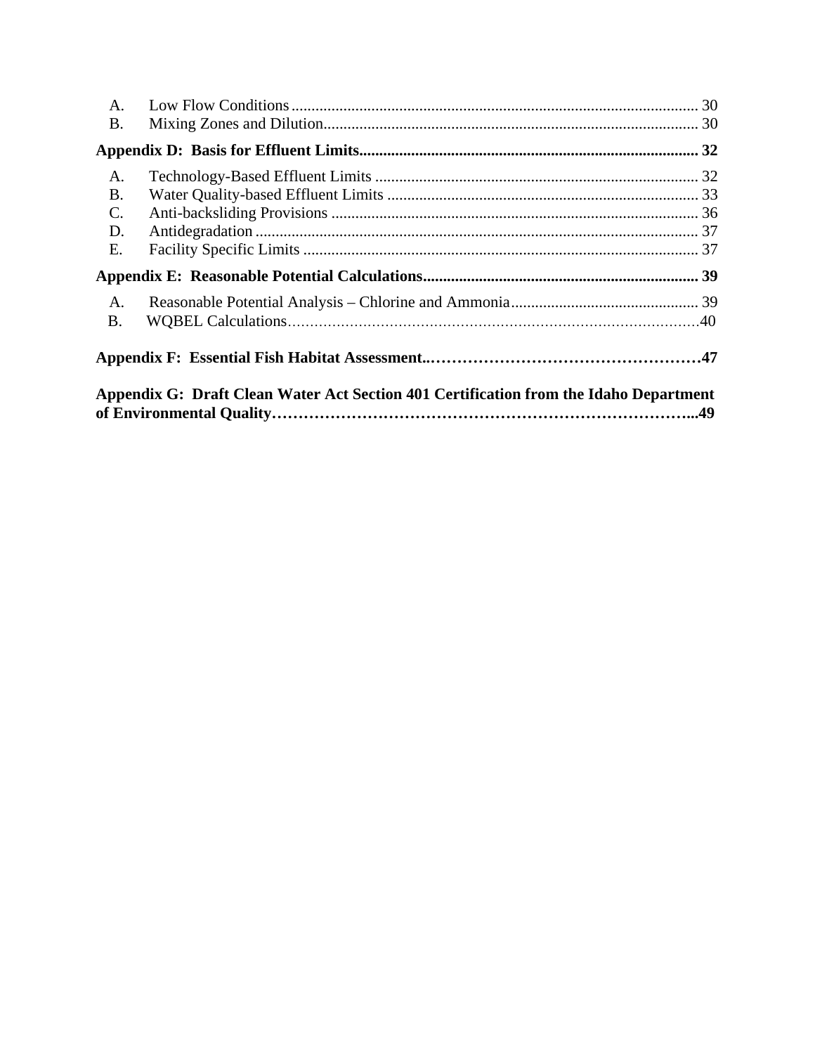A. Low Flow Conditions ..................................................................................................... 30
B. Mixing Zones and Dilution............................................................................................. 30

**Appendix D: Basis for Effluent Limits.................................................................................... 32**

A. Technology-Based Effluent Limits ................................................................................ 32
B. Water Quality-based Effluent Limits ............................................................................. 33
C. Anti-backsliding Provisions ........................................................................................... 36
D. Antidegradation .............................................................................................................. 37
E. Facility Specific Limits .................................................................................................. 37

**Appendix E: Reasonable Potential Calculations.................................................................... 39**

A. Reasonable Potential Analysis – Chlorine and Ammonia.............................................. 39
B. WQBEL Calculations……………………………………………………………………40

**Appendix F: Essential Fish Habitat Assessment..……………………………………………47**

**Appendix G: Draft Clean Water Act Section 401 Certification from the Idaho Department of Environmental Quality……………………………………………………………………...49**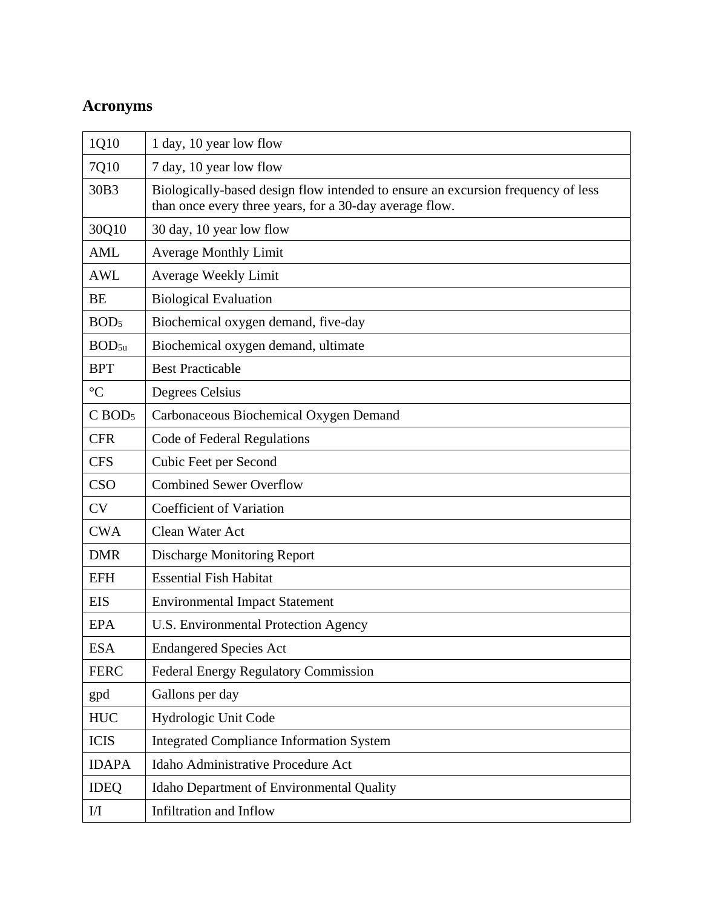## Acronyms

| | |
|---|---|
| 1Q10 | 1 day, 10 year low flow |
| 7Q10 | 7 day, 10 year low flow |
| 30B3 | Biologically-based design flow intended to ensure an excursion frequency of less than once every three years, for a 30-day average flow. |
| 30Q10 | 30 day, 10 year low flow |
| AML | Average Monthly Limit |
| AWL | Average Weekly Limit |
| BE | Biological Evaluation |
| $BOD_5$ | Biochemical oxygen demand, five-day |
| $BOD_{5u}$ | Biochemical oxygen demand, ultimate |
| BPT | Best Practicable |
| °C | Degrees Celsius |
| C $BOD_5$ | Carbonaceous Biochemical Oxygen Demand |
| CFR | Code of Federal Regulations |
| CFS | Cubic Feet per Second |
| CSO | Combined Sewer Overflow |
| CV | Coefficient of Variation |
| CWA | Clean Water Act |
| DMR | Discharge Monitoring Report |
| EFH | Essential Fish Habitat |
| EIS | Environmental Impact Statement |
| EPA | U.S. Environmental Protection Agency |
| ESA | Endangered Species Act |
| FERC | Federal Energy Regulatory Commission |
| gpd | Gallons per day |
| HUC | Hydrologic Unit Code |
| ICIS | Integrated Compliance Information System |
| IDAPA | Idaho Administrative Procedure Act |
| IDEQ | Idaho Department of Environmental Quality |
| I/I | Infiltration and Inflow |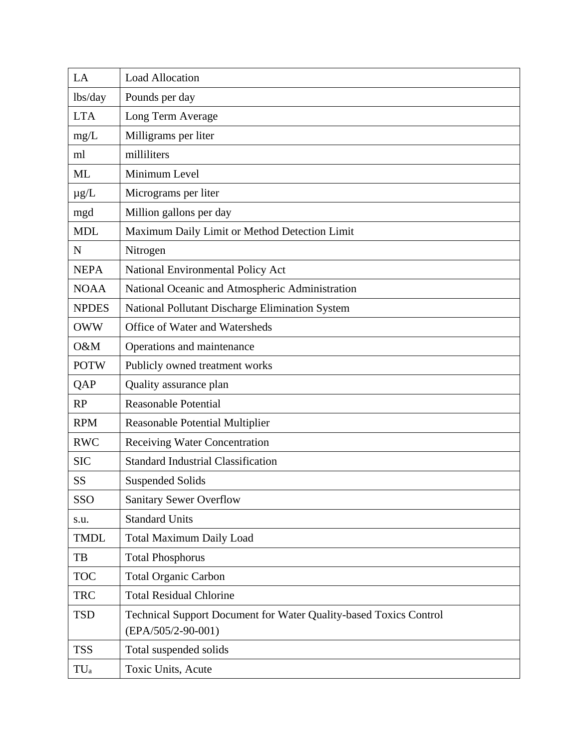| LA | Load Allocation |
|---|---|
| lbs/day | Pounds per day |
| LTA | Long Term Average |
| mg/L | Milligrams per liter |
| ml | milliliters |
| ML | Minimum Level |
| μg/L | Micrograms per liter |
| mgd | Million gallons per day |
| MDL | Maximum Daily Limit or Method Detection Limit |
| N | Nitrogen |
| NEPA | National Environmental Policy Act |
| NOAA | National Oceanic and Atmospheric Administration |
| NPDES | National Pollutant Discharge Elimination System |
| OWW | Office of Water and Watersheds |
| O&M | Operations and maintenance |
| POTW | Publicly owned treatment works |
| QAP | Quality assurance plan |
| RP | Reasonable Potential |
| RPM | Reasonable Potential Multiplier |
| RWC | Receiving Water Concentration |
| SIC | Standard Industrial Classification |
| SS | Suspended Solids |
| SSO | Sanitary Sewer Overflow |
| s.u. | Standard Units |
| TMDL | Total Maximum Daily Load |
| TB | Total Phosphorus |
| TOC | Total Organic Carbon |
| TRC | Total Residual Chlorine |
| TSD | Technical Support Document for Water Quality-based Toxics Control (EPA/505/2-90-001) |
| TSS | Total suspended solids |
| $TU_a$ | Toxic Units, Acute |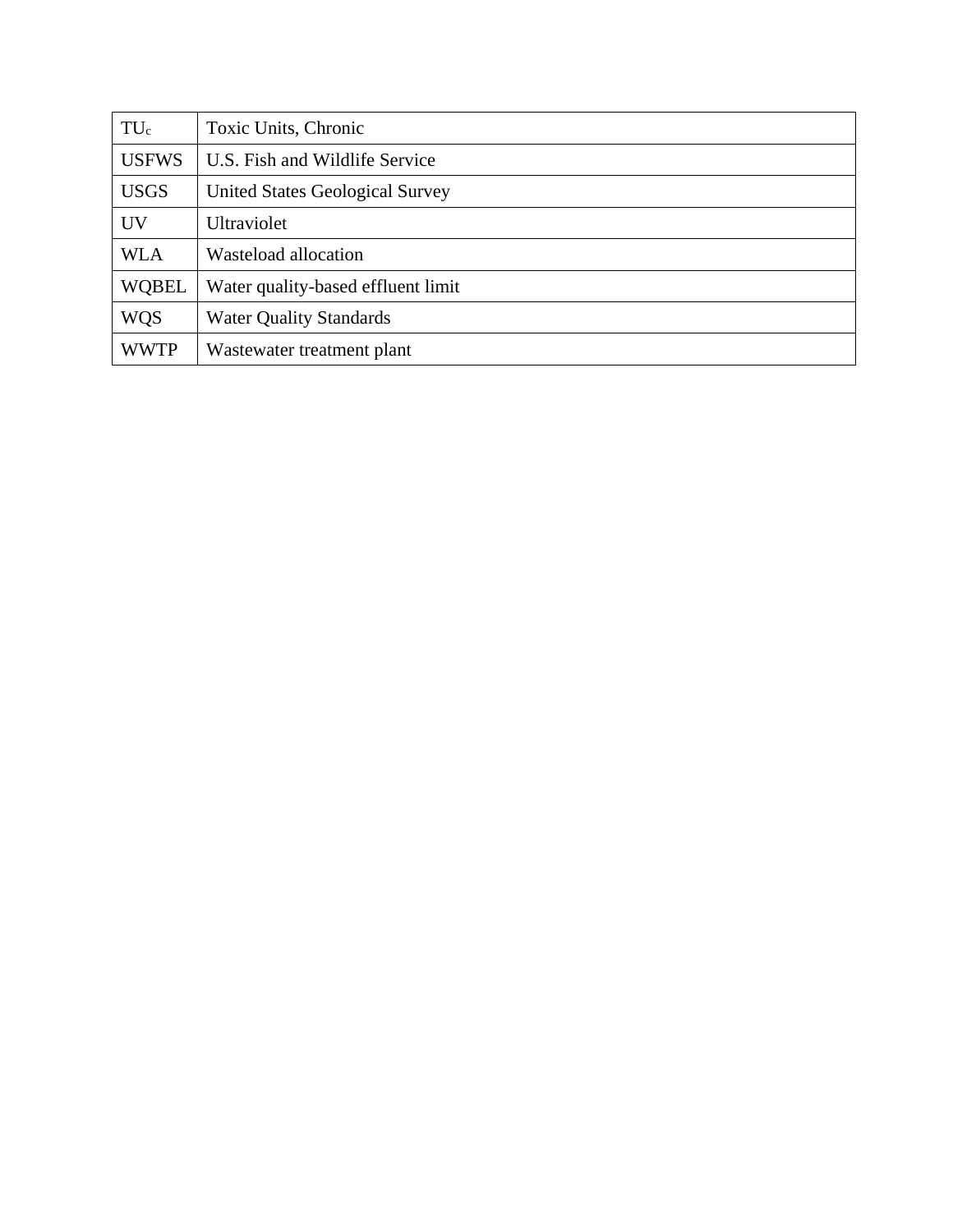| $TU_c$ | Toxic Units, Chronic |
| --- | --- |
| USFWS | U.S. Fish and Wildlife Service |
| USGS | United States Geological Survey |
| UV | Ultraviolet |
| WLA | Wasteload allocation |
| WQBEL | Water quality-based effluent limit |
| WQS | Water Quality Standards |
| WWTP | Wastewater treatment plant |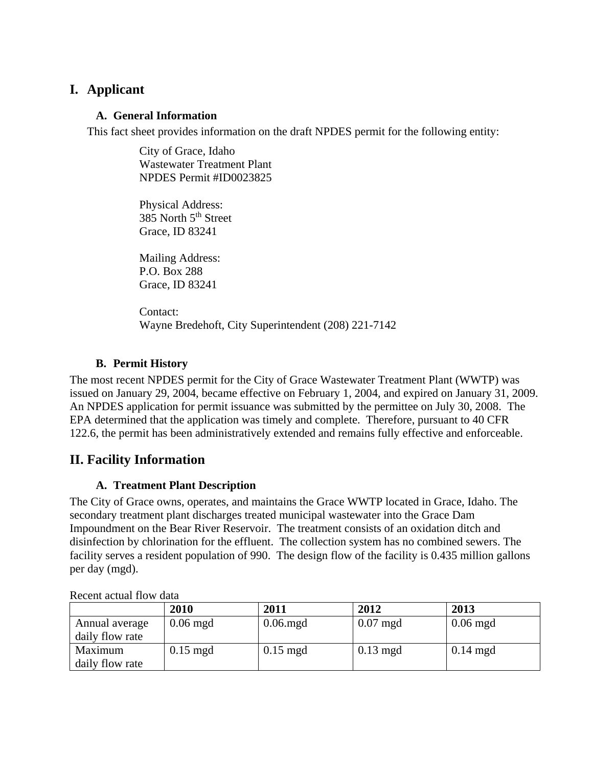# I. Applicant

### A. General Information

This fact sheet provides information on the draft NPDES permit for the following entity:

City of Grace, Idaho
Wastewater Treatment Plant
NPDES Permit #ID0023825

Physical Address:
385 North 5th Street
Grace, ID 83241

Mailing Address:
P.O. Box 288
Grace, ID 83241

Contact:
Wayne Bredehoft, City Superintendent (208) 221-7142

### B. Permit History

The most recent NPDES permit for the City of Grace Wastewater Treatment Plant (WWTP) was issued on January 29, 2004, became effective on February 1, 2004, and expired on January 31, 2009. An NPDES application for permit issuance was submitted by the permittee on July 30, 2008. The EPA determined that the application was timely and complete. Therefore, pursuant to 40 CFR 122.6, the permit has been administratively extended and remains fully effective and enforceable.

# II. Facility Information

### A. Treatment Plant Description

The City of Grace owns, operates, and maintains the Grace WWTP located in Grace, Idaho. The secondary treatment plant discharges treated municipal wastewater into the Grace Dam Impoundment on the Bear River Reservoir. The treatment consists of an oxidation ditch and disinfection by chlorination for the effluent. The collection system has no combined sewers. The facility serves a resident population of 990. The design flow of the facility is 0.435 million gallons per day (mgd).

Recent actual flow data

| | 2010 | 2011 | 2012 | 2013 |
|---|---|---|---|---|
| Annual average daily flow rate | 0.06 mgd | 0.06.mgd | 0.07 mgd | 0.06 mgd |
| Maximum daily flow rate | 0.15 mgd | 0.15 mgd | 0.13 mgd | 0.14 mgd |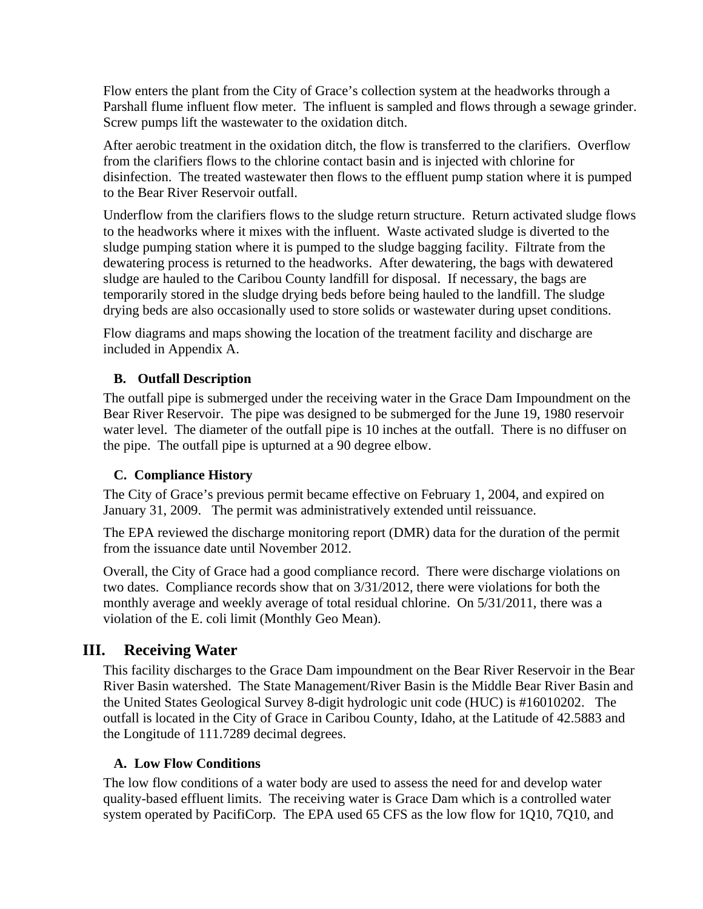Flow enters the plant from the City of Grace's collection system at the headworks through a Parshall flume influent flow meter. The influent is sampled and flows through a sewage grinder. Screw pumps lift the wastewater to the oxidation ditch.

After aerobic treatment in the oxidation ditch, the flow is transferred to the clarifiers. Overflow from the clarifiers flows to the chlorine contact basin and is injected with chlorine for disinfection. The treated wastewater then flows to the effluent pump station where it is pumped to the Bear River Reservoir outfall.

Underflow from the clarifiers flows to the sludge return structure. Return activated sludge flows to the headworks where it mixes with the influent. Waste activated sludge is diverted to the sludge pumping station where it is pumped to the sludge bagging facility. Filtrate from the dewatering process is returned to the headworks. After dewatering, the bags with dewatered sludge are hauled to the Caribou County landfill for disposal. If necessary, the bags are temporarily stored in the sludge drying beds before being hauled to the landfill. The sludge drying beds are also occasionally used to store solids or wastewater during upset conditions.

Flow diagrams and maps showing the location of the treatment facility and discharge are included in Appendix A.

### B. Outfall Description

The outfall pipe is submerged under the receiving water in the Grace Dam Impoundment on the Bear River Reservoir. The pipe was designed to be submerged for the June 19, 1980 reservoir water level. The diameter of the outfall pipe is 10 inches at the outfall. There is no diffuser on the pipe. The outfall pipe is upturned at a 90 degree elbow.

### C. Compliance History

The City of Grace's previous permit became effective on February 1, 2004, and expired on January 31, 2009. The permit was administratively extended until reissuance.

The EPA reviewed the discharge monitoring report (DMR) data for the duration of the permit from the issuance date until November 2012.

Overall, the City of Grace had a good compliance record. There were discharge violations on two dates. Compliance records show that on 3/31/2012, there were violations for both the monthly average and weekly average of total residual chlorine. On 5/31/2011, there was a violation of the E. coli limit (Monthly Geo Mean).

## III. Receiving Water

This facility discharges to the Grace Dam impoundment on the Bear River Reservoir in the Bear River Basin watershed. The State Management/River Basin is the Middle Bear River Basin and the United States Geological Survey 8-digit hydrologic unit code (HUC) is #16010202. The outfall is located in the City of Grace in Caribou County, Idaho, at the Latitude of 42.5883 and the Longitude of 111.7289 decimal degrees.

### A. Low Flow Conditions

The low flow conditions of a water body are used to assess the need for and develop water quality-based effluent limits. The receiving water is Grace Dam which is a controlled water system operated by PacifiCorp. The EPA used 65 CFS as the low flow for 1Q10, 7Q10, and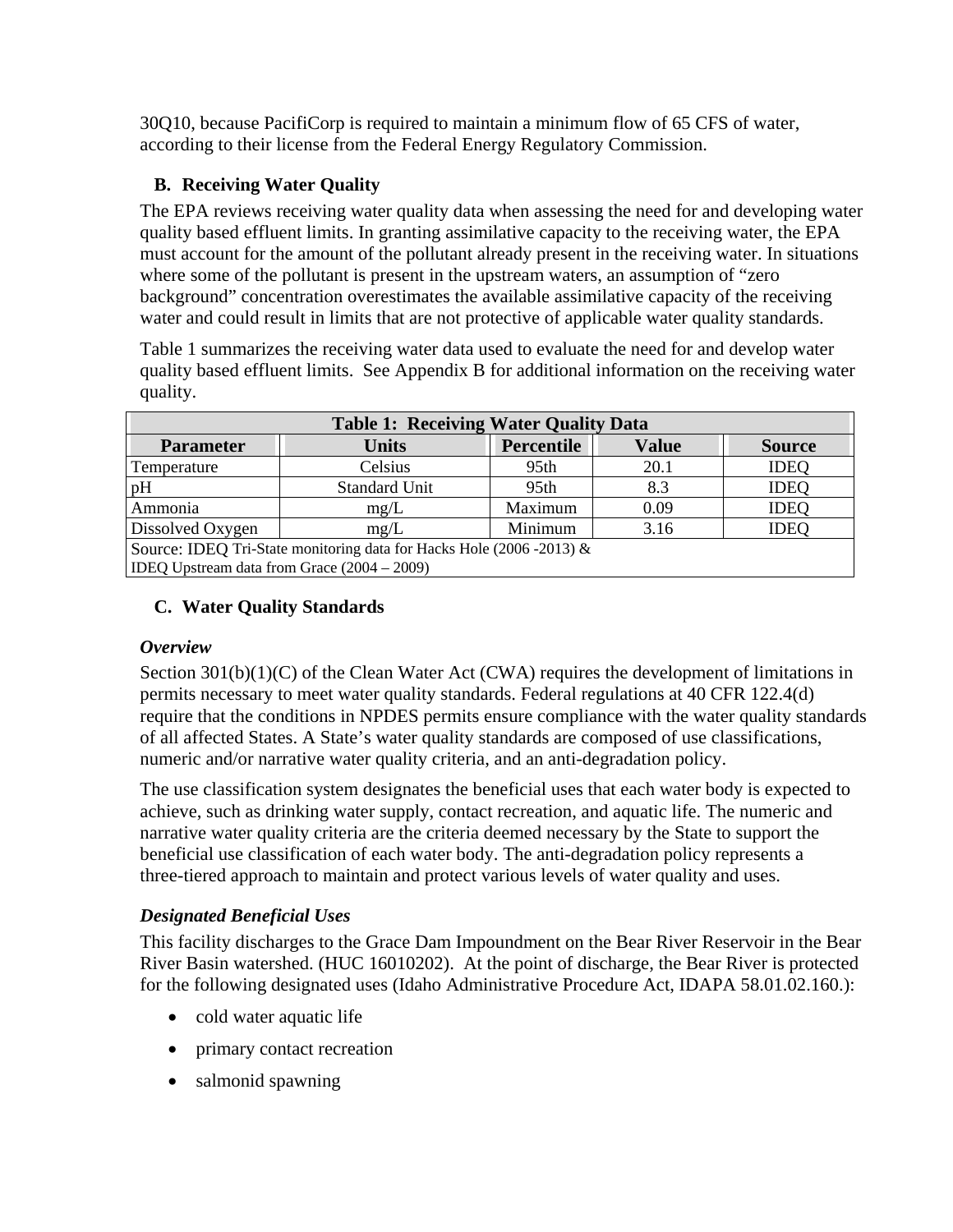30Q10, because PacifiCorp is required to maintain a minimum flow of 65 CFS of water, according to their license from the Federal Energy Regulatory Commission.

## B. Receiving Water Quality

The EPA reviews receiving water quality data when assessing the need for and developing water quality based effluent limits. In granting assimilative capacity to the receiving water, the EPA must account for the amount of the pollutant already present in the receiving water. In situations where some of the pollutant is present in the upstream waters, an assumption of "zero background" concentration overestimates the available assimilative capacity of the receiving water and could result in limits that are not protective of applicable water quality standards.

Table 1 summarizes the receiving water data used to evaluate the need for and develop water quality based effluent limits. See Appendix B for additional information on the receiving water quality.

| Table 1: Receiving Water Quality Data | | | | |
|---|---|---|---|---|
| **Parameter** | **Units** | **Percentile** | **Value** | **Source** |
| Temperature | Celsius | 95th | 20.1 | IDEQ |
| pH | Standard Unit | 95th | 8.3 | IDEQ |
| Ammonia | mg/L | Maximum | 0.09 | IDEQ |
| Dissolved Oxygen | mg/L | Minimum | 3.16 | IDEQ |
| Source: IDEQ Tri-State monitoring data for Hacks Hole (2006 -2013) & IDEQ Upstream data from Grace (2004 – 2009) | | | | |

## C. Water Quality Standards

***Overview***

Section 301(b)(1)(C) of the Clean Water Act (CWA) requires the development of limitations in permits necessary to meet water quality standards. Federal regulations at 40 CFR 122.4(d) require that the conditions in NPDES permits ensure compliance with the water quality standards of all affected States. A State's water quality standards are composed of use classifications, numeric and/or narrative water quality criteria, and an anti-degradation policy.

The use classification system designates the beneficial uses that each water body is expected to achieve, such as drinking water supply, contact recreation, and aquatic life. The numeric and narrative water quality criteria are the criteria deemed necessary by the State to support the beneficial use classification of each water body. The anti-degradation policy represents a three-tiered approach to maintain and protect various levels of water quality and uses.

***Designated Beneficial Uses***

This facility discharges to the Grace Dam Impoundment on the Bear River Reservoir in the Bear River Basin watershed. (HUC 16010202). At the point of discharge, the Bear River is protected for the following designated uses (Idaho Administrative Procedure Act, IDAPA 58.01.02.160.):

- cold water aquatic life
- primary contact recreation
- salmonid spawning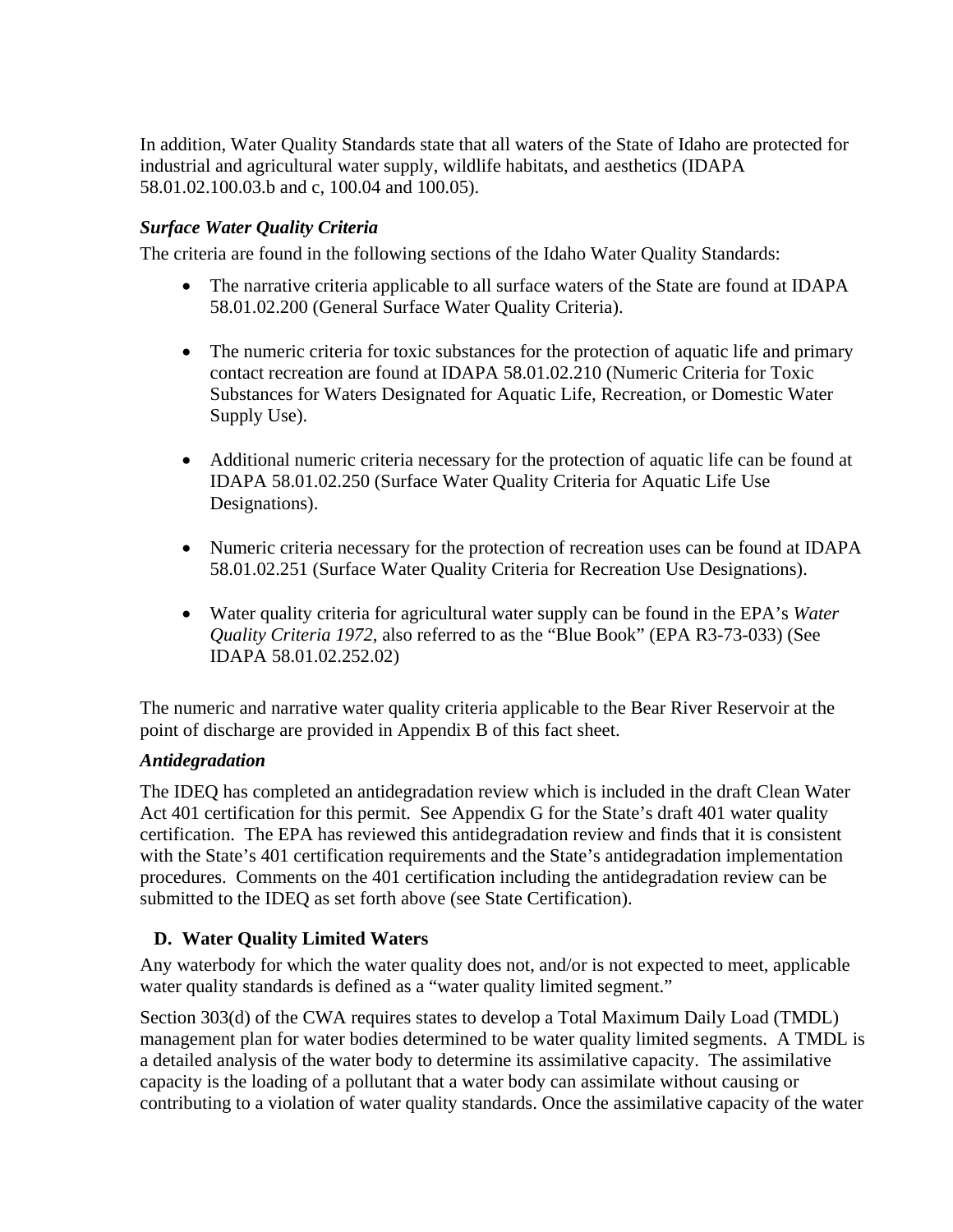In addition, Water Quality Standards state that all waters of the State of Idaho are protected for industrial and agricultural water supply, wildlife habitats, and aesthetics (IDAPA 58.01.02.100.03.b and c, 100.04 and 100.05).

***Surface Water Quality Criteria***

The criteria are found in the following sections of the Idaho Water Quality Standards:

- The narrative criteria applicable to all surface waters of the State are found at IDAPA 58.01.02.200 (General Surface Water Quality Criteria).

- The numeric criteria for toxic substances for the protection of aquatic life and primary contact recreation are found at IDAPA 58.01.02.210 (Numeric Criteria for Toxic Substances for Waters Designated for Aquatic Life, Recreation, or Domestic Water Supply Use).

- Additional numeric criteria necessary for the protection of aquatic life can be found at IDAPA 58.01.02.250 (Surface Water Quality Criteria for Aquatic Life Use Designations).

- Numeric criteria necessary for the protection of recreation uses can be found at IDAPA 58.01.02.251 (Surface Water Quality Criteria for Recreation Use Designations).

- Water quality criteria for agricultural water supply can be found in the EPA's *Water Quality Criteria 1972*, also referred to as the "Blue Book" (EPA R3-73-033) (See IDAPA 58.01.02.252.02)

The numeric and narrative water quality criteria applicable to the Bear River Reservoir at the point of discharge are provided in Appendix B of this fact sheet.

***Antidegradation***

The IDEQ has completed an antidegradation review which is included in the draft Clean Water Act 401 certification for this permit. See Appendix G for the State's draft 401 water quality certification. The EPA has reviewed this antidegradation review and finds that it is consistent with the State's 401 certification requirements and the State's antidegradation implementation procedures. Comments on the 401 certification including the antidegradation review can be submitted to the IDEQ as set forth above (see State Certification).

### D. Water Quality Limited Waters

Any waterbody for which the water quality does not, and/or is not expected to meet, applicable water quality standards is defined as a "water quality limited segment."

Section 303(d) of the CWA requires states to develop a Total Maximum Daily Load (TMDL) management plan for water bodies determined to be water quality limited segments. A TMDL is a detailed analysis of the water body to determine its assimilative capacity. The assimilative capacity is the loading of a pollutant that a water body can assimilate without causing or contributing to a violation of water quality standards. Once the assimilative capacity of the water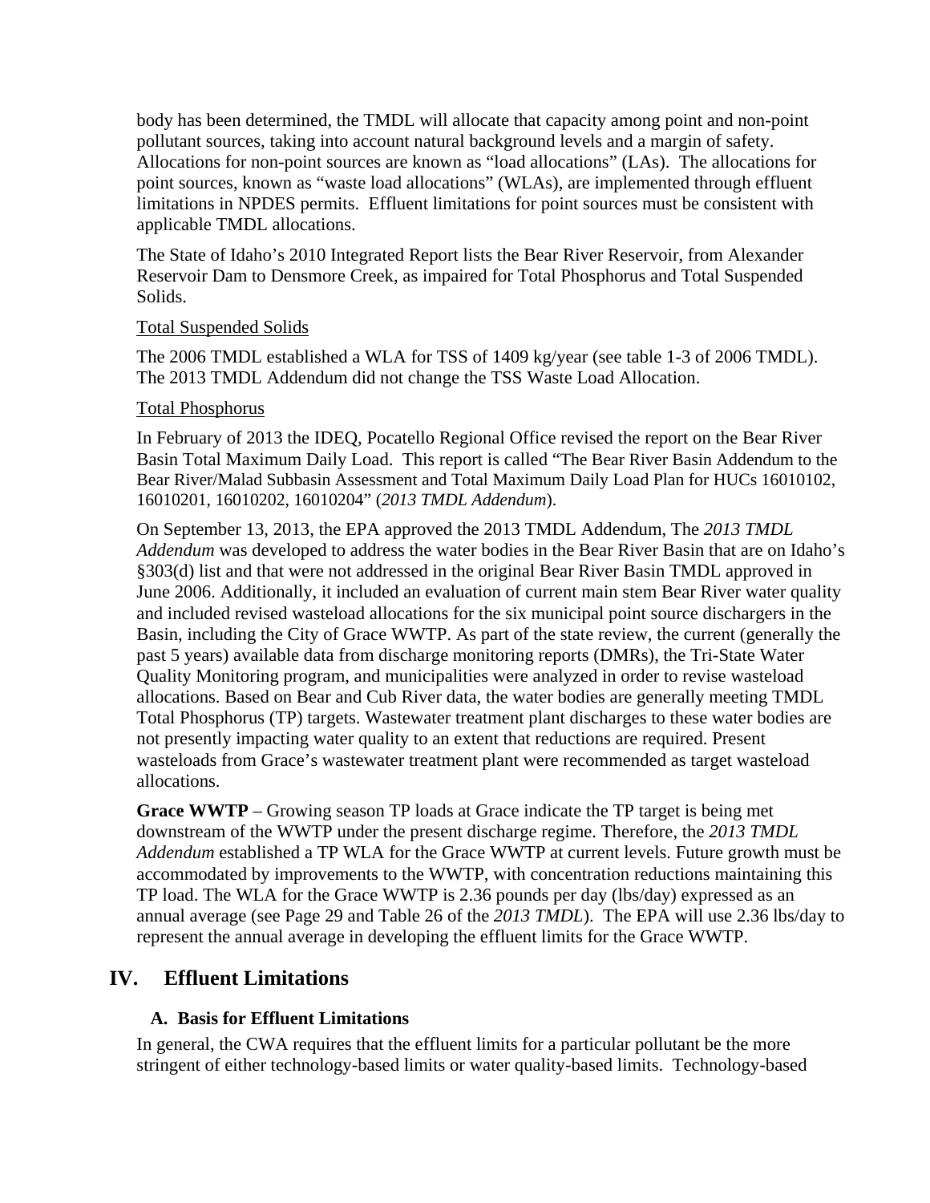body has been determined, the TMDL will allocate that capacity among point and non-point pollutant sources, taking into account natural background levels and a margin of safety. Allocations for non-point sources are known as "load allocations" (LAs). The allocations for point sources, known as "waste load allocations" (WLAs), are implemented through effluent limitations in NPDES permits. Effluent limitations for point sources must be consistent with applicable TMDL allocations.

The State of Idaho's 2010 Integrated Report lists the Bear River Reservoir, from Alexander Reservoir Dam to Densmore Creek, as impaired for Total Phosphorus and Total Suspended Solids.

Total Suspended Solids

The 2006 TMDL established a WLA for TSS of 1409 kg/year (see table 1-3 of 2006 TMDL). The 2013 TMDL Addendum did not change the TSS Waste Load Allocation.

Total Phosphorus

In February of 2013 the IDEQ, Pocatello Regional Office revised the report on the Bear River Basin Total Maximum Daily Load. This report is called "The Bear River Basin Addendum to the Bear River/Malad Subbasin Assessment and Total Maximum Daily Load Plan for HUCs 16010102, 16010201, 16010202, 16010204" (*2013 TMDL Addendum*).

On September 13, 2013, the EPA approved the 2013 TMDL Addendum, The *2013 TMDL Addendum* was developed to address the water bodies in the Bear River Basin that are on Idaho's §303(d) list and that were not addressed in the original Bear River Basin TMDL approved in June 2006. Additionally, it included an evaluation of current main stem Bear River water quality and included revised wasteload allocations for the six municipal point source dischargers in the Basin, including the City of Grace WWTP. As part of the state review, the current (generally the past 5 years) available data from discharge monitoring reports (DMRs), the Tri-State Water Quality Monitoring program, and municipalities were analyzed in order to revise wasteload allocations. Based on Bear and Cub River data, the water bodies are generally meeting TMDL Total Phosphorus (TP) targets. Wastewater treatment plant discharges to these water bodies are not presently impacting water quality to an extent that reductions are required. Present wasteloads from Grace's wastewater treatment plant were recommended as target wasteload allocations.

**Grace WWTP** – Growing season TP loads at Grace indicate the TP target is being met downstream of the WWTP under the present discharge regime. Therefore, the *2013 TMDL Addendum* established a TP WLA for the Grace WWTP at current levels. Future growth must be accommodated by improvements to the WWTP, with concentration reductions maintaining this TP load. The WLA for the Grace WWTP is 2.36 pounds per day (lbs/day) expressed as an annual average (see Page 29 and Table 26 of the *2013 TMDL*). The EPA will use 2.36 lbs/day to represent the annual average in developing the effluent limits for the Grace WWTP.

## IV. Effluent Limitations

### A. Basis for Effluent Limitations

In general, the CWA requires that the effluent limits for a particular pollutant be the more stringent of either technology-based limits or water quality-based limits. Technology-based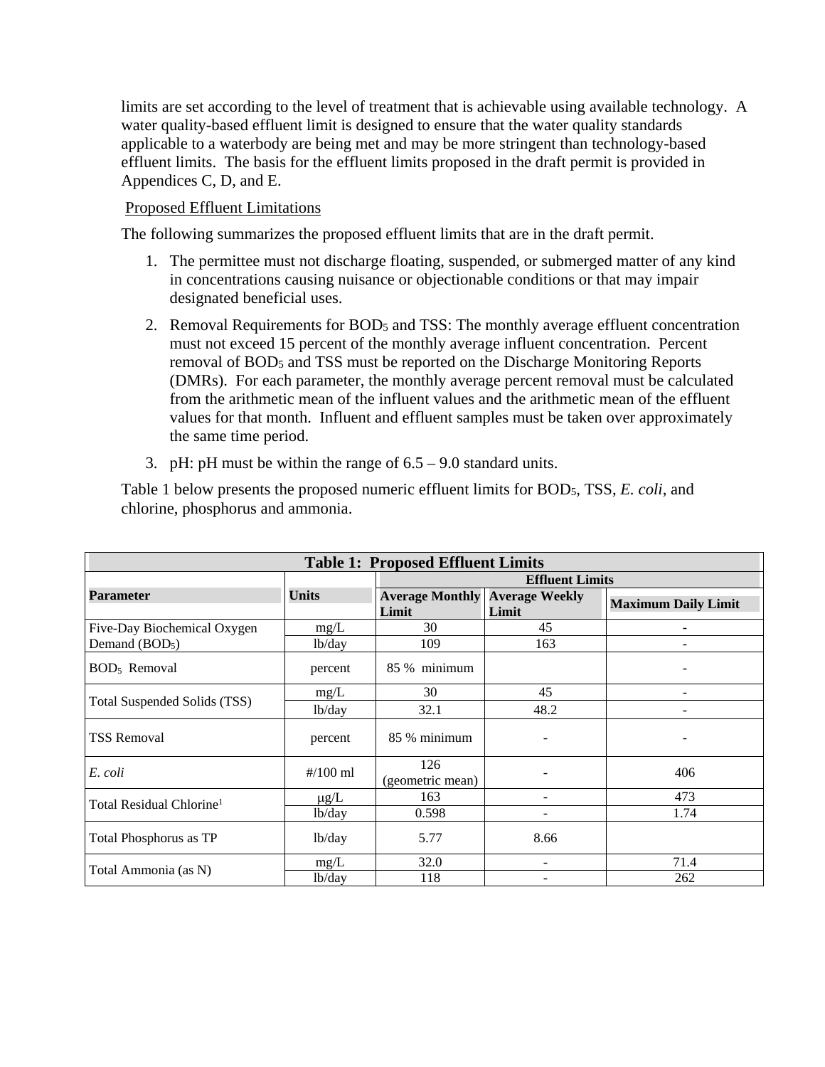limits are set according to the level of treatment that is achievable using available technology. A water quality-based effluent limit is designed to ensure that the water quality standards applicable to a waterbody are being met and may be more stringent than technology-based effluent limits. The basis for the effluent limits proposed in the draft permit is provided in Appendices C, D, and E.

Proposed Effluent Limitations

The following summarizes the proposed effluent limits that are in the draft permit.

1. The permittee must not discharge floating, suspended, or submerged matter of any kind in concentrations causing nuisance or objectionable conditions or that may impair designated beneficial uses.
2. Removal Requirements for $BOD_5$ and TSS: The monthly average effluent concentration must not exceed 15 percent of the monthly average influent concentration. Percent removal of $BOD_5$ and TSS must be reported on the Discharge Monitoring Reports (DMRs). For each parameter, the monthly average percent removal must be calculated from the arithmetic mean of the influent values and the arithmetic mean of the effluent values for that month. Influent and effluent samples must be taken over approximately the same time period.
3. pH: pH must be within the range of 6.5 – 9.0 standard units.

Table 1 below presents the proposed numeric effluent limits for $BOD_5$, TSS, *E. coli*, and chlorine, phosphorus and ammonia.

**Table 1: Proposed Effluent Limits**

| Parameter | Units | Effluent Limits | | |
|---|---|---|---|---|
| | | Average Monthly Limit | Average Weekly Limit | Maximum Daily Limit |
| Five-Day Biochemical Oxygen Demand ($BOD_5$) | mg/L | 30 | 45 | - |
| | lb/day | 109 | 163 | - |
| $BOD_5$ Removal | percent | 85 % minimum | | - |
| Total Suspended Solids (TSS) | mg/L | 30 | 45 | - |
| | lb/day | 32.1 | 48.2 | - |
| TSS Removal | percent | 85 % minimum | - | - |
| *E. coli* | #/100 ml | 126 (geometric mean) | - | 406 |
| Total Residual Chlorine[1] | μg/L | 163 | - | 473 |
| | lb/day | 0.598 | - | 1.74 |
| Total Phosphorus as TP | lb/day | 5.77 | 8.66 | |
| Total Ammonia (as N) | mg/L | 32.0 | - | 71.4 |
| | lb/day | 118 | - | 262 |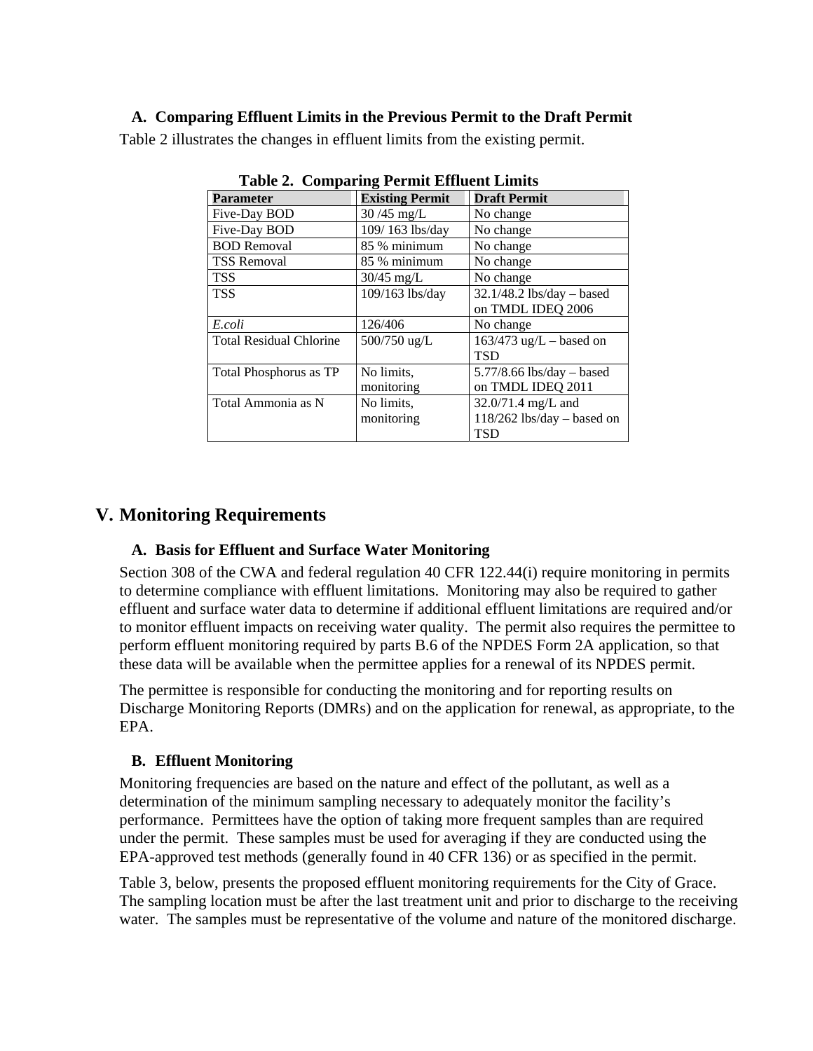### A. Comparing Effluent Limits in the Previous Permit to the Draft Permit

Table 2 illustrates the changes in effluent limits from the existing permit.

**Table 2. Comparing Permit Effluent Limits**

| Parameter | Existing Permit | Draft Permit |
|---|---|---|
| Five-Day BOD | 30 /45 mg/L | No change |
| Five-Day BOD | 109/ 163 lbs/day | No change |
| BOD Removal | 85 % minimum | No change |
| TSS Removal | 85 % minimum | No change |
| TSS | 30/45 mg/L | No change |
| TSS | 109/163 lbs/day | 32.1/48.2 lbs/day – based on TMDL IDEQ 2006 |
| *E.coli* | 126/406 | No change |
| Total Residual Chlorine | 500/750 ug/L | 163/473 ug/L – based on TSD |
| Total Phosphorus as TP | No limits, monitoring | 5.77/8.66 lbs/day – based on TMDL IDEQ 2011 |
| Total Ammonia as N | No limits, monitoring | 32.0/71.4 mg/L and 118/262 lbs/day – based on TSD |

## V. Monitoring Requirements

### A. Basis for Effluent and Surface Water Monitoring

Section 308 of the CWA and federal regulation 40 CFR 122.44(i) require monitoring in permits to determine compliance with effluent limitations. Monitoring may also be required to gather effluent and surface water data to determine if additional effluent limitations are required and/or to monitor effluent impacts on receiving water quality. The permit also requires the permittee to perform effluent monitoring required by parts B.6 of the NPDES Form 2A application, so that these data will be available when the permittee applies for a renewal of its NPDES permit.

The permittee is responsible for conducting the monitoring and for reporting results on Discharge Monitoring Reports (DMRs) and on the application for renewal, as appropriate, to the EPA.

### B. Effluent Monitoring

Monitoring frequencies are based on the nature and effect of the pollutant, as well as a determination of the minimum sampling necessary to adequately monitor the facility's performance. Permittees have the option of taking more frequent samples than are required under the permit. These samples must be used for averaging if they are conducted using the EPA-approved test methods (generally found in 40 CFR 136) or as specified in the permit.

Table 3, below, presents the proposed effluent monitoring requirements for the City of Grace. The sampling location must be after the last treatment unit and prior to discharge to the receiving water. The samples must be representative of the volume and nature of the monitored discharge.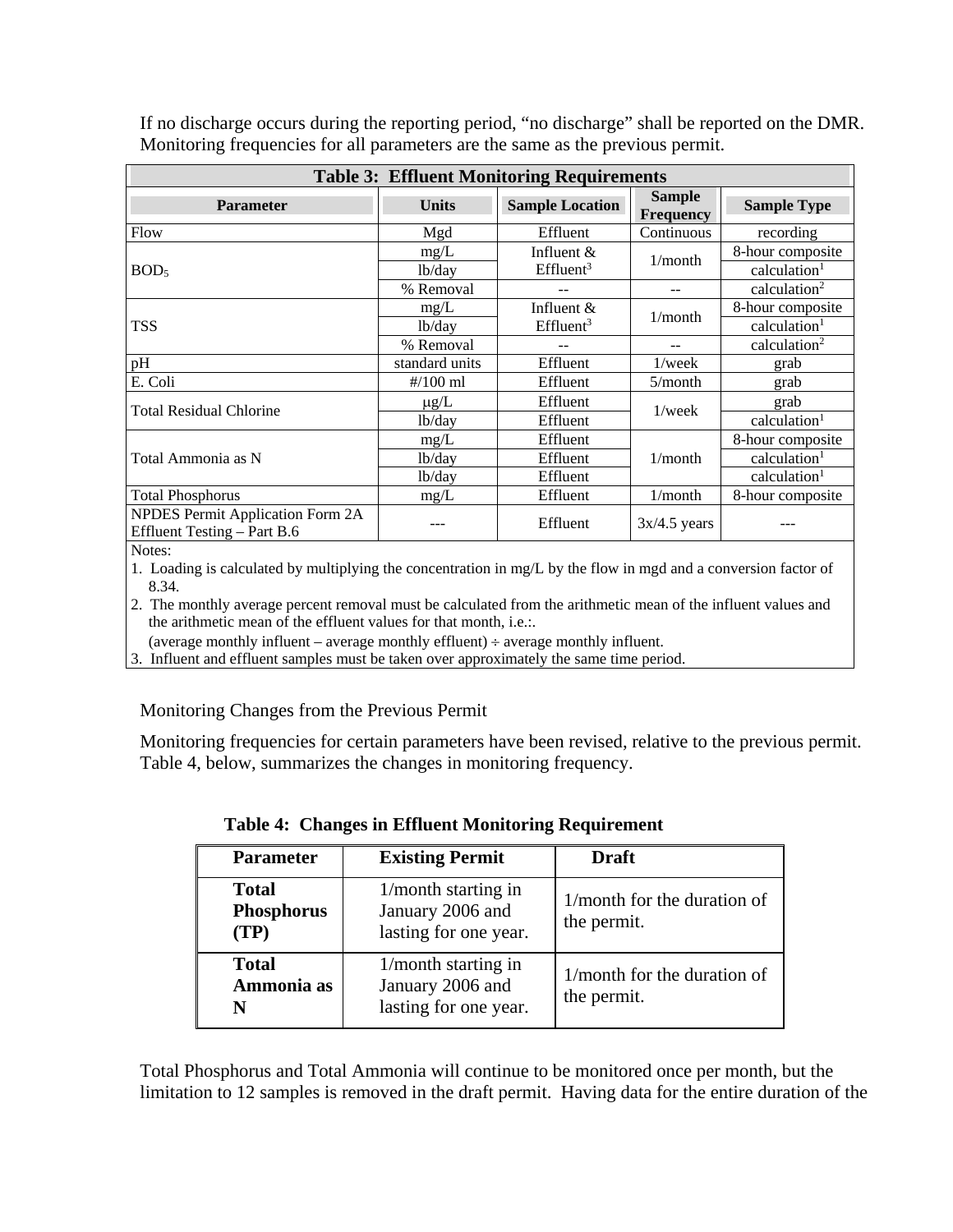If no discharge occurs during the reporting period, “no discharge” shall be reported on the DMR. Monitoring frequencies for all parameters are the same as the previous permit.

**Table 3: Effluent Monitoring Requirements**

| Parameter | Units | Sample Location | Sample Frequency | Sample Type |
|---|---|---|---|---|
| Flow | Mgd | Effluent | Continuous | recording |
| $BOD_5$ | mg/L | Influent & Effluent[3] | 1/month | 8-hour composite |
| | lb/day | | | calculation[1] |
| | % Removal | -- | -- | calculation[2] |
| TSS | mg/L | Influent & Effluent[3] | 1/month | 8-hour composite |
| | lb/day | | | calculation[1] |
| | % Removal | -- | -- | calculation[2] |
| pH | standard units | Effluent | 1/week | grab |
| E. Coli | #/100 ml | Effluent | 5/month | grab |
| Total Residual Chlorine | μg/L | Effluent | 1/week | grab |
| | lb/day | Effluent | | calculation[1] |
| Total Ammonia as N | mg/L | Effluent | 1/month | 8-hour composite |
| | lb/day | Effluent | | calculation[1] |
| | lb/day | Effluent | | calculation[1] |
| Total Phosphorus | mg/L | Effluent | 1/month | 8-hour composite |
| NPDES Permit Application Form 2A Effluent Testing – Part B.6 | --- | Effluent | 3x/4.5 years | --- |

Notes:
1. Loading is calculated by multiplying the concentration in mg/L by the flow in mgd and a conversion factor of 8.34.
2. The monthly average percent removal must be calculated from the arithmetic mean of the influent values and the arithmetic mean of the effluent values for that month, i.e.:.
   (average monthly influent – average monthly effluent) ÷ average monthly influent.
3. Influent and effluent samples must be taken over approximately the same time period.

Monitoring Changes from the Previous Permit

Monitoring frequencies for certain parameters have been revised, relative to the previous permit. Table 4, below, summarizes the changes in monitoring frequency.

**Table 4: Changes in Effluent Monitoring Requirement**

| Parameter | Existing Permit | Draft |
|---|---|---|
| **Total Phosphorus (TP)** | 1/month starting in January 2006 and lasting for one year. | 1/month for the duration of the permit. |
| **Total Ammonia as N** | 1/month starting in January 2006 and lasting for one year. | 1/month for the duration of the permit. |

Total Phosphorus and Total Ammonia will continue to be monitored once per month, but the limitation to 12 samples is removed in the draft permit. Having data for the entire duration of the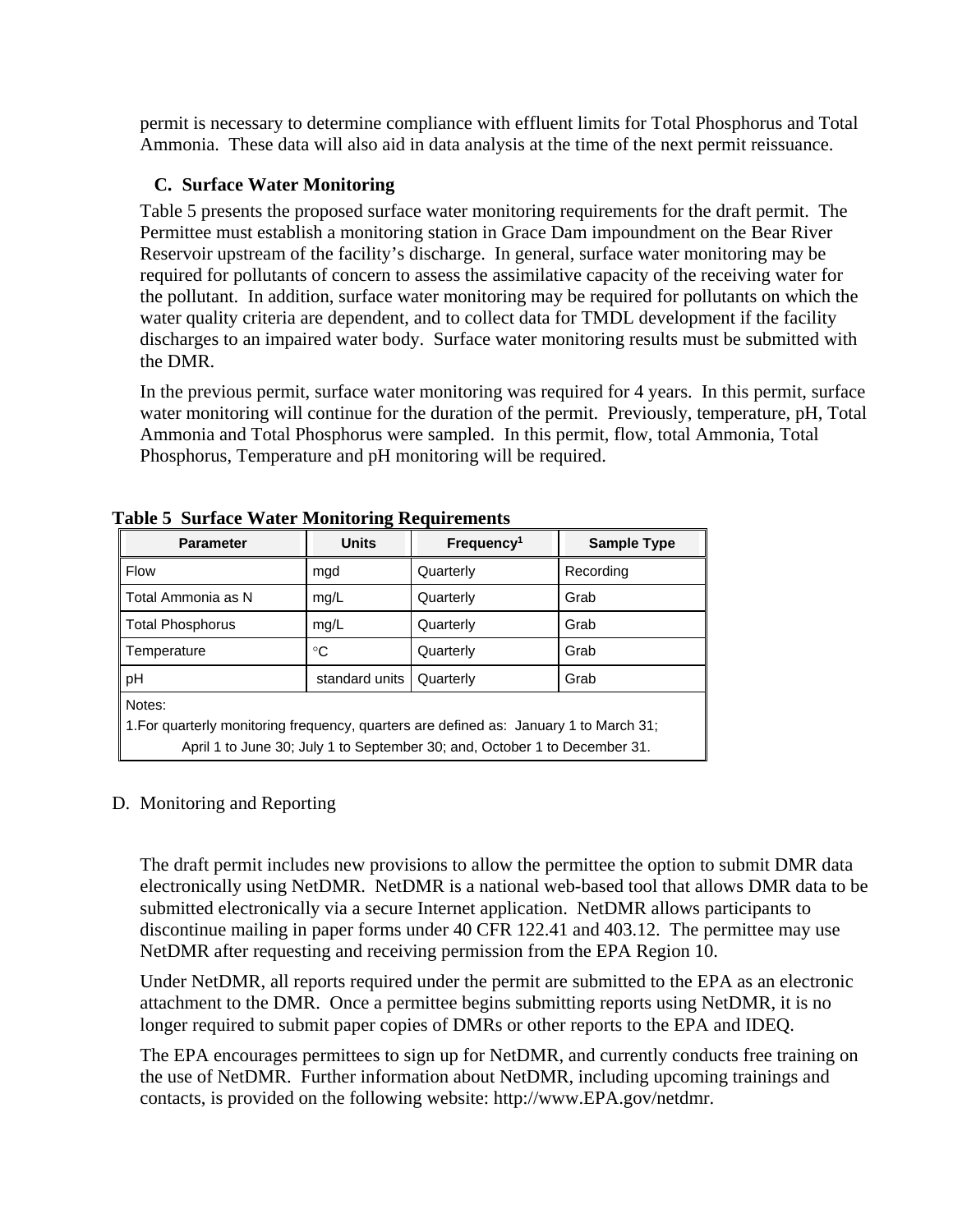permit is necessary to determine compliance with effluent limits for Total Phosphorus and Total Ammonia. These data will also aid in data analysis at the time of the next permit reissuance.

### C. Surface Water Monitoring

Table 5 presents the proposed surface water monitoring requirements for the draft permit. The Permittee must establish a monitoring station in Grace Dam impoundment on the Bear River Reservoir upstream of the facility's discharge. In general, surface water monitoring may be required for pollutants of concern to assess the assimilative capacity of the receiving water for the pollutant. In addition, surface water monitoring may be required for pollutants on which the water quality criteria are dependent, and to collect data for TMDL development if the facility discharges to an impaired water body. Surface water monitoring results must be submitted with the DMR.

In the previous permit, surface water monitoring was required for 4 years. In this permit, surface water monitoring will continue for the duration of the permit. Previously, temperature, pH, Total Ammonia and Total Phosphorus were sampled. In this permit, flow, total Ammonia, Total Phosphorus, Temperature and pH monitoring will be required.

**Table 5 Surface Water Monitoring Requirements**

| Parameter | Units | Frequency[1] | Sample Type |
|---|---|---|---|
| Flow | mgd | Quarterly | Recording |
| Total Ammonia as N | mg/L | Quarterly | Grab |
| Total Phosphorus | mg/L | Quarterly | Grab |
| Temperature | °C | Quarterly | Grab |
| pH | standard units | Quarterly | Grab |
| Notes: 1.For quarterly monitoring frequency, quarters are defined as: January 1 to March 31; April 1 to June 30; July 1 to September 30; and, October 1 to December 31. | | | |

### D. Monitoring and Reporting

The draft permit includes new provisions to allow the permittee the option to submit DMR data electronically using NetDMR. NetDMR is a national web-based tool that allows DMR data to be submitted electronically via a secure Internet application. NetDMR allows participants to discontinue mailing in paper forms under 40 CFR 122.41 and 403.12. The permittee may use NetDMR after requesting and receiving permission from the EPA Region 10.

Under NetDMR, all reports required under the permit are submitted to the EPA as an electronic attachment to the DMR. Once a permittee begins submitting reports using NetDMR, it is no longer required to submit paper copies of DMRs or other reports to the EPA and IDEQ.

The EPA encourages permittees to sign up for NetDMR, and currently conducts free training on the use of NetDMR. Further information about NetDMR, including upcoming trainings and contacts, is provided on the following website: http://www.EPA.gov/netdmr.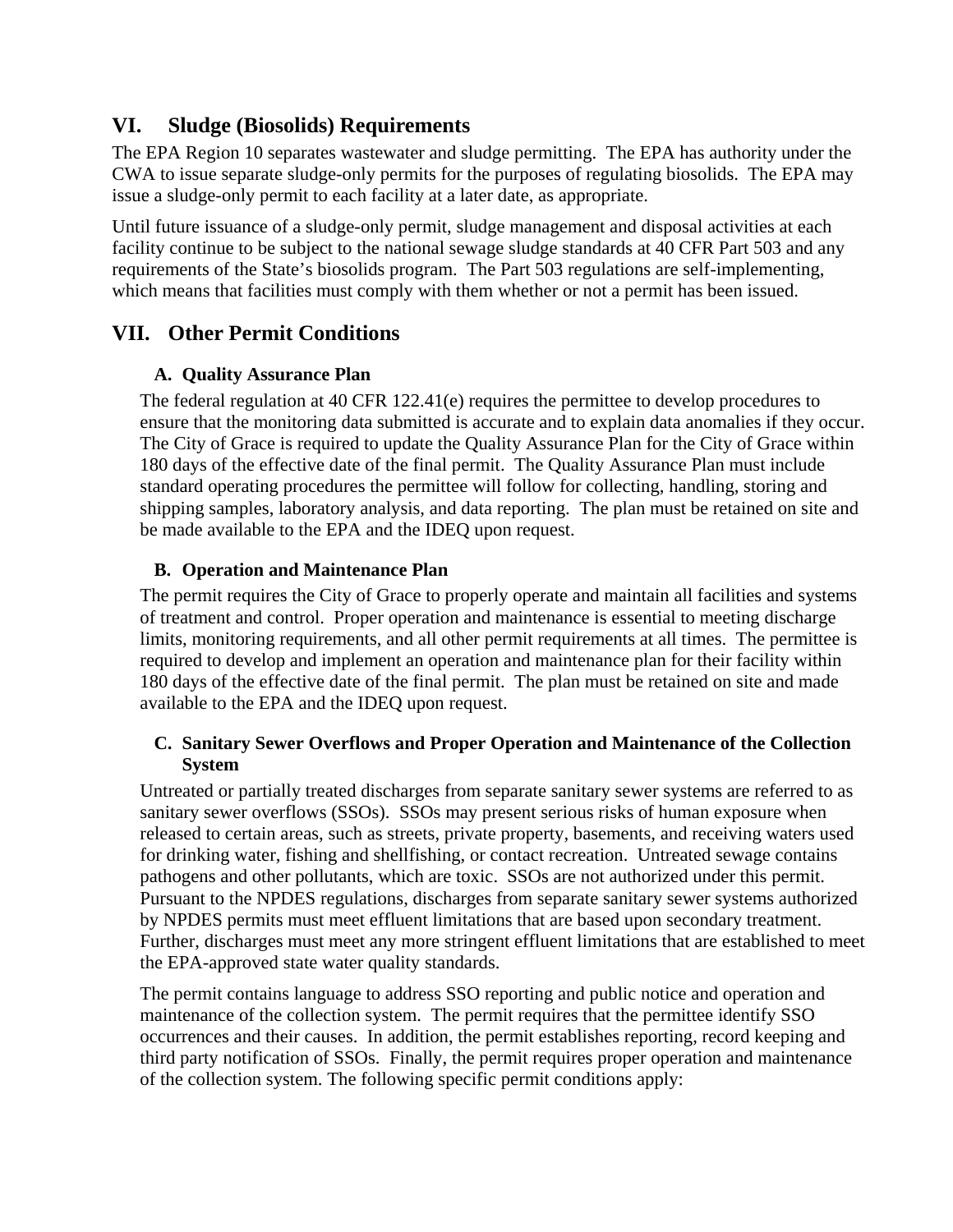## VI. Sludge (Biosolids) Requirements

The EPA Region 10 separates wastewater and sludge permitting. The EPA has authority under the CWA to issue separate sludge-only permits for the purposes of regulating biosolids. The EPA may issue a sludge-only permit to each facility at a later date, as appropriate.

Until future issuance of a sludge-only permit, sludge management and disposal activities at each facility continue to be subject to the national sewage sludge standards at 40 CFR Part 503 and any requirements of the State's biosolids program. The Part 503 regulations are self-implementing, which means that facilities must comply with them whether or not a permit has been issued.

## VII. Other Permit Conditions

### A. Quality Assurance Plan

The federal regulation at 40 CFR 122.41(e) requires the permittee to develop procedures to ensure that the monitoring data submitted is accurate and to explain data anomalies if they occur. The City of Grace is required to update the Quality Assurance Plan for the City of Grace within 180 days of the effective date of the final permit. The Quality Assurance Plan must include standard operating procedures the permittee will follow for collecting, handling, storing and shipping samples, laboratory analysis, and data reporting. The plan must be retained on site and be made available to the EPA and the IDEQ upon request.

### B. Operation and Maintenance Plan

The permit requires the City of Grace to properly operate and maintain all facilities and systems of treatment and control. Proper operation and maintenance is essential to meeting discharge limits, monitoring requirements, and all other permit requirements at all times. The permittee is required to develop and implement an operation and maintenance plan for their facility within 180 days of the effective date of the final permit. The plan must be retained on site and made available to the EPA and the IDEQ upon request.

### C. Sanitary Sewer Overflows and Proper Operation and Maintenance of the Collection System

Untreated or partially treated discharges from separate sanitary sewer systems are referred to as sanitary sewer overflows (SSOs). SSOs may present serious risks of human exposure when released to certain areas, such as streets, private property, basements, and receiving waters used for drinking water, fishing and shellfishing, or contact recreation. Untreated sewage contains pathogens and other pollutants, which are toxic. SSOs are not authorized under this permit. Pursuant to the NPDES regulations, discharges from separate sanitary sewer systems authorized by NPDES permits must meet effluent limitations that are based upon secondary treatment. Further, discharges must meet any more stringent effluent limitations that are established to meet the EPA-approved state water quality standards.

The permit contains language to address SSO reporting and public notice and operation and maintenance of the collection system. The permit requires that the permittee identify SSO occurrences and their causes. In addition, the permit establishes reporting, record keeping and third party notification of SSOs. Finally, the permit requires proper operation and maintenance of the collection system. The following specific permit conditions apply: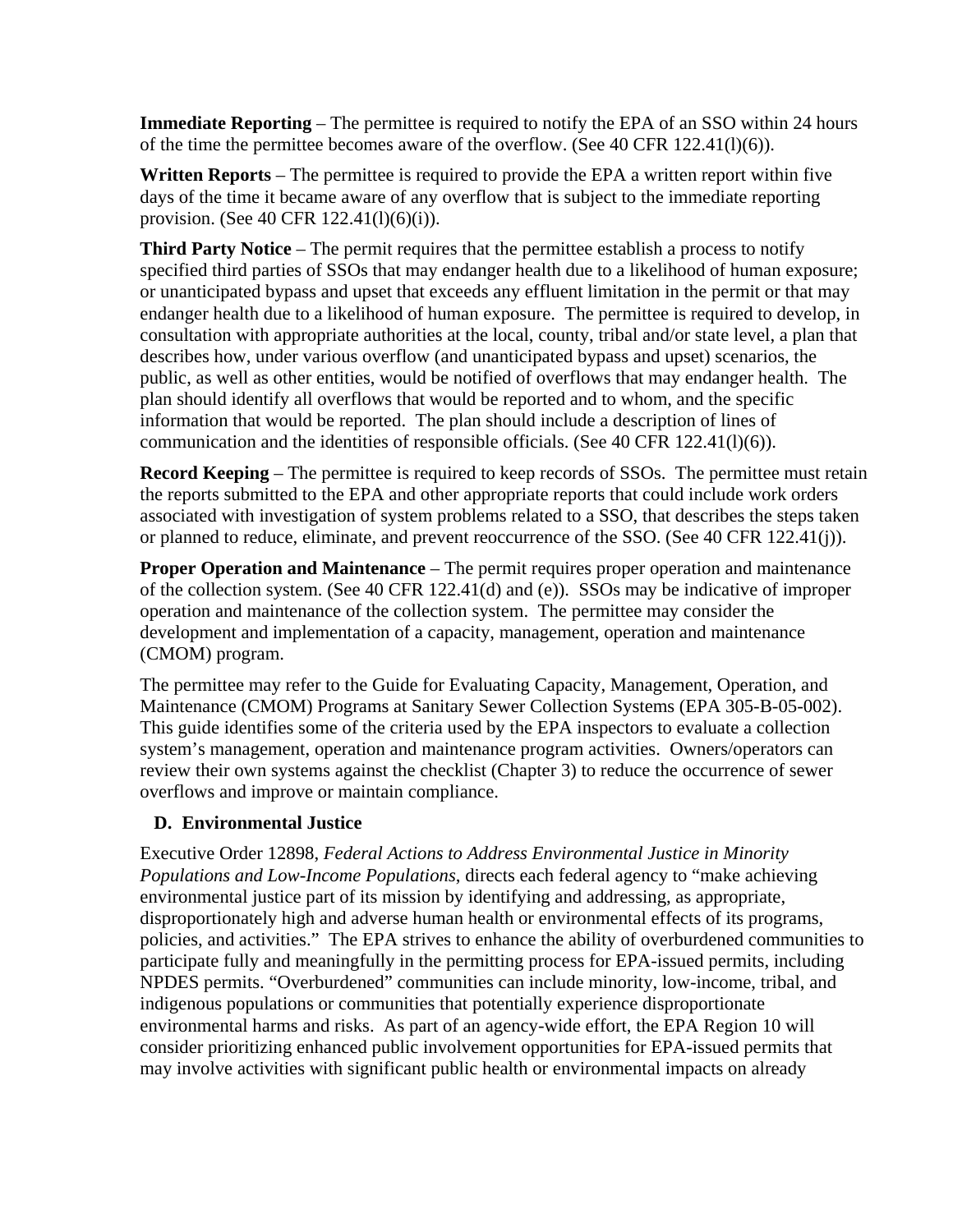**Immediate Reporting** – The permittee is required to notify the EPA of an SSO within 24 hours of the time the permittee becomes aware of the overflow. (See 40 CFR 122.41(l)(6)).

**Written Reports** – The permittee is required to provide the EPA a written report within five days of the time it became aware of any overflow that is subject to the immediate reporting provision. (See 40 CFR 122.41(l)(6)(i)).

**Third Party Notice** – The permit requires that the permittee establish a process to notify specified third parties of SSOs that may endanger health due to a likelihood of human exposure; or unanticipated bypass and upset that exceeds any effluent limitation in the permit or that may endanger health due to a likelihood of human exposure. The permittee is required to develop, in consultation with appropriate authorities at the local, county, tribal and/or state level, a plan that describes how, under various overflow (and unanticipated bypass and upset) scenarios, the public, as well as other entities, would be notified of overflows that may endanger health. The plan should identify all overflows that would be reported and to whom, and the specific information that would be reported. The plan should include a description of lines of communication and the identities of responsible officials. (See 40 CFR 122.41(l)(6)).

**Record Keeping** – The permittee is required to keep records of SSOs. The permittee must retain the reports submitted to the EPA and other appropriate reports that could include work orders associated with investigation of system problems related to a SSO, that describes the steps taken or planned to reduce, eliminate, and prevent reoccurrence of the SSO. (See 40 CFR 122.41(j)).

**Proper Operation and Maintenance** – The permit requires proper operation and maintenance of the collection system. (See 40 CFR 122.41(d) and (e)). SSOs may be indicative of improper operation and maintenance of the collection system. The permittee may consider the development and implementation of a capacity, management, operation and maintenance (CMOM) program.

The permittee may refer to the Guide for Evaluating Capacity, Management, Operation, and Maintenance (CMOM) Programs at Sanitary Sewer Collection Systems (EPA 305-B-05-002). This guide identifies some of the criteria used by the EPA inspectors to evaluate a collection system's management, operation and maintenance program activities. Owners/operators can review their own systems against the checklist (Chapter 3) to reduce the occurrence of sewer overflows and improve or maintain compliance.

### D. Environmental Justice

Executive Order 12898, *Federal Actions to Address Environmental Justice in Minority Populations and Low-Income Populations*, directs each federal agency to "make achieving environmental justice part of its mission by identifying and addressing, as appropriate, disproportionately high and adverse human health or environmental effects of its programs, policies, and activities." The EPA strives to enhance the ability of overburdened communities to participate fully and meaningfully in the permitting process for EPA-issued permits, including NPDES permits. "Overburdened" communities can include minority, low-income, tribal, and indigenous populations or communities that potentially experience disproportionate environmental harms and risks. As part of an agency-wide effort, the EPA Region 10 will consider prioritizing enhanced public involvement opportunities for EPA-issued permits that may involve activities with significant public health or environmental impacts on already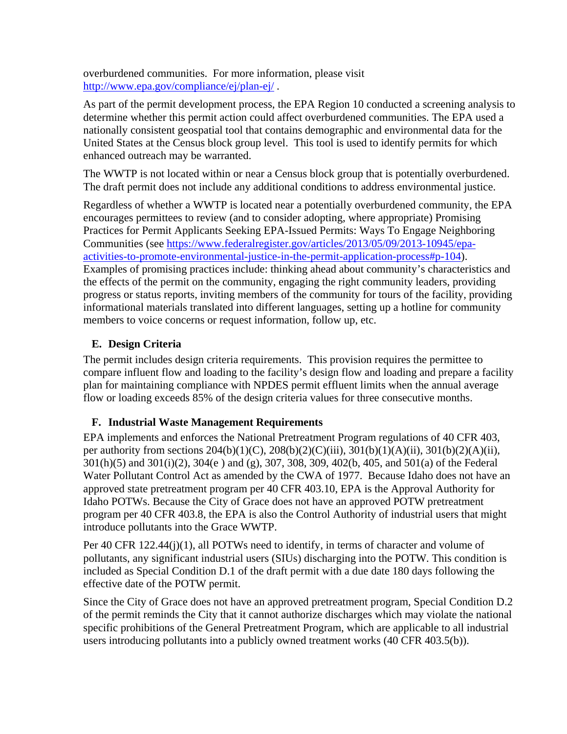overburdened communities. For more information, please visit http://www.epa.gov/compliance/ej/plan-ej/ .

As part of the permit development process, the EPA Region 10 conducted a screening analysis to determine whether this permit action could affect overburdened communities. The EPA used a nationally consistent geospatial tool that contains demographic and environmental data for the United States at the Census block group level. This tool is used to identify permits for which enhanced outreach may be warranted.

The WWTP is not located within or near a Census block group that is potentially overburdened. The draft permit does not include any additional conditions to address environmental justice.

Regardless of whether a WWTP is located near a potentially overburdened community, the EPA encourages permittees to review (and to consider adopting, where appropriate) Promising Practices for Permit Applicants Seeking EPA-Issued Permits: Ways To Engage Neighboring Communities (see https://www.federalregister.gov/articles/2013/05/09/2013-10945/epa-activities-to-promote-environmental-justice-in-the-permit-application-process#p-104). Examples of promising practices include: thinking ahead about community's characteristics and the effects of the permit on the community, engaging the right community leaders, providing progress or status reports, inviting members of the community for tours of the facility, providing informational materials translated into different languages, setting up a hotline for community members to voice concerns or request information, follow up, etc.

## E. Design Criteria

The permit includes design criteria requirements. This provision requires the permittee to compare influent flow and loading to the facility's design flow and loading and prepare a facility plan for maintaining compliance with NPDES permit effluent limits when the annual average flow or loading exceeds 85% of the design criteria values for three consecutive months.

## F. Industrial Waste Management Requirements

EPA implements and enforces the National Pretreatment Program regulations of 40 CFR 403, per authority from sections 204(b)(1)(C), 208(b)(2)(C)(iii), 301(b)(1)(A)(ii), 301(b)(2)(A)(ii), 301(h)(5) and 301(i)(2), 304(e ) and (g), 307, 308, 309, 402(b, 405, and 501(a) of the Federal Water Pollutant Control Act as amended by the CWA of 1977. Because Idaho does not have an approved state pretreatment program per 40 CFR 403.10, EPA is the Approval Authority for Idaho POTWs. Because the City of Grace does not have an approved POTW pretreatment program per 40 CFR 403.8, the EPA is also the Control Authority of industrial users that might introduce pollutants into the Grace WWTP.

Per 40 CFR 122.44(j)(1), all POTWs need to identify, in terms of character and volume of pollutants, any significant industrial users (SIUs) discharging into the POTW. This condition is included as Special Condition D.1 of the draft permit with a due date 180 days following the effective date of the POTW permit.

Since the City of Grace does not have an approved pretreatment program, Special Condition D.2 of the permit reminds the City that it cannot authorize discharges which may violate the national specific prohibitions of the General Pretreatment Program, which are applicable to all industrial users introducing pollutants into a publicly owned treatment works (40 CFR 403.5(b)).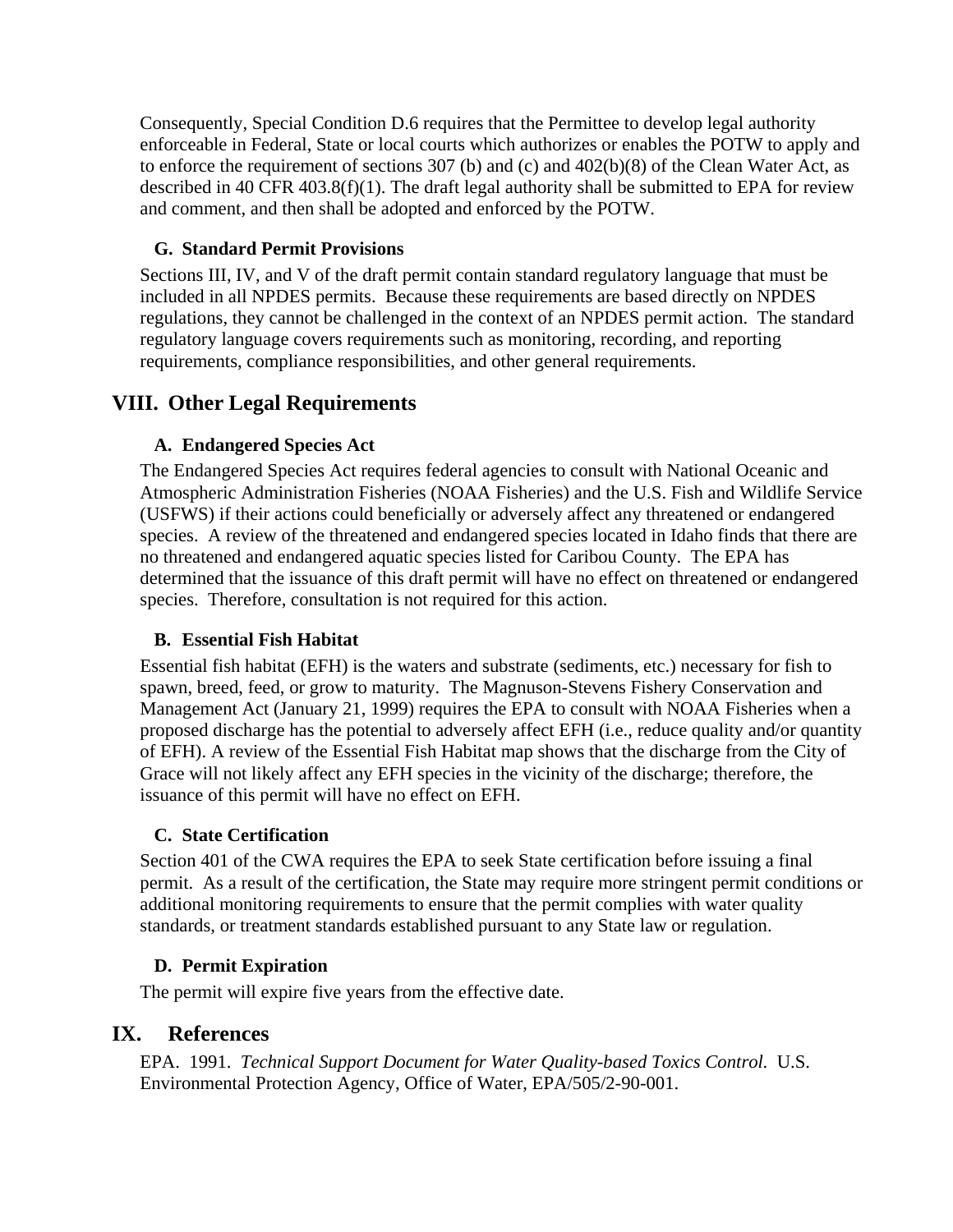Consequently, Special Condition D.6 requires that the Permittee to develop legal authority enforceable in Federal, State or local courts which authorizes or enables the POTW to apply and to enforce the requirement of sections 307 (b) and (c) and 402(b)(8) of the Clean Water Act, as described in 40 CFR 403.8(f)(1). The draft legal authority shall be submitted to EPA for review and comment, and then shall be adopted and enforced by the POTW.

### G. Standard Permit Provisions

Sections III, IV, and V of the draft permit contain standard regulatory language that must be included in all NPDES permits. Because these requirements are based directly on NPDES regulations, they cannot be challenged in the context of an NPDES permit action. The standard regulatory language covers requirements such as monitoring, recording, and reporting requirements, compliance responsibilities, and other general requirements.

## VIII. Other Legal Requirements

### A. Endangered Species Act

The Endangered Species Act requires federal agencies to consult with National Oceanic and Atmospheric Administration Fisheries (NOAA Fisheries) and the U.S. Fish and Wildlife Service (USFWS) if their actions could beneficially or adversely affect any threatened or endangered species. A review of the threatened and endangered species located in Idaho finds that there are no threatened and endangered aquatic species listed for Caribou County. The EPA has determined that the issuance of this draft permit will have no effect on threatened or endangered species. Therefore, consultation is not required for this action.

### B. Essential Fish Habitat

Essential fish habitat (EFH) is the waters and substrate (sediments, etc.) necessary for fish to spawn, breed, feed, or grow to maturity. The Magnuson-Stevens Fishery Conservation and Management Act (January 21, 1999) requires the EPA to consult with NOAA Fisheries when a proposed discharge has the potential to adversely affect EFH (i.e., reduce quality and/or quantity of EFH). A review of the Essential Fish Habitat map shows that the discharge from the City of Grace will not likely affect any EFH species in the vicinity of the discharge; therefore, the issuance of this permit will have no effect on EFH.

### C. State Certification

Section 401 of the CWA requires the EPA to seek State certification before issuing a final permit. As a result of the certification, the State may require more stringent permit conditions or additional monitoring requirements to ensure that the permit complies with water quality standards, or treatment standards established pursuant to any State law or regulation.

### D. Permit Expiration

The permit will expire five years from the effective date.

## IX. References

EPA. 1991. *Technical Support Document for Water Quality-based Toxics Control.* U.S. Environmental Protection Agency, Office of Water, EPA/505/2-90-001.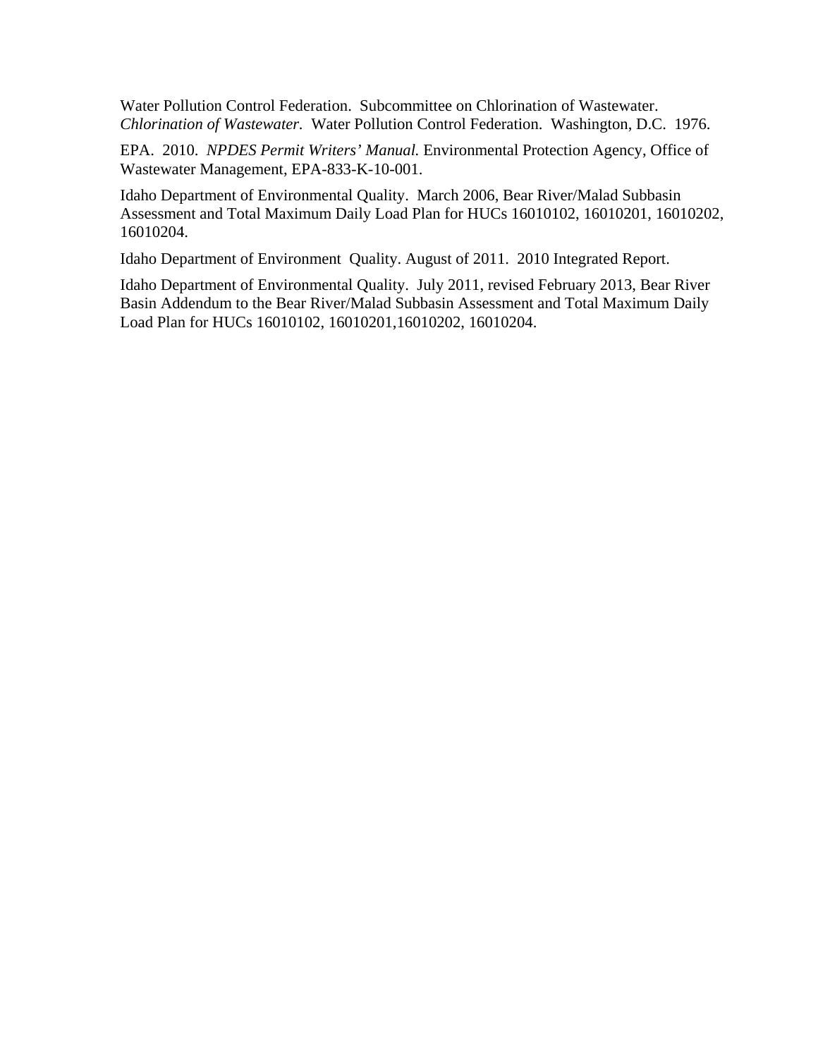Water Pollution Control Federation. Subcommittee on Chlorination of Wastewater. *Chlorination of Wastewater.* Water Pollution Control Federation. Washington, D.C. 1976.

EPA. 2010. *NPDES Permit Writers' Manual.* Environmental Protection Agency, Office of Wastewater Management, EPA-833-K-10-001.

Idaho Department of Environmental Quality. March 2006, Bear River/Malad Subbasin Assessment and Total Maximum Daily Load Plan for HUCs 16010102, 16010201, 16010202, 16010204.

Idaho Department of Environment Quality. August of 2011. 2010 Integrated Report.

Idaho Department of Environmental Quality. July 2011, revised February 2013, Bear River Basin Addendum to the Bear River/Malad Subbasin Assessment and Total Maximum Daily Load Plan for HUCs 16010102, 16010201,16010202, 16010204.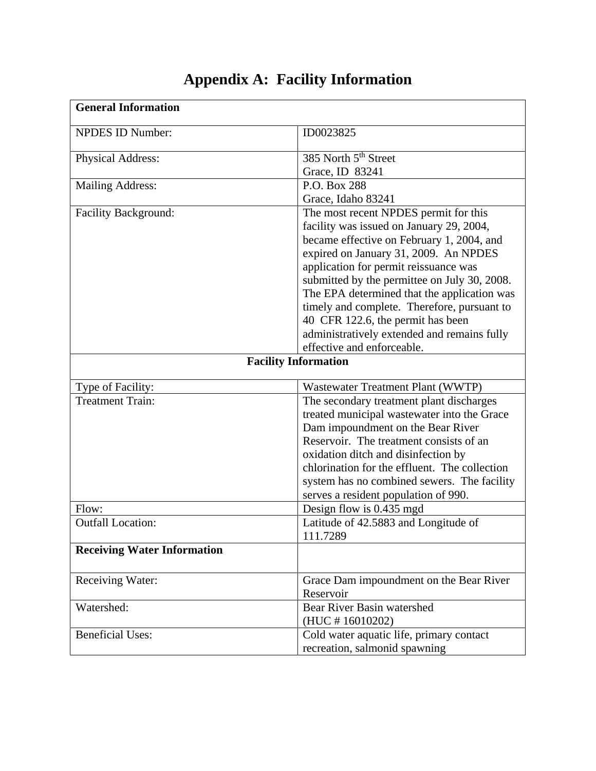# Appendix A: Facility Information

| **General Information** | |
|---|---|
| NPDES ID Number: | ID0023825 |
| Physical Address: | 385 North 5th Street<br>Grace, ID 83241 |
| Mailing Address: | P.O. Box 288<br>Grace, Idaho 83241 |
| Facility Background: | The most recent NPDES permit for this facility was issued on January 29, 2004, became effective on February 1, 2004, and expired on January 31, 2009. An NPDES application for permit reissuance was submitted by the permittee on July 30, 2008. The EPA determined that the application was timely and complete. Therefore, pursuant to 40 CFR 122.6, the permit has been administratively extended and remains fully effective and enforceable. |
| **Facility Information** | |
| Type of Facility: | Wastewater Treatment Plant (WWTP) |
| Treatment Train: | The secondary treatment plant discharges treated municipal wastewater into the Grace Dam impoundment on the Bear River Reservoir. The treatment consists of an oxidation ditch and disinfection by chlorination for the effluent. The collection system has no combined sewers. The facility serves a resident population of 990. |
| Flow: | Design flow is 0.435 mgd |
| Outfall Location: | Latitude of 42.5883 and Longitude of 111.7289 |
| **Receiving Water Information** | |
| Receiving Water: | Grace Dam impoundment on the Bear River Reservoir |
| Watershed: | Bear River Basin watershed<br>(HUC # 16010202) |
| Beneficial Uses: | Cold water aquatic life, primary contact recreation, salmonid spawning |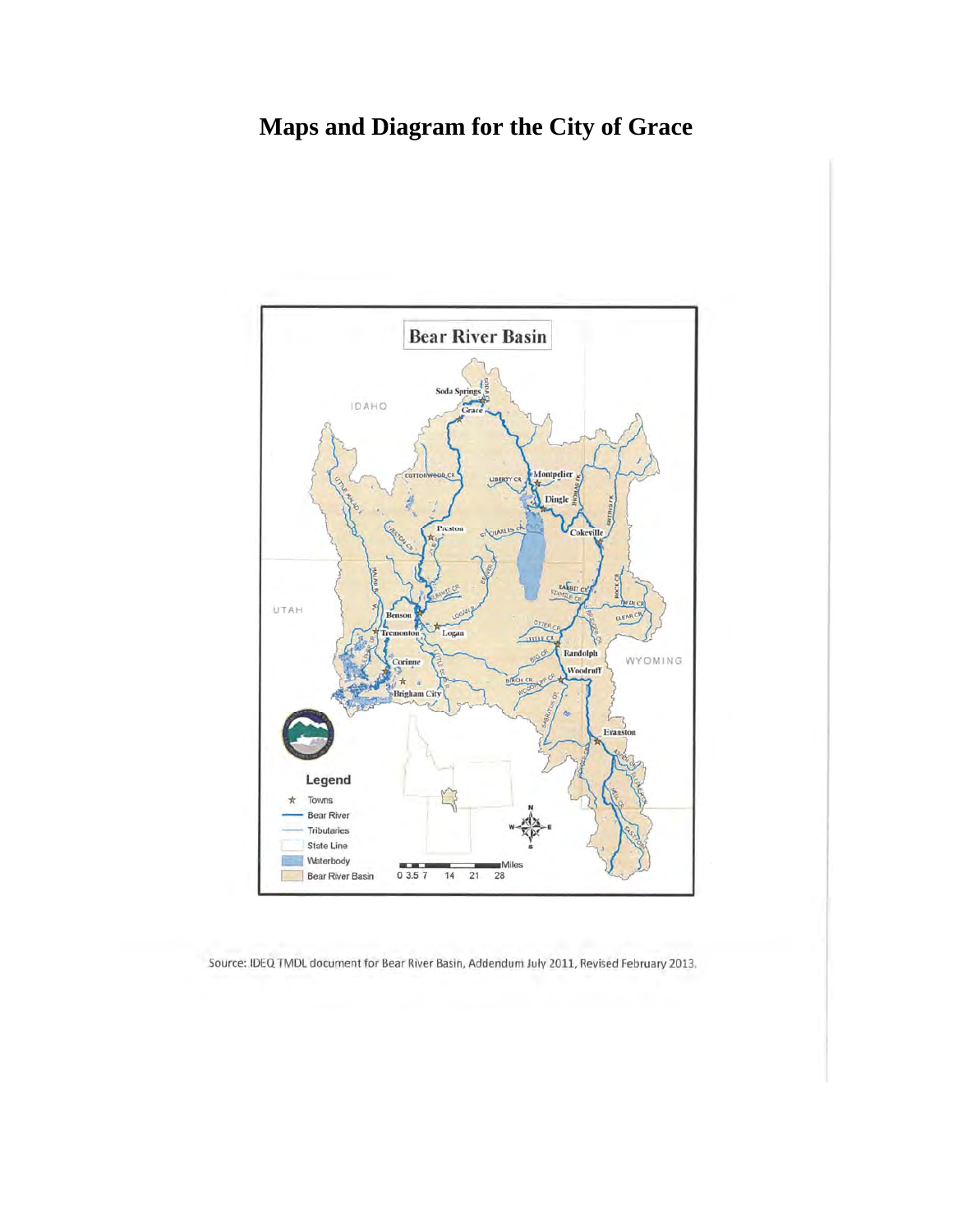# Maps and Diagram for the City of Grace

Source: IDEQ TMDL document for Bear River Basin, Addendum July 2011, Revised February 2013.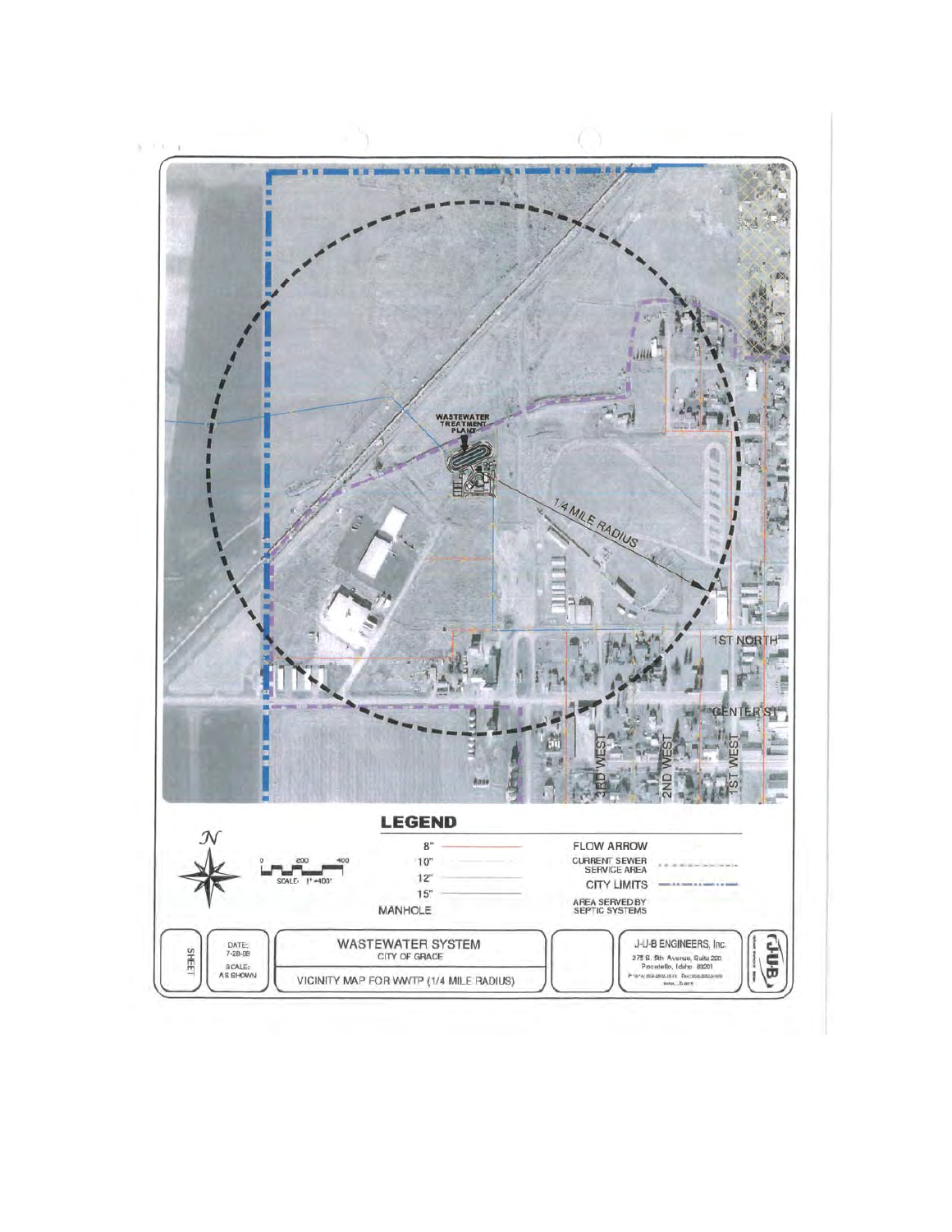WASTEWATER TREATMENT PLANT

1/4 MILE RADIUS

1ST NORTH

CENTER ST

3RD WEST

2ND WEST

1ST WEST

## LEGEND

| | | | |
|---|---|---|---|
| 8" | | FLOW ARROW | |
| 10" | | CURRENT SEWER SERVICE AREA | |
| 12" | | CITY LIMITS | |
| 15" | | AREA SERVED BY SEPTIC SYSTEMS | |
| MANHOLE | | | |

N

0 200 400

SCALE: 1" = 400'

| SHEET | DATE: 7-28-08 SCALE: AS SHOWN | WASTEWATER SYSTEM CITY OF GRACE VICINITY MAP FOR WWTP (1/4 MILE RADIUS) | | J-U-B ENGINEERS, Inc. 275 S. 5th Avenue, Suite 220 Pocatello, Idaho 83201 | JUB |
|---|---|---|---|---|---|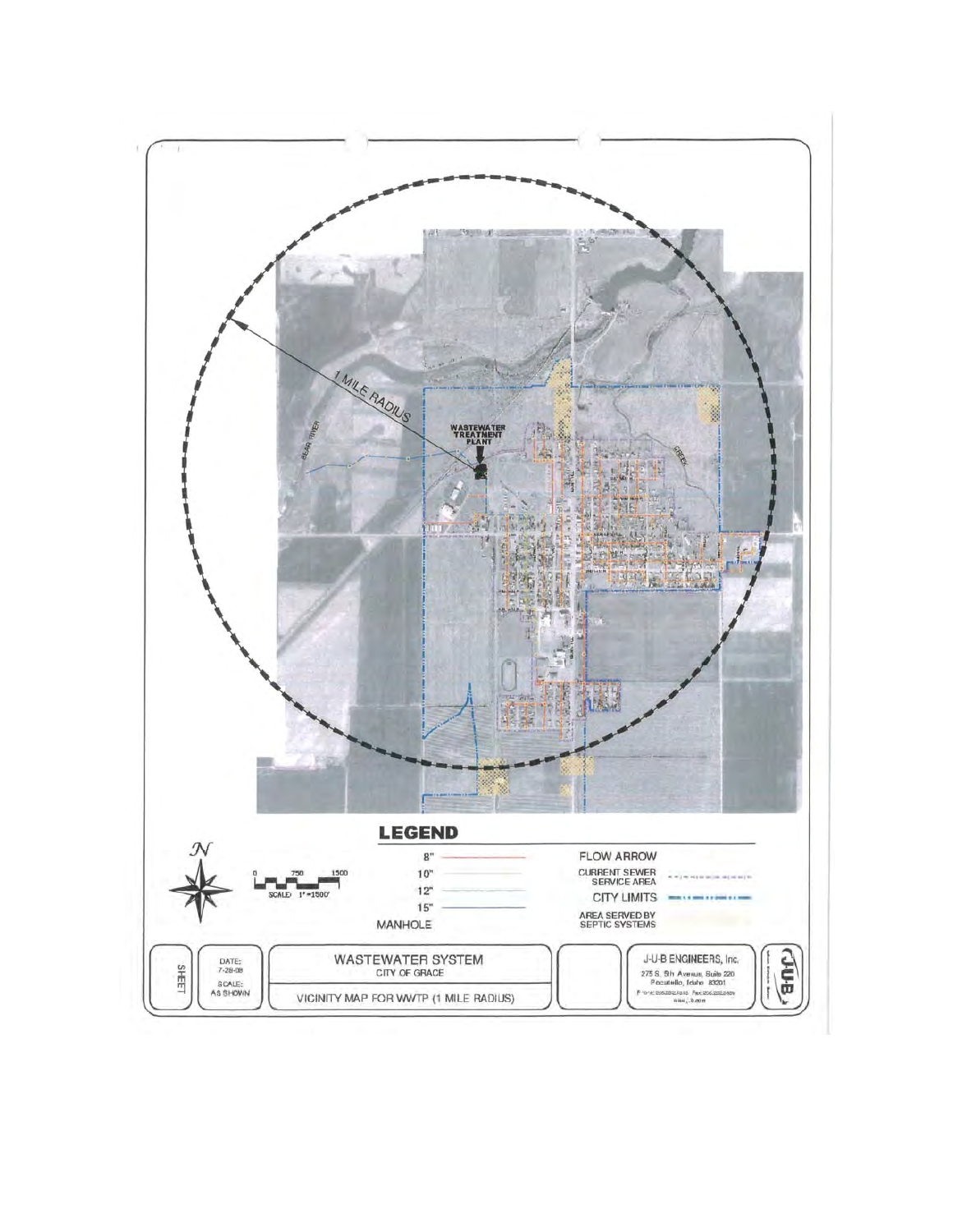1 MILE RADIUS

WASTEWATER TREATMENT PLANT

BEAR RIVER

CREEK

## LEGEND

| | |
|---|---|
| 8" | FLOW ARROW |
| 10" | CURRENT SEWER SERVICE AREA |
| 12" | CITY LIMITS |
| 15" | AREA SERVED BY SEPTIC SYSTEMS |
| MANHOLE | |

N

0 750 1500

SCALE: 1"=1500'

SHEET

DATE: 7-28-08

SCALE: AS SHOWN

WASTEWATER SYSTEM

CITY OF GRACE

VICINITY MAP FOR WWTP (1 MILE RADIUS)

J-U-B ENGINEERS, Inc.

275 S. 5th Avenue, Suite 220

Pocatello, Idaho 83201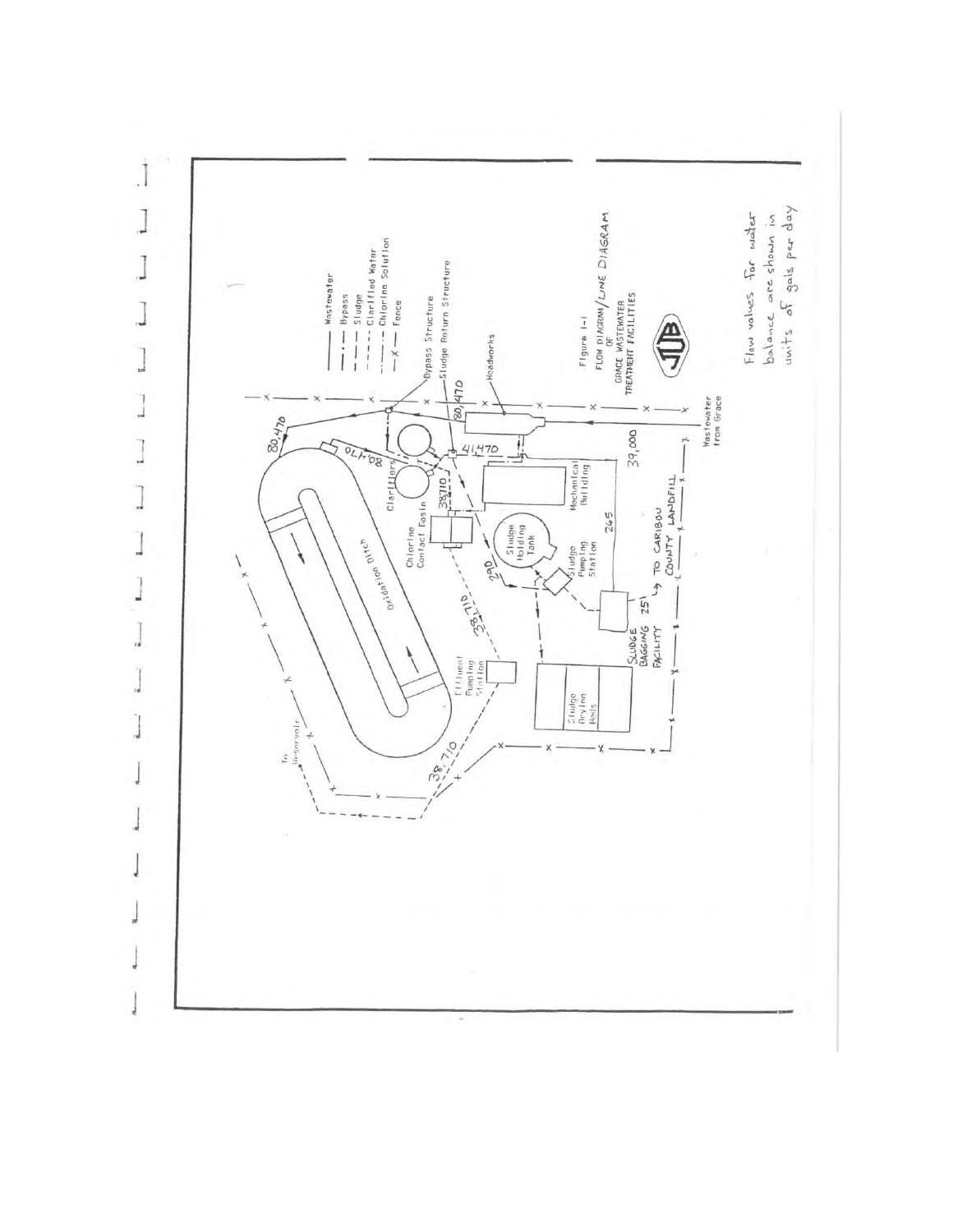Figure 1-1
FLOW DIAGRAM/LINE DIAGRAM
OF
GRACE WASTEWATER
TREATMENT FACILITIES

Legend:

- —— Wastewater
- — · — Bypass
- — — Sludge
- - - - - Clarified Water
- — · · — Chlorine Solution
- —x— Fence

Flow values for water balance are shown in units of gals per day

Labels: Oxidation Ditch; Clarifiers; Chlorine Contact Basin; Sludge Holding Tank; Sludge Pumping Station; Mechanical Building; Headworks; Bypass Structure; Sludge Return Structure; Effluent Pumping Station; Sludge Drying Beds; Sludge Bagging Facility; To Caribou County Landfill; To Reservoir; Wastewater from Grace

Flow values: 80,470; 80,470; 80,470; 41,470; 39,000; 38,710; 38,710; 38,710; 290; 265; 251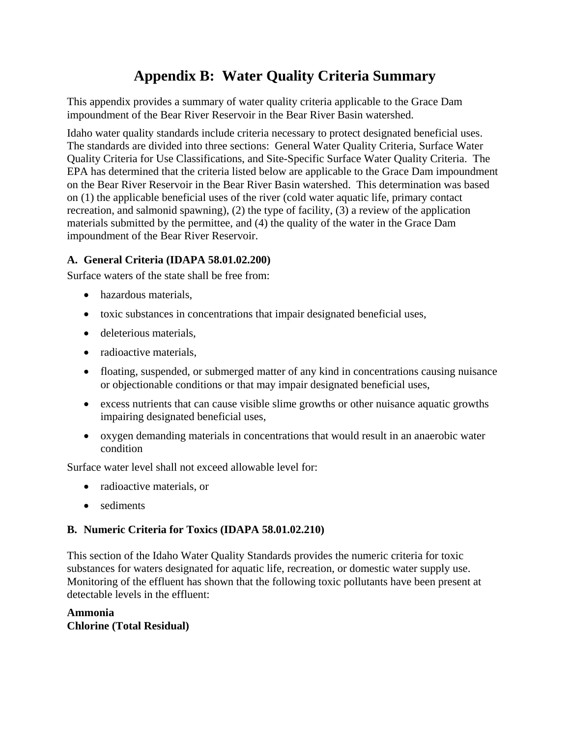# Appendix B: Water Quality Criteria Summary

This appendix provides a summary of water quality criteria applicable to the Grace Dam impoundment of the Bear River Reservoir in the Bear River Basin watershed.

Idaho water quality standards include criteria necessary to protect designated beneficial uses. The standards are divided into three sections: General Water Quality Criteria, Surface Water Quality Criteria for Use Classifications, and Site-Specific Surface Water Quality Criteria. The EPA has determined that the criteria listed below are applicable to the Grace Dam impoundment on the Bear River Reservoir in the Bear River Basin watershed. This determination was based on (1) the applicable beneficial uses of the river (cold water aquatic life, primary contact recreation, and salmonid spawning), (2) the type of facility, (3) a review of the application materials submitted by the permittee, and (4) the quality of the water in the Grace Dam impoundment of the Bear River Reservoir.

### A. General Criteria (IDAPA 58.01.02.200)

Surface waters of the state shall be free from:

- hazardous materials,
- toxic substances in concentrations that impair designated beneficial uses,
- deleterious materials,
- radioactive materials,
- floating, suspended, or submerged matter of any kind in concentrations causing nuisance or objectionable conditions or that may impair designated beneficial uses,
- excess nutrients that can cause visible slime growths or other nuisance aquatic growths impairing designated beneficial uses,
- oxygen demanding materials in concentrations that would result in an anaerobic water condition

Surface water level shall not exceed allowable level for:

- radioactive materials, or
- sediments

### B. Numeric Criteria for Toxics (IDAPA 58.01.02.210)

This section of the Idaho Water Quality Standards provides the numeric criteria for toxic substances for waters designated for aquatic life, recreation, or domestic water supply use. Monitoring of the effluent has shown that the following toxic pollutants have been present at detectable levels in the effluent:

**Ammonia**
**Chlorine (Total Residual)**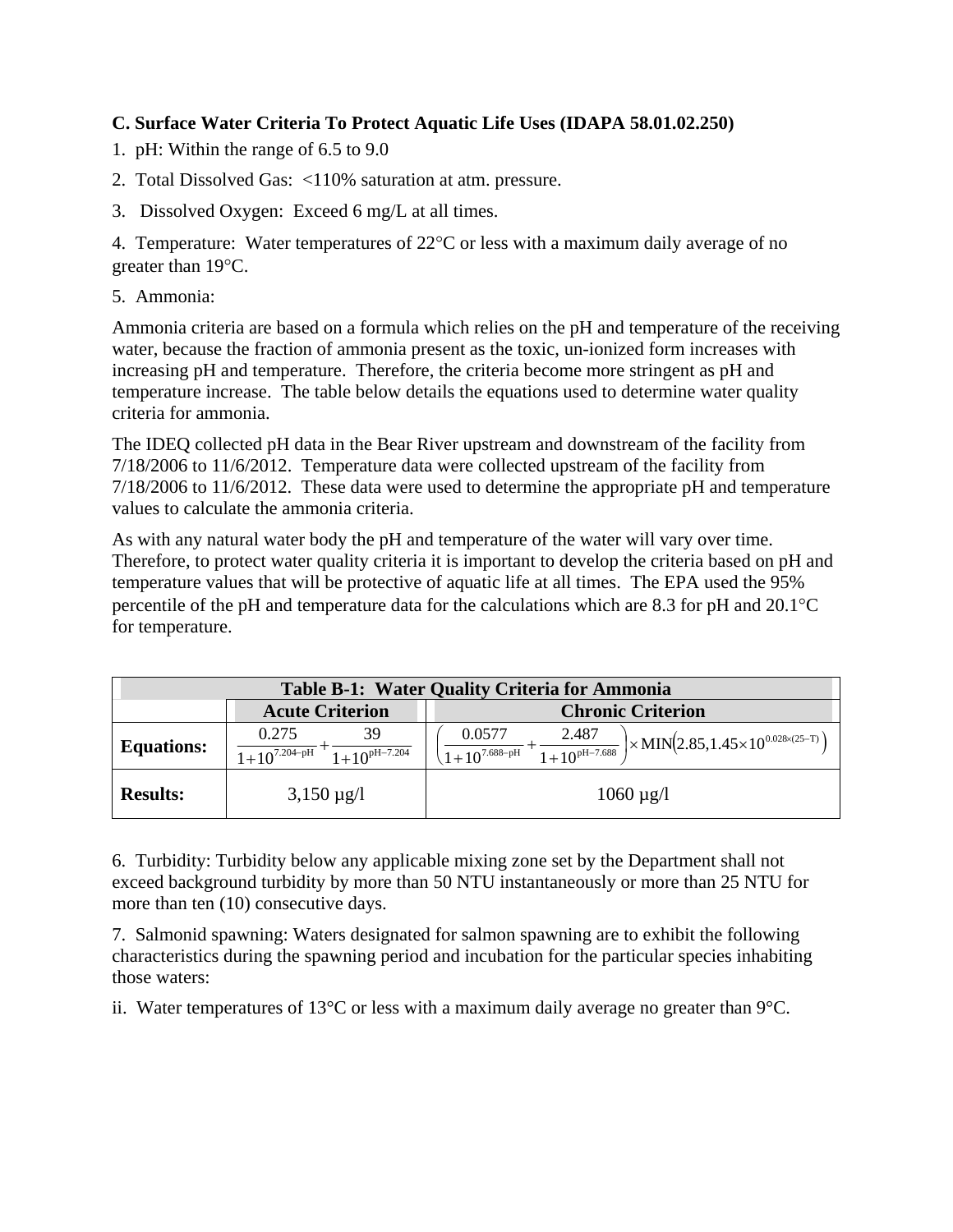### C. Surface Water Criteria To Protect Aquatic Life Uses (IDAPA 58.01.02.250)

1. pH: Within the range of 6.5 to 9.0

2. Total Dissolved Gas: <110% saturation at atm. pressure.

3. Dissolved Oxygen: Exceed 6 mg/L at all times.

4. Temperature: Water temperatures of 22°C or less with a maximum daily average of no greater than 19°C.

5. Ammonia:

Ammonia criteria are based on a formula which relies on the pH and temperature of the receiving water, because the fraction of ammonia present as the toxic, un-ionized form increases with increasing pH and temperature. Therefore, the criteria become more stringent as pH and temperature increase. The table below details the equations used to determine water quality criteria for ammonia.

The IDEQ collected pH data in the Bear River upstream and downstream of the facility from 7/18/2006 to 11/6/2012. Temperature data were collected upstream of the facility from 7/18/2006 to 11/6/2012. These data were used to determine the appropriate pH and temperature values to calculate the ammonia criteria.

As with any natural water body the pH and temperature of the water will vary over time. Therefore, to protect water quality criteria it is important to develop the criteria based on pH and temperature values that will be protective of aquatic life at all times. The EPA used the 95% percentile of the pH and temperature data for the calculations which are 8.3 for pH and 20.1°C for temperature.

**Table B-1: Water Quality Criteria for Ammonia**

| | Acute Criterion | Chronic Criterion |
|---|---|---|
| **Equations:** | $\frac{0.275}{1+10^{7.204-\text{pH}}}+\frac{39}{1+10^{\text{pH}-7.204}}$ | $\left(\frac{0.0577}{1+10^{7.688-\text{pH}}}+\frac{2.487}{1+10^{\text{pH}-7.688}}\right)\times \text{MIN}\left(2.85, 1.45\times 10^{0.028\times(25-\text{T})}\right)$ |
| **Results:** | 3,150 μg/l | 1060 μg/l |

6. Turbidity: Turbidity below any applicable mixing zone set by the Department shall not exceed background turbidity by more than 50 NTU instantaneously or more than 25 NTU for more than ten (10) consecutive days.

7. Salmonid spawning: Waters designated for salmon spawning are to exhibit the following characteristics during the spawning period and incubation for the particular species inhabiting those waters:

ii. Water temperatures of 13°C or less with a maximum daily average no greater than 9°C.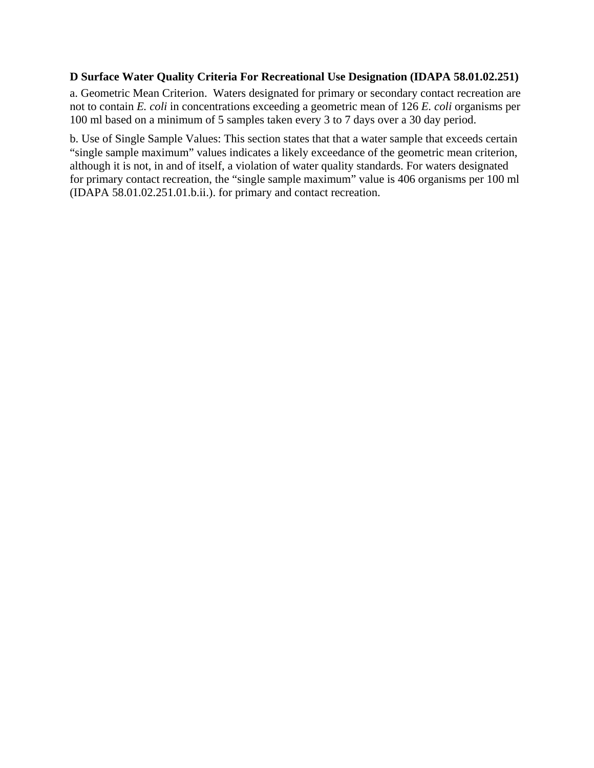**D Surface Water Quality Criteria For Recreational Use Designation (IDAPA 58.01.02.251)**

a. Geometric Mean Criterion. Waters designated for primary or secondary contact recreation are not to contain *E. coli* in concentrations exceeding a geometric mean of 126 *E. coli* organisms per 100 ml based on a minimum of 5 samples taken every 3 to 7 days over a 30 day period.

b. Use of Single Sample Values: This section states that that a water sample that exceeds certain "single sample maximum" values indicates a likely exceedance of the geometric mean criterion, although it is not, in and of itself, a violation of water quality standards. For waters designated for primary contact recreation, the "single sample maximum" value is 406 organisms per 100 ml (IDAPA 58.01.02.251.01.b.ii.). for primary and contact recreation.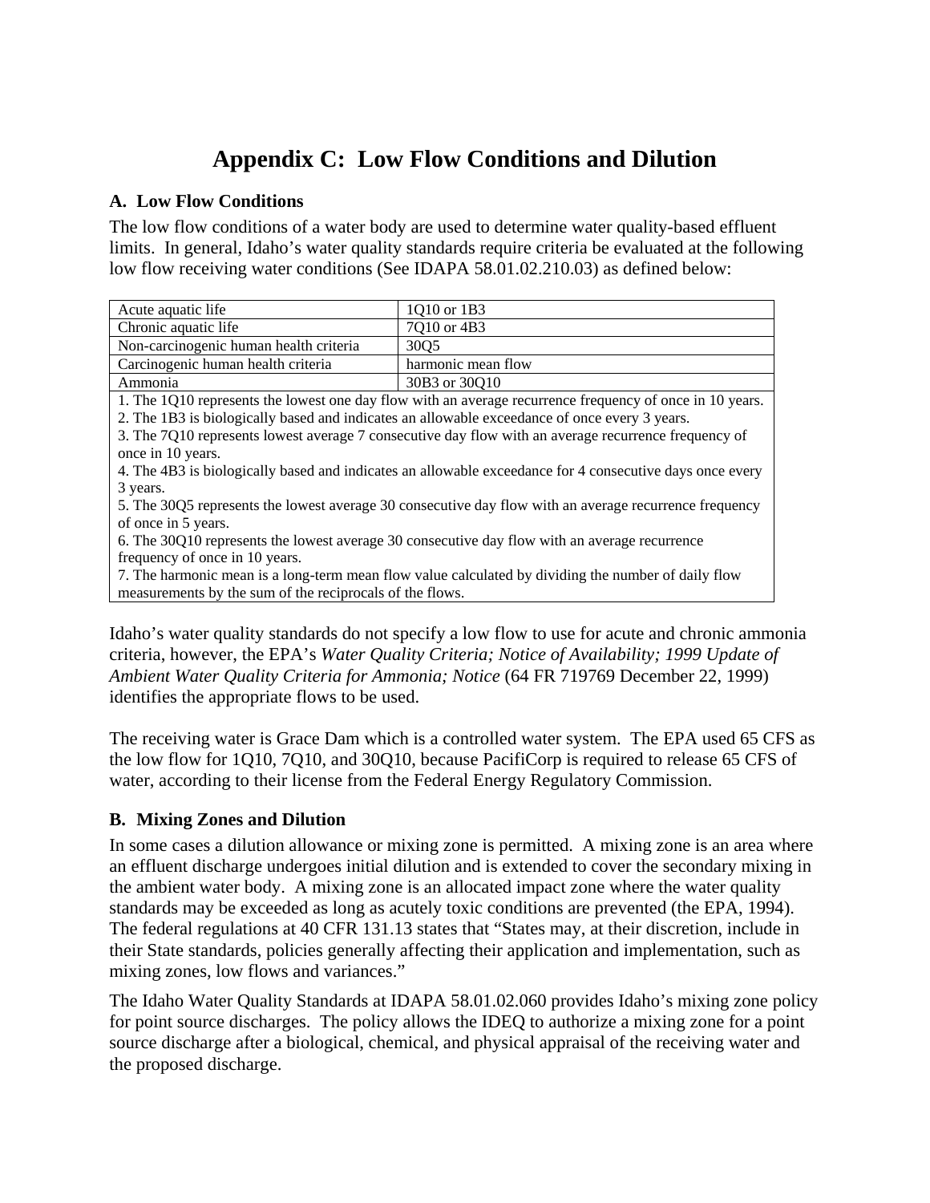# Appendix C: Low Flow Conditions and Dilution

### A. Low Flow Conditions

The low flow conditions of a water body are used to determine water quality-based effluent limits. In general, Idaho's water quality standards require criteria be evaluated at the following low flow receiving water conditions (See IDAPA 58.01.02.210.03) as defined below:

| | |
|---|---|
| Acute aquatic life | 1Q10 or 1B3 |
| Chronic aquatic life | 7Q10 or 4B3 |
| Non-carcinogenic human health criteria | 30Q5 |
| Carcinogenic human health criteria | harmonic mean flow |
| Ammonia | 30B3 or 30Q10 |

1. The 1Q10 represents the lowest one day flow with an average recurrence frequency of once in 10 years.
2. The 1B3 is biologically based and indicates an allowable exceedance of once every 3 years.
3. The 7Q10 represents lowest average 7 consecutive day flow with an average recurrence frequency of once in 10 years.
4. The 4B3 is biologically based and indicates an allowable exceedance for 4 consecutive days once every 3 years.
5. The 30Q5 represents the lowest average 30 consecutive day flow with an average recurrence frequency of once in 5 years.
6. The 30Q10 represents the lowest average 30 consecutive day flow with an average recurrence frequency of once in 10 years.
7. The harmonic mean is a long-term mean flow value calculated by dividing the number of daily flow measurements by the sum of the reciprocals of the flows.

Idaho's water quality standards do not specify a low flow to use for acute and chronic ammonia criteria, however, the EPA's *Water Quality Criteria; Notice of Availability; 1999 Update of Ambient Water Quality Criteria for Ammonia; Notice* (64 FR 719769 December 22, 1999) identifies the appropriate flows to be used.

The receiving water is Grace Dam which is a controlled water system. The EPA used 65 CFS as the low flow for 1Q10, 7Q10, and 30Q10, because PacifiCorp is required to release 65 CFS of water, according to their license from the Federal Energy Regulatory Commission.

### B. Mixing Zones and Dilution

In some cases a dilution allowance or mixing zone is permitted. A mixing zone is an area where an effluent discharge undergoes initial dilution and is extended to cover the secondary mixing in the ambient water body. A mixing zone is an allocated impact zone where the water quality standards may be exceeded as long as acutely toxic conditions are prevented (the EPA, 1994). The federal regulations at 40 CFR 131.13 states that "States may, at their discretion, include in their State standards, policies generally affecting their application and implementation, such as mixing zones, low flows and variances."

The Idaho Water Quality Standards at IDAPA 58.01.02.060 provides Idaho's mixing zone policy for point source discharges. The policy allows the IDEQ to authorize a mixing zone for a point source discharge after a biological, chemical, and physical appraisal of the receiving water and the proposed discharge.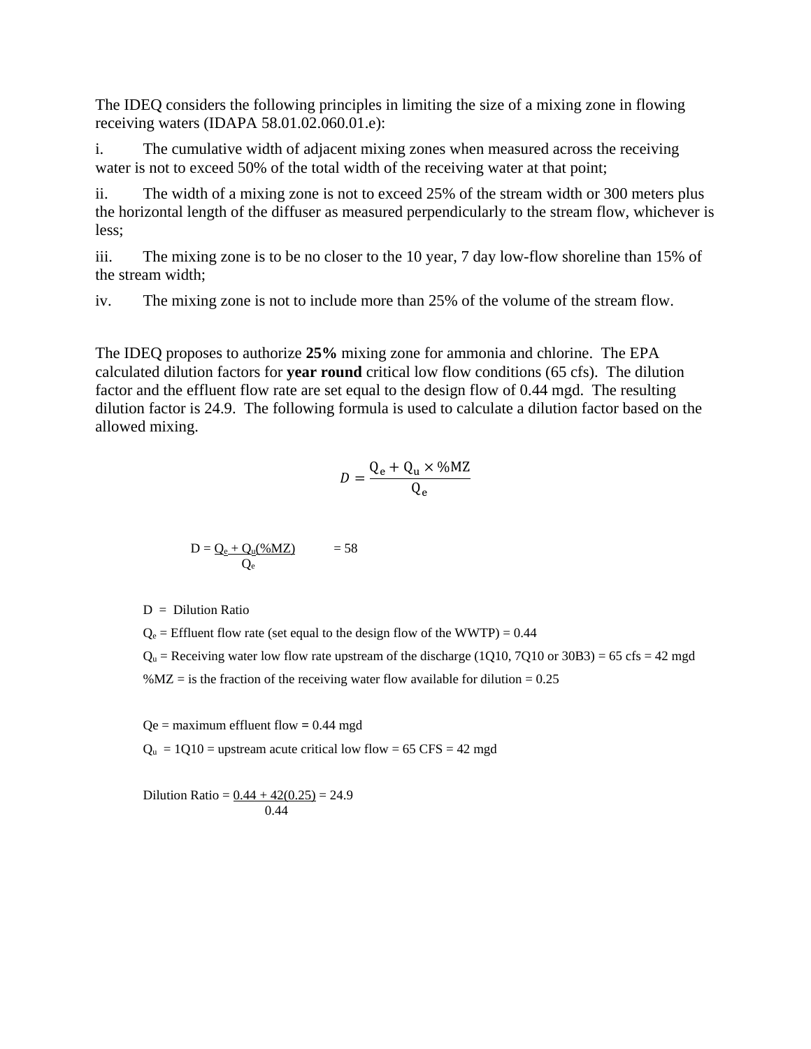The IDEQ considers the following principles in limiting the size of a mixing zone in flowing receiving waters (IDAPA 58.01.02.060.01.e):

i. The cumulative width of adjacent mixing zones when measured across the receiving water is not to exceed 50% of the total width of the receiving water at that point;

ii. The width of a mixing zone is not to exceed 25% of the stream width or 300 meters plus the horizontal length of the diffuser as measured perpendicularly to the stream flow, whichever is less;

iii. The mixing zone is to be no closer to the 10 year, 7 day low-flow shoreline than 15% of the stream width;

iv. The mixing zone is not to include more than 25% of the volume of the stream flow.

The IDEQ proposes to authorize **25%** mixing zone for ammonia and chlorine. The EPA calculated dilution factors for **year round** critical low flow conditions (65 cfs). The dilution factor and the effluent flow rate are set equal to the design flow of 0.44 mgd. The resulting dilution factor is 24.9. The following formula is used to calculate a dilution factor based on the allowed mixing.

$$D = \frac{Q_e + Q_u \times \%MZ}{Q_e}$$

$$D = \frac{Q_e + Q_u(\%MZ)}{Q_e} = 58$$

D = Dilution Ratio

$Q_e$ = Effluent flow rate (set equal to the design flow of the WWTP) = 0.44

$Q_u$ = Receiving water low flow rate upstream of the discharge (1Q10, 7Q10 or 30B3) = 65 cfs = 42 mgd

%MZ = is the fraction of the receiving water flow available for dilution = 0.25

Qe = maximum effluent flow = 0.44 mgd

$Q_u$ = 1Q10 = upstream acute critical low flow = 65 CFS = 42 mgd

$$\text{Dilution Ratio} = \frac{0.44 + 42(0.25)}{0.44} = 24.9$$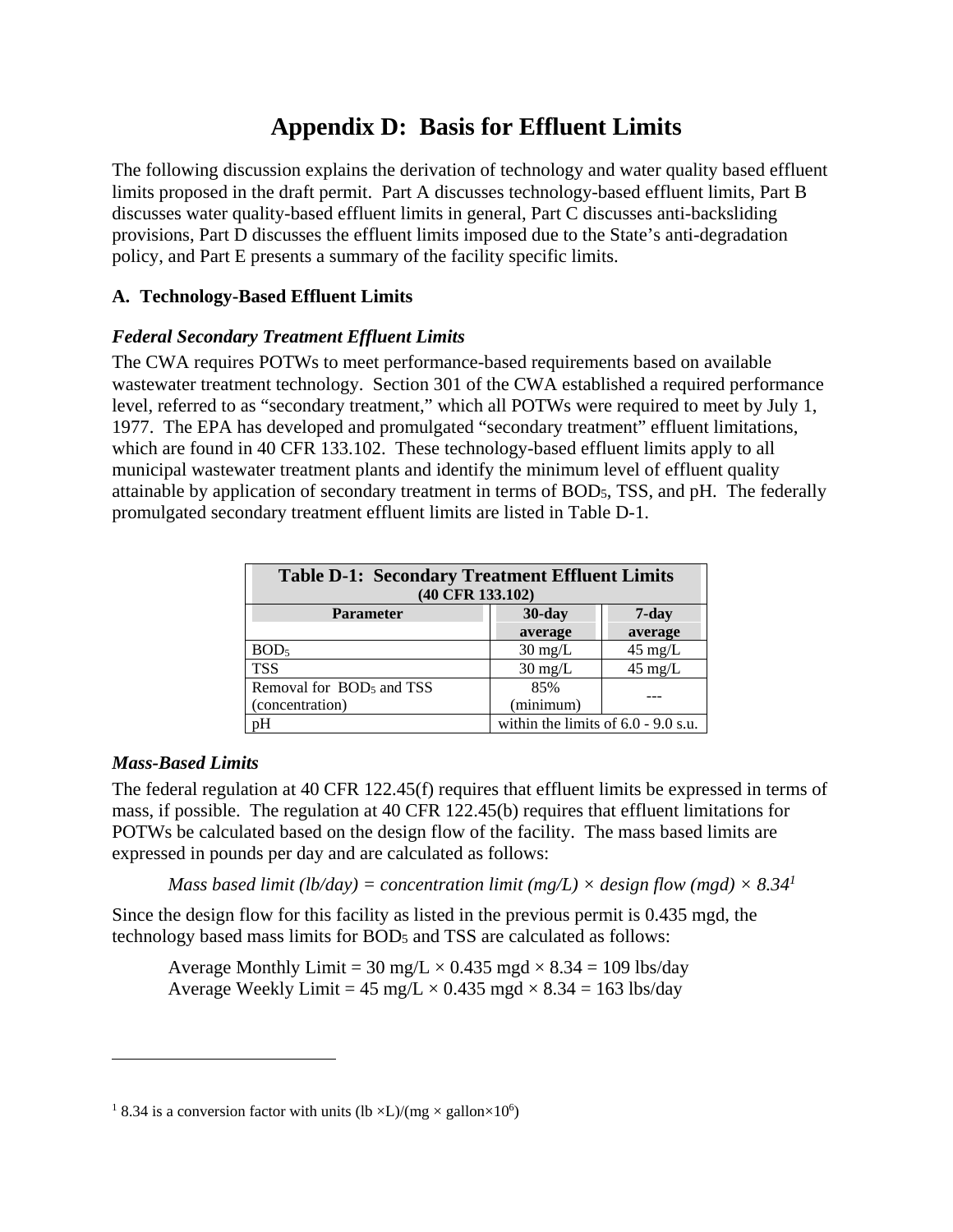# Appendix D: Basis for Effluent Limits

The following discussion explains the derivation of technology and water quality based effluent limits proposed in the draft permit. Part A discusses technology-based effluent limits, Part B discusses water quality-based effluent limits in general, Part C discusses anti-backsliding provisions, Part D discusses the effluent limits imposed due to the State's anti-degradation policy, and Part E presents a summary of the facility specific limits.

## A. Technology-Based Effluent Limits

### *Federal Secondary Treatment Effluent Limits*

The CWA requires POTWs to meet performance-based requirements based on available wastewater treatment technology. Section 301 of the CWA established a required performance level, referred to as "secondary treatment," which all POTWs were required to meet by July 1, 1977. The EPA has developed and promulgated "secondary treatment" effluent limitations, which are found in 40 CFR 133.102. These technology-based effluent limits apply to all municipal wastewater treatment plants and identify the minimum level of effluent quality attainable by application of secondary treatment in terms of $BOD_5$, TSS, and pH. The federally promulgated secondary treatment effluent limits are listed in Table D-1.

**Table D-1: Secondary Treatment Effluent Limits (40 CFR 133.102)**

| Parameter | 30-day average | 7-day average |
|---|---|---|
| $BOD_5$ | 30 mg/L | 45 mg/L |
| TSS | 30 mg/L | 45 mg/L |
| Removal for $BOD_5$ and TSS (concentration) | 85% (minimum) | --- |
| pH | within the limits of 6.0 - 9.0 s.u. | |

### *Mass-Based Limits*

The federal regulation at 40 CFR 122.45(f) requires that effluent limits be expressed in terms of mass, if possible. The regulation at 40 CFR 122.45(b) requires that effluent limitations for POTWs be calculated based on the design flow of the facility. The mass based limits are expressed in pounds per day and are calculated as follows:

*Mass based limit (lb/day) = concentration limit (mg/L) × design flow (mgd) × 8.34*[1]

Since the design flow for this facility as listed in the previous permit is 0.435 mgd, the technology based mass limits for $BOD_5$ and TSS are calculated as follows:

Average Monthly Limit = 30 mg/L × 0.435 mgd × 8.34 = 109 lbs/day
Average Weekly Limit = 45 mg/L × 0.435 mgd × 8.34 = 163 lbs/day

[1] 8.34 is a conversion factor with units $(lb \times L)/(mg \times gallon \times 10^6)$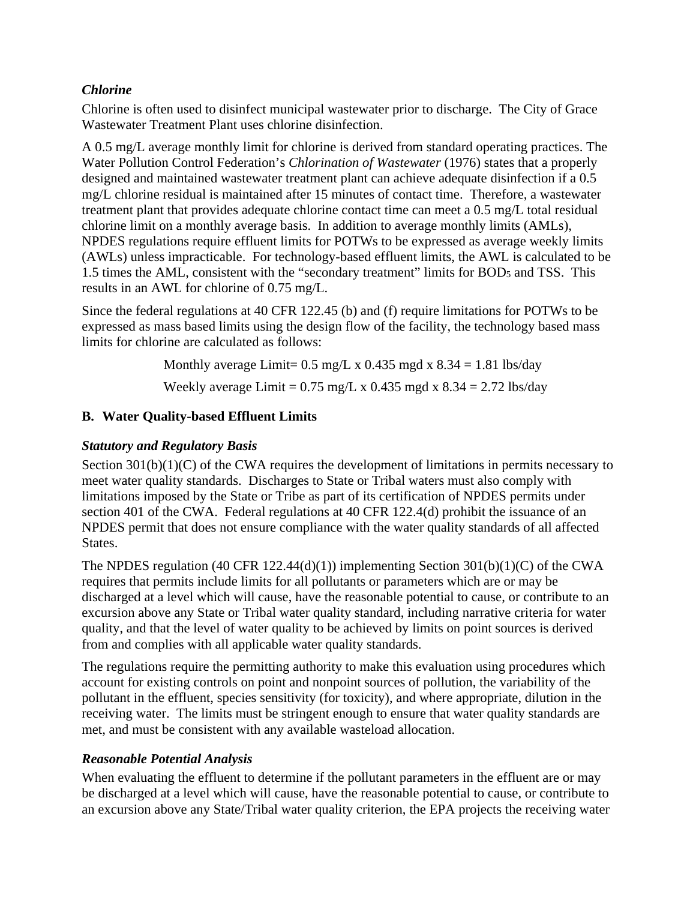***Chlorine***

Chlorine is often used to disinfect municipal wastewater prior to discharge. The City of Grace Wastewater Treatment Plant uses chlorine disinfection.

A 0.5 mg/L average monthly limit for chlorine is derived from standard operating practices. The Water Pollution Control Federation's *Chlorination of Wastewater* (1976) states that a properly designed and maintained wastewater treatment plant can achieve adequate disinfection if a 0.5 mg/L chlorine residual is maintained after 15 minutes of contact time. Therefore, a wastewater treatment plant that provides adequate chlorine contact time can meet a 0.5 mg/L total residual chlorine limit on a monthly average basis. In addition to average monthly limits (AMLs), NPDES regulations require effluent limits for POTWs to be expressed as average weekly limits (AWLs) unless impracticable. For technology-based effluent limits, the AWL is calculated to be 1.5 times the AML, consistent with the "secondary treatment" limits for $BOD_5$ and TSS. This results in an AWL for chlorine of 0.75 mg/L.

Since the federal regulations at 40 CFR 122.45 (b) and (f) require limitations for POTWs to be expressed as mass based limits using the design flow of the facility, the technology based mass limits for chlorine are calculated as follows:

Monthly average Limit= 0.5 mg/L x 0.435 mgd x 8.34 = 1.81 lbs/day

Weekly average Limit = 0.75 mg/L x 0.435 mgd x 8.34 = 2.72 lbs/day

**B. Water Quality-based Effluent Limits**

***Statutory and Regulatory Basis***

Section 301(b)(1)(C) of the CWA requires the development of limitations in permits necessary to meet water quality standards. Discharges to State or Tribal waters must also comply with limitations imposed by the State or Tribe as part of its certification of NPDES permits under section 401 of the CWA. Federal regulations at 40 CFR 122.4(d) prohibit the issuance of an NPDES permit that does not ensure compliance with the water quality standards of all affected States.

The NPDES regulation (40 CFR 122.44(d)(1)) implementing Section 301(b)(1)(C) of the CWA requires that permits include limits for all pollutants or parameters which are or may be discharged at a level which will cause, have the reasonable potential to cause, or contribute to an excursion above any State or Tribal water quality standard, including narrative criteria for water quality, and that the level of water quality to be achieved by limits on point sources is derived from and complies with all applicable water quality standards.

The regulations require the permitting authority to make this evaluation using procedures which account for existing controls on point and nonpoint sources of pollution, the variability of the pollutant in the effluent, species sensitivity (for toxicity), and where appropriate, dilution in the receiving water. The limits must be stringent enough to ensure that water quality standards are met, and must be consistent with any available wasteload allocation.

***Reasonable Potential Analysis***

When evaluating the effluent to determine if the pollutant parameters in the effluent are or may be discharged at a level which will cause, have the reasonable potential to cause, or contribute to an excursion above any State/Tribal water quality criterion, the EPA projects the receiving water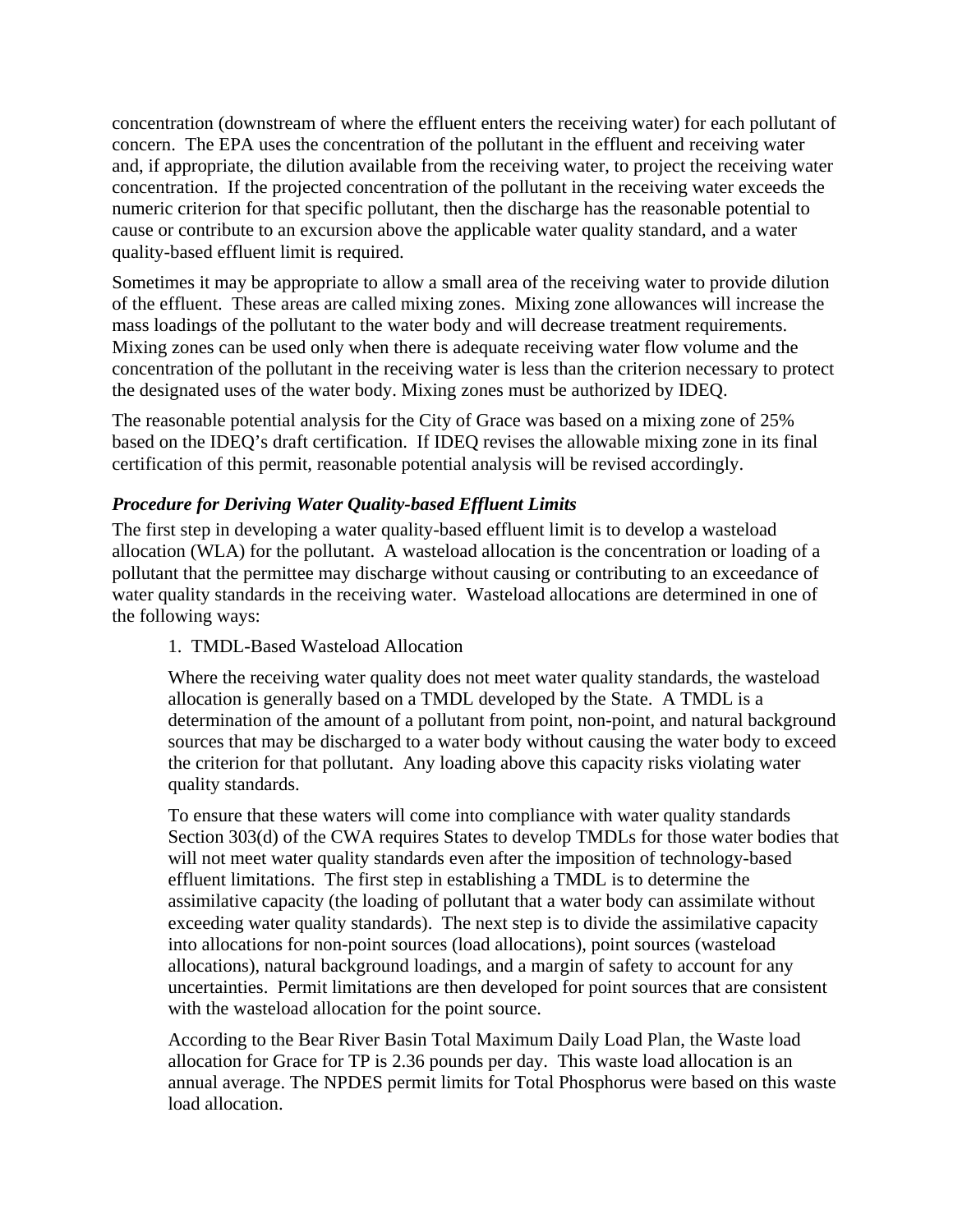concentration (downstream of where the effluent enters the receiving water) for each pollutant of concern. The EPA uses the concentration of the pollutant in the effluent and receiving water and, if appropriate, the dilution available from the receiving water, to project the receiving water concentration. If the projected concentration of the pollutant in the receiving water exceeds the numeric criterion for that specific pollutant, then the discharge has the reasonable potential to cause or contribute to an excursion above the applicable water quality standard, and a water quality-based effluent limit is required.

Sometimes it may be appropriate to allow a small area of the receiving water to provide dilution of the effluent. These areas are called mixing zones. Mixing zone allowances will increase the mass loadings of the pollutant to the water body and will decrease treatment requirements. Mixing zones can be used only when there is adequate receiving water flow volume and the concentration of the pollutant in the receiving water is less than the criterion necessary to protect the designated uses of the water body. Mixing zones must be authorized by IDEQ.

The reasonable potential analysis for the City of Grace was based on a mixing zone of 25% based on the IDEQ's draft certification. If IDEQ revises the allowable mixing zone in its final certification of this permit, reasonable potential analysis will be revised accordingly.

***Procedure for Deriving Water Quality-based Effluent Limits***

The first step in developing a water quality-based effluent limit is to develop a wasteload allocation (WLA) for the pollutant. A wasteload allocation is the concentration or loading of a pollutant that the permittee may discharge without causing or contributing to an exceedance of water quality standards in the receiving water. Wasteload allocations are determined in one of the following ways:

1. TMDL-Based Wasteload Allocation

   Where the receiving water quality does not meet water quality standards, the wasteload allocation is generally based on a TMDL developed by the State. A TMDL is a determination of the amount of a pollutant from point, non-point, and natural background sources that may be discharged to a water body without causing the water body to exceed the criterion for that pollutant. Any loading above this capacity risks violating water quality standards.

   To ensure that these waters will come into compliance with water quality standards Section 303(d) of the CWA requires States to develop TMDLs for those water bodies that will not meet water quality standards even after the imposition of technology-based effluent limitations. The first step in establishing a TMDL is to determine the assimilative capacity (the loading of pollutant that a water body can assimilate without exceeding water quality standards). The next step is to divide the assimilative capacity into allocations for non-point sources (load allocations), point sources (wasteload allocations), natural background loadings, and a margin of safety to account for any uncertainties. Permit limitations are then developed for point sources that are consistent with the wasteload allocation for the point source.

   According to the Bear River Basin Total Maximum Daily Load Plan, the Waste load allocation for Grace for TP is 2.36 pounds per day. This waste load allocation is an annual average. The NPDES permit limits for Total Phosphorus were based on this waste load allocation.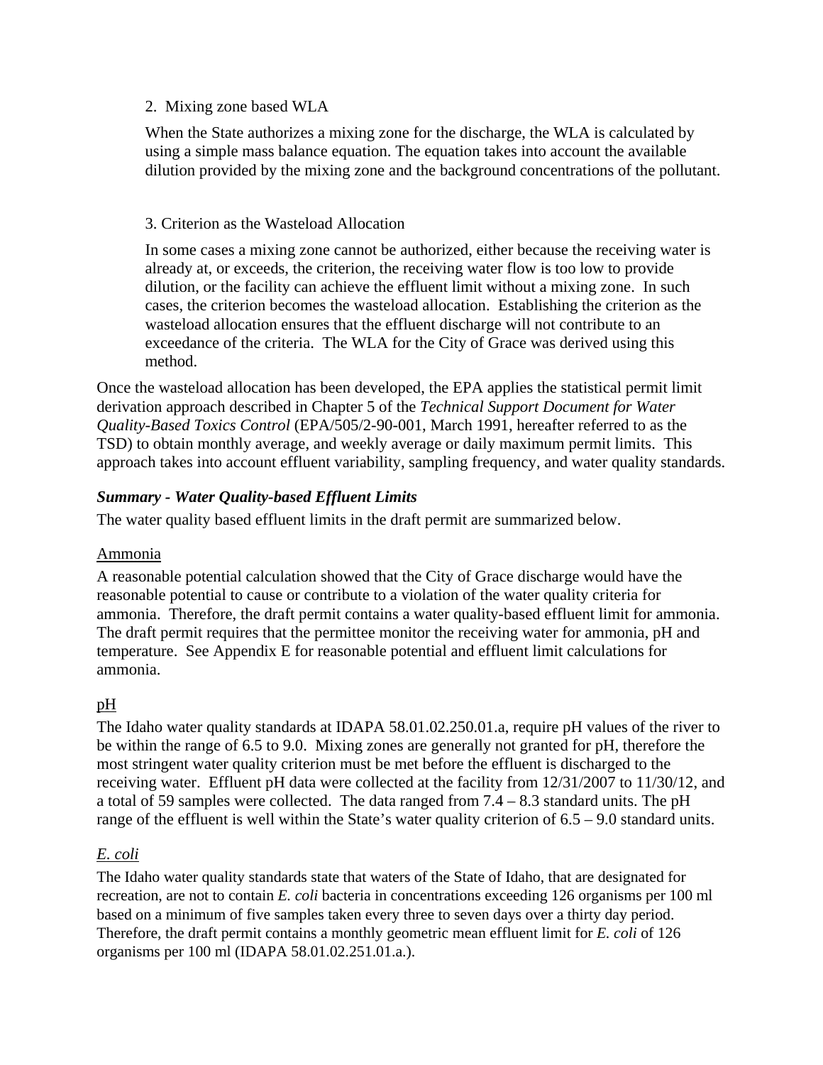2. Mixing zone based WLA

When the State authorizes a mixing zone for the discharge, the WLA is calculated by using a simple mass balance equation. The equation takes into account the available dilution provided by the mixing zone and the background concentrations of the pollutant.

3. Criterion as the Wasteload Allocation

In some cases a mixing zone cannot be authorized, either because the receiving water is already at, or exceeds, the criterion, the receiving water flow is too low to provide dilution, or the facility can achieve the effluent limit without a mixing zone. In such cases, the criterion becomes the wasteload allocation. Establishing the criterion as the wasteload allocation ensures that the effluent discharge will not contribute to an exceedance of the criteria. The WLA for the City of Grace was derived using this method.

Once the wasteload allocation has been developed, the EPA applies the statistical permit limit derivation approach described in Chapter 5 of the *Technical Support Document for Water Quality-Based Toxics Control* (EPA/505/2-90-001, March 1991, hereafter referred to as the TSD) to obtain monthly average, and weekly average or daily maximum permit limits. This approach takes into account effluent variability, sampling frequency, and water quality standards.

***Summary - Water Quality-based Effluent Limits***

The water quality based effluent limits in the draft permit are summarized below.

<u>Ammonia</u>

A reasonable potential calculation showed that the City of Grace discharge would have the reasonable potential to cause or contribute to a violation of the water quality criteria for ammonia. Therefore, the draft permit contains a water quality-based effluent limit for ammonia. The draft permit requires that the permittee monitor the receiving water for ammonia, pH and temperature. See Appendix E for reasonable potential and effluent limit calculations for ammonia.

<u>pH</u>

The Idaho water quality standards at IDAPA 58.01.02.250.01.a, require pH values of the river to be within the range of 6.5 to 9.0. Mixing zones are generally not granted for pH, therefore the most stringent water quality criterion must be met before the effluent is discharged to the receiving water. Effluent pH data were collected at the facility from 12/31/2007 to 11/30/12, and a total of 59 samples were collected. The data ranged from 7.4 – 8.3 standard units. The pH range of the effluent is well within the State's water quality criterion of 6.5 – 9.0 standard units.

<u>*E. coli*</u>

The Idaho water quality standards state that waters of the State of Idaho, that are designated for recreation, are not to contain *E. coli* bacteria in concentrations exceeding 126 organisms per 100 ml based on a minimum of five samples taken every three to seven days over a thirty day period. Therefore, the draft permit contains a monthly geometric mean effluent limit for *E. coli* of 126 organisms per 100 ml (IDAPA 58.01.02.251.01.a.).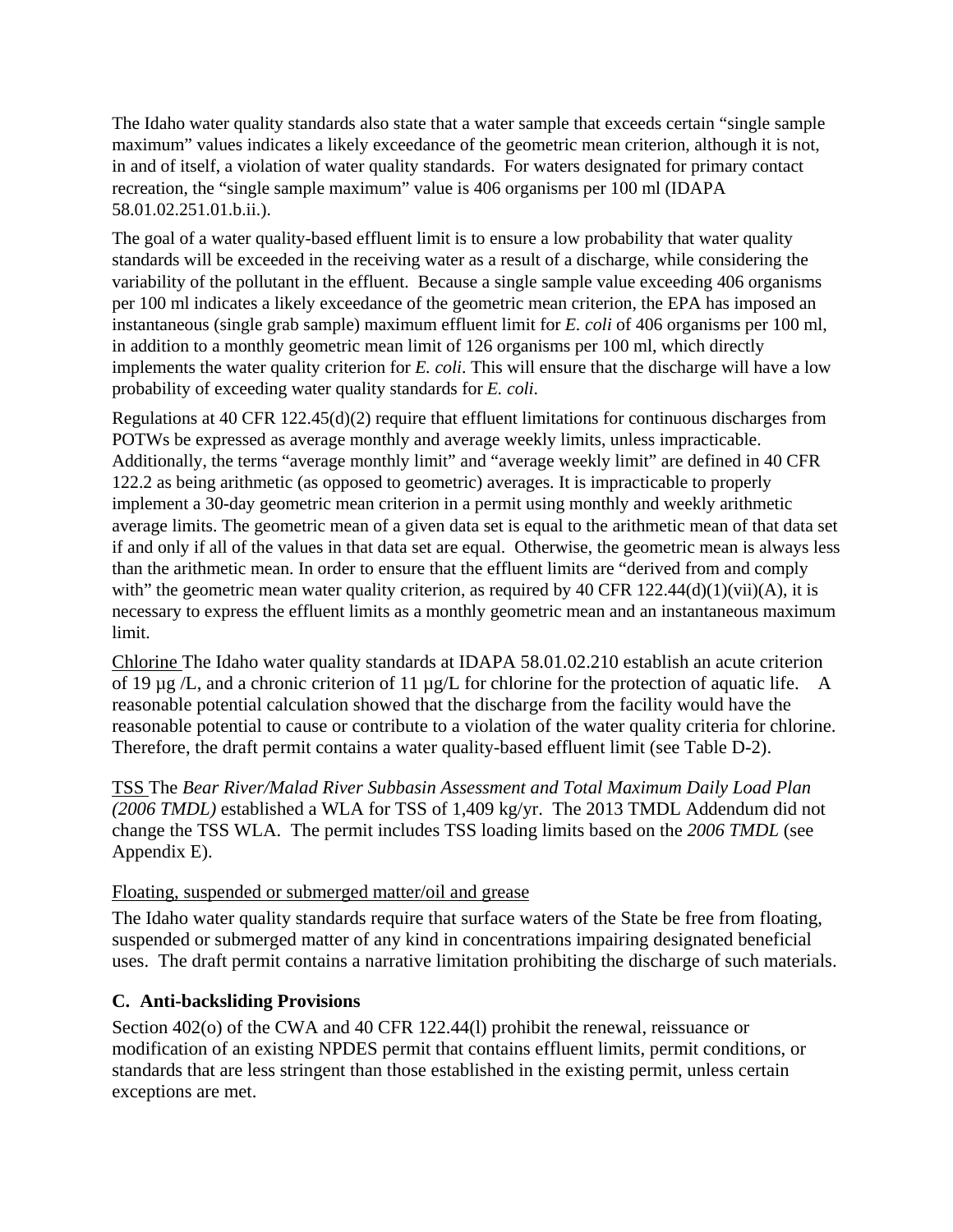The Idaho water quality standards also state that a water sample that exceeds certain "single sample maximum" values indicates a likely exceedance of the geometric mean criterion, although it is not, in and of itself, a violation of water quality standards. For waters designated for primary contact recreation, the "single sample maximum" value is 406 organisms per 100 ml (IDAPA 58.01.02.251.01.b.ii.).

The goal of a water quality-based effluent limit is to ensure a low probability that water quality standards will be exceeded in the receiving water as a result of a discharge, while considering the variability of the pollutant in the effluent. Because a single sample value exceeding 406 organisms per 100 ml indicates a likely exceedance of the geometric mean criterion, the EPA has imposed an instantaneous (single grab sample) maximum effluent limit for *E. coli* of 406 organisms per 100 ml, in addition to a monthly geometric mean limit of 126 organisms per 100 ml, which directly implements the water quality criterion for *E. coli*. This will ensure that the discharge will have a low probability of exceeding water quality standards for *E. coli*.

Regulations at 40 CFR 122.45(d)(2) require that effluent limitations for continuous discharges from POTWs be expressed as average monthly and average weekly limits, unless impracticable. Additionally, the terms "average monthly limit" and "average weekly limit" are defined in 40 CFR 122.2 as being arithmetic (as opposed to geometric) averages. It is impracticable to properly implement a 30-day geometric mean criterion in a permit using monthly and weekly arithmetic average limits. The geometric mean of a given data set is equal to the arithmetic mean of that data set if and only if all of the values in that data set are equal. Otherwise, the geometric mean is always less than the arithmetic mean. In order to ensure that the effluent limits are "derived from and comply with" the geometric mean water quality criterion, as required by 40 CFR 122.44(d)(1)(vii)(A), it is necessary to express the effluent limits as a monthly geometric mean and an instantaneous maximum limit.

Chlorine The Idaho water quality standards at IDAPA 58.01.02.210 establish an acute criterion of 19 µg /L, and a chronic criterion of 11 µg/L for chlorine for the protection of aquatic life. A reasonable potential calculation showed that the discharge from the facility would have the reasonable potential to cause or contribute to a violation of the water quality criteria for chlorine. Therefore, the draft permit contains a water quality-based effluent limit (see Table D-2).

TSS The *Bear River/Malad River Subbasin Assessment and Total Maximum Daily Load Plan (2006 TMDL)* established a WLA for TSS of 1,409 kg/yr. The 2013 TMDL Addendum did not change the TSS WLA. The permit includes TSS loading limits based on the *2006 TMDL* (see Appendix E).

Floating, suspended or submerged matter/oil and grease

The Idaho water quality standards require that surface waters of the State be free from floating, suspended or submerged matter of any kind in concentrations impairing designated beneficial uses. The draft permit contains a narrative limitation prohibiting the discharge of such materials.

### C. Anti-backsliding Provisions

Section 402(o) of the CWA and 40 CFR 122.44(l) prohibit the renewal, reissuance or modification of an existing NPDES permit that contains effluent limits, permit conditions, or standards that are less stringent than those established in the existing permit, unless certain exceptions are met.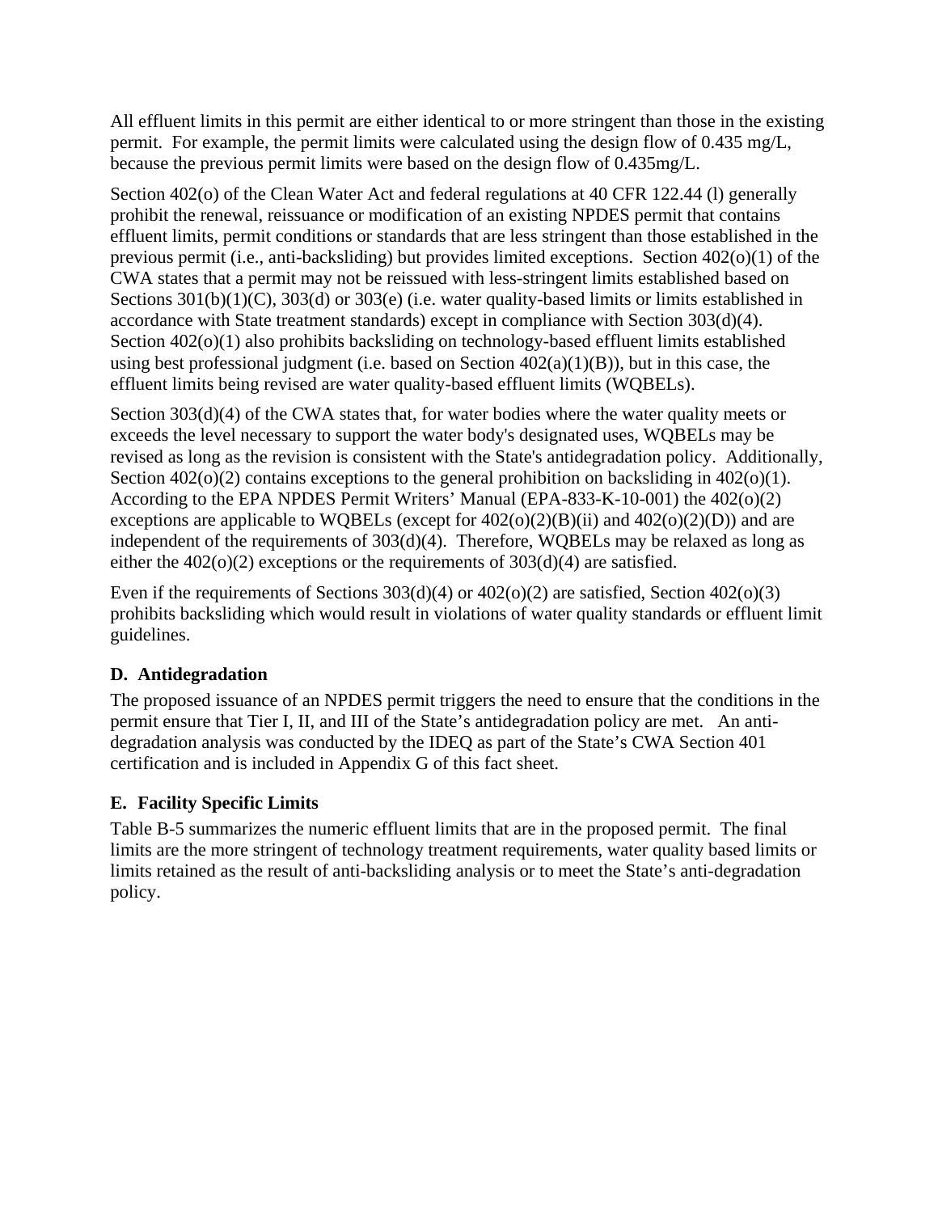All effluent limits in this permit are either identical to or more stringent than those in the existing permit. For example, the permit limits were calculated using the design flow of 0.435 mg/L, because the previous permit limits were based on the design flow of 0.435mg/L.

Section 402(o) of the Clean Water Act and federal regulations at 40 CFR 122.44 (l) generally prohibit the renewal, reissuance or modification of an existing NPDES permit that contains effluent limits, permit conditions or standards that are less stringent than those established in the previous permit (i.e., anti-backsliding) but provides limited exceptions. Section 402(o)(1) of the CWA states that a permit may not be reissued with less-stringent limits established based on Sections 301(b)(1)(C), 303(d) or 303(e) (i.e. water quality-based limits or limits established in accordance with State treatment standards) except in compliance with Section 303(d)(4). Section 402(o)(1) also prohibits backsliding on technology-based effluent limits established using best professional judgment (i.e. based on Section 402(a)(1)(B)), but in this case, the effluent limits being revised are water quality-based effluent limits (WQBELs).

Section 303(d)(4) of the CWA states that, for water bodies where the water quality meets or exceeds the level necessary to support the water body's designated uses, WQBELs may be revised as long as the revision is consistent with the State's antidegradation policy. Additionally, Section 402(o)(2) contains exceptions to the general prohibition on backsliding in 402(o)(1). According to the EPA NPDES Permit Writers' Manual (EPA-833-K-10-001) the 402(o)(2) exceptions are applicable to WQBELs (except for 402(o)(2)(B)(ii) and 402(o)(2)(D)) and are independent of the requirements of 303(d)(4). Therefore, WQBELs may be relaxed as long as either the 402(o)(2) exceptions or the requirements of 303(d)(4) are satisfied.

Even if the requirements of Sections 303(d)(4) or 402(o)(2) are satisfied, Section 402(o)(3) prohibits backsliding which would result in violations of water quality standards or effluent limit guidelines.

### D. Antidegradation

The proposed issuance of an NPDES permit triggers the need to ensure that the conditions in the permit ensure that Tier I, II, and III of the State's antidegradation policy are met. An anti-degradation analysis was conducted by the IDEQ as part of the State's CWA Section 401 certification and is included in Appendix G of this fact sheet.

### E. Facility Specific Limits

Table B-5 summarizes the numeric effluent limits that are in the proposed permit. The final limits are the more stringent of technology treatment requirements, water quality based limits or limits retained as the result of anti-backsliding analysis or to meet the State's anti-degradation policy.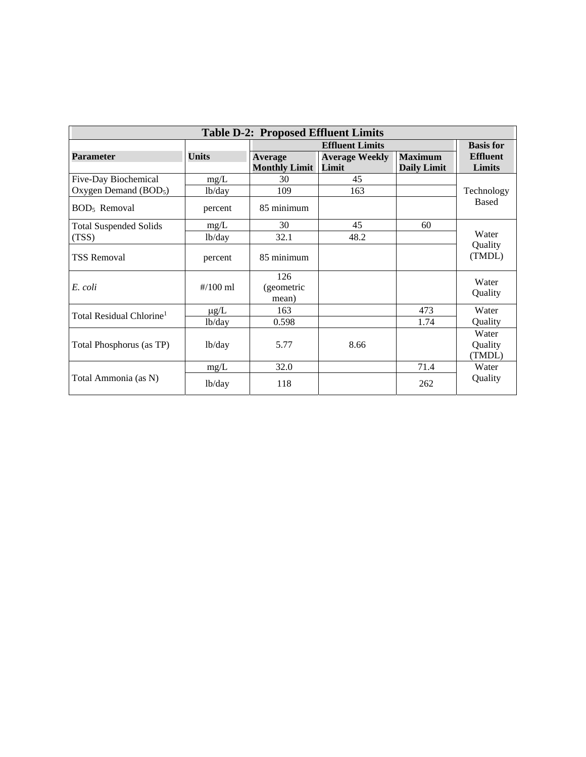**Table D-2: Proposed Effluent Limits**

| Parameter | Units | Effluent Limits | | | Basis for Effluent Limits |
|---|---|---|---|---|---|
| | | Average Monthly Limit | Average Weekly Limit | Maximum Daily Limit | |
| Five-Day Biochemical Oxygen Demand ($BOD_5$) | mg/L | 30 | 45 | | Technology Based |
| | lb/day | 109 | 163 | | |
| $BOD_5$ Removal | percent | 85 minimum | | | |
| Total Suspended Solids (TSS) | mg/L | 30 | 45 | 60 | Water Quality (TMDL) |
| | lb/day | 32.1 | 48.2 | | |
| TSS Removal | percent | 85 minimum | | | |
| *E. coli* | #/100 ml | 126 (geometric mean) | | | Water Quality |
| Total Residual Chlorine[1] | μg/L | 163 | | 473 | Water Quality |
| | lb/day | 0.598 | | 1.74 | |
| Total Phosphorus (as TP) | lb/day | 5.77 | 8.66 | | Water Quality (TMDL) |
| Total Ammonia (as N) | mg/L | 32.0 | | 71.4 | Water Quality |
| | lb/day | 118 | | 262 | |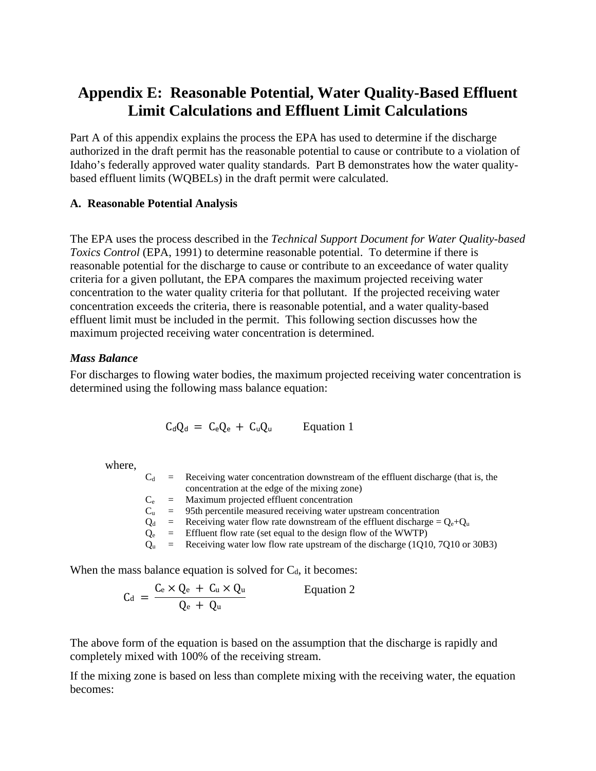# Appendix E: Reasonable Potential, Water Quality-Based Effluent Limit Calculations and Effluent Limit Calculations

Part A of this appendix explains the process the EPA has used to determine if the discharge authorized in the draft permit has the reasonable potential to cause or contribute to a violation of Idaho's federally approved water quality standards. Part B demonstrates how the water quality-based effluent limits (WQBELs) in the draft permit were calculated.

## A. Reasonable Potential Analysis

The EPA uses the process described in the *Technical Support Document for Water Quality-based Toxics Control* (EPA, 1991) to determine reasonable potential. To determine if there is reasonable potential for the discharge to cause or contribute to an exceedance of water quality criteria for a given pollutant, the EPA compares the maximum projected receiving water concentration to the water quality criteria for that pollutant. If the projected receiving water concentration exceeds the criteria, there is reasonable potential, and a water quality-based effluent limit must be included in the permit. This following section discusses how the maximum projected receiving water concentration is determined.

### *Mass Balance*

For discharges to flowing water bodies, the maximum projected receiving water concentration is determined using the following mass balance equation:

$$C_dQ_d = C_eQ_e + C_uQ_u \qquad \text{Equation 1}$$

where,

$C_d$ = Receiving water concentration downstream of the effluent discharge (that is, the concentration at the edge of the mixing zone)
$C_e$ = Maximum projected effluent concentration
$C_u$ = 95th percentile measured receiving water upstream concentration
$Q_d$ = Receiving water flow rate downstream of the effluent discharge = $Q_e$+$Q_u$
$Q_e$ = Effluent flow rate (set equal to the design flow of the WWTP)
$Q_u$ = Receiving water low flow rate upstream of the discharge (1Q10, 7Q10 or 30B3)

When the mass balance equation is solved for $C_d$, it becomes:

$$C_d = \frac{C_e \times Q_e + C_u \times Q_u}{Q_e + Q_u} \qquad \text{Equation 2}$$

The above form of the equation is based on the assumption that the discharge is rapidly and completely mixed with 100% of the receiving stream.

If the mixing zone is based on less than complete mixing with the receiving water, the equation becomes: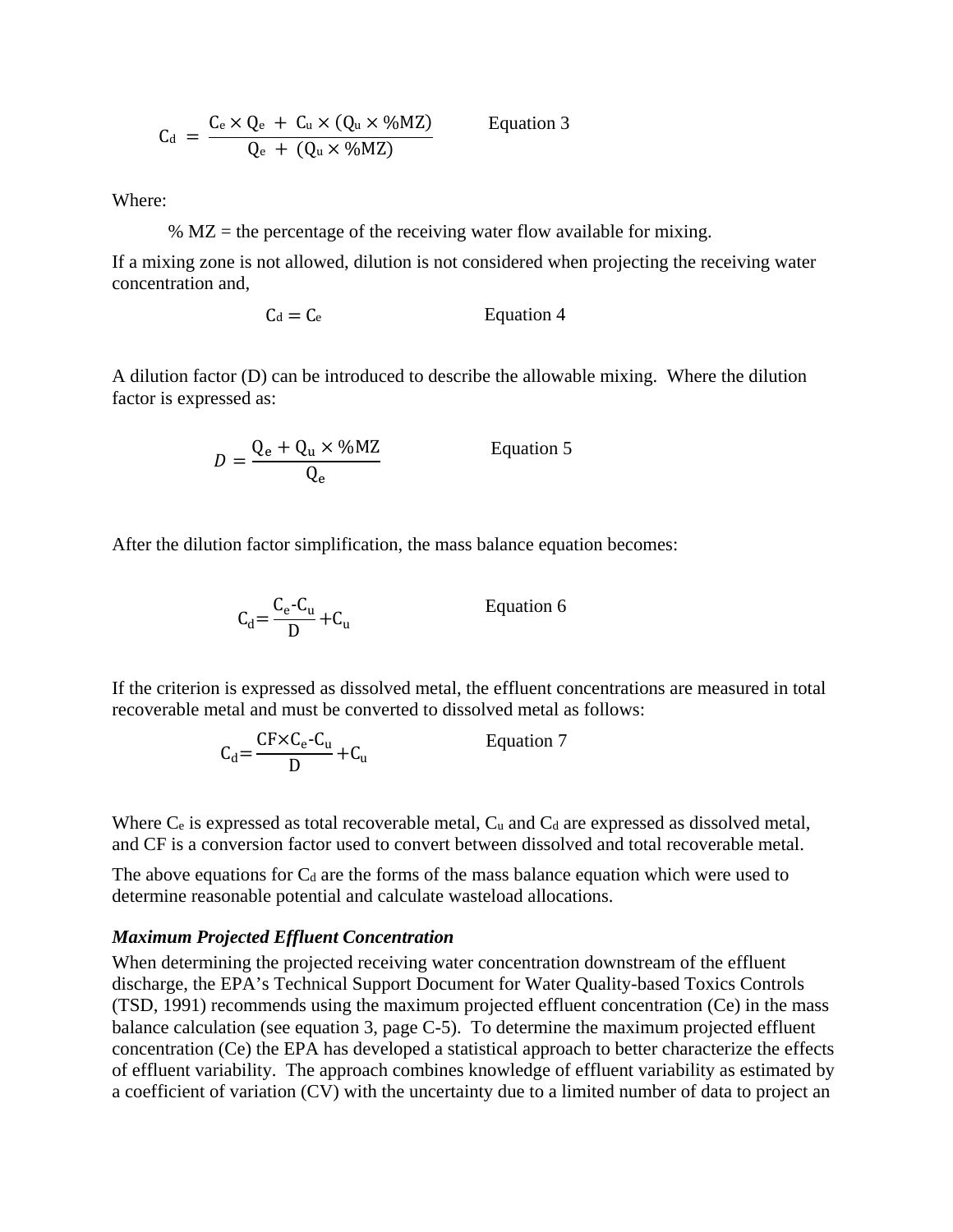$$C_d = \frac{C_e \times Q_e + C_u \times (Q_u \times \%MZ)}{Q_e + (Q_u \times \%MZ)} \qquad \text{Equation 3}$$

Where:

% MZ = the percentage of the receiving water flow available for mixing.

If a mixing zone is not allowed, dilution is not considered when projecting the receiving water concentration and,

$$C_d = C_e \qquad \text{Equation 4}$$

A dilution factor (D) can be introduced to describe the allowable mixing. Where the dilution factor is expressed as:

$$D = \frac{Q_e + Q_u \times \%MZ}{Q_e} \qquad \text{Equation 5}$$

After the dilution factor simplification, the mass balance equation becomes:

$$C_d = \frac{C_e - C_u}{D} + C_u \qquad \text{Equation 6}$$

If the criterion is expressed as dissolved metal, the effluent concentrations are measured in total recoverable metal and must be converted to dissolved metal as follows:

$$C_d = \frac{CF \times C_e - C_u}{D} + C_u \qquad \text{Equation 7}$$

Where $C_e$ is expressed as total recoverable metal, $C_u$ and $C_d$ are expressed as dissolved metal, and CF is a conversion factor used to convert between dissolved and total recoverable metal.

The above equations for $C_d$ are the forms of the mass balance equation which were used to determine reasonable potential and calculate wasteload allocations.

***Maximum Projected Effluent Concentration***

When determining the projected receiving water concentration downstream of the effluent discharge, the EPA's Technical Support Document for Water Quality-based Toxics Controls (TSD, 1991) recommends using the maximum projected effluent concentration (Ce) in the mass balance calculation (see equation 3, page C-5). To determine the maximum projected effluent concentration (Ce) the EPA has developed a statistical approach to better characterize the effects of effluent variability. The approach combines knowledge of effluent variability as estimated by a coefficient of variation (CV) with the uncertainty due to a limited number of data to project an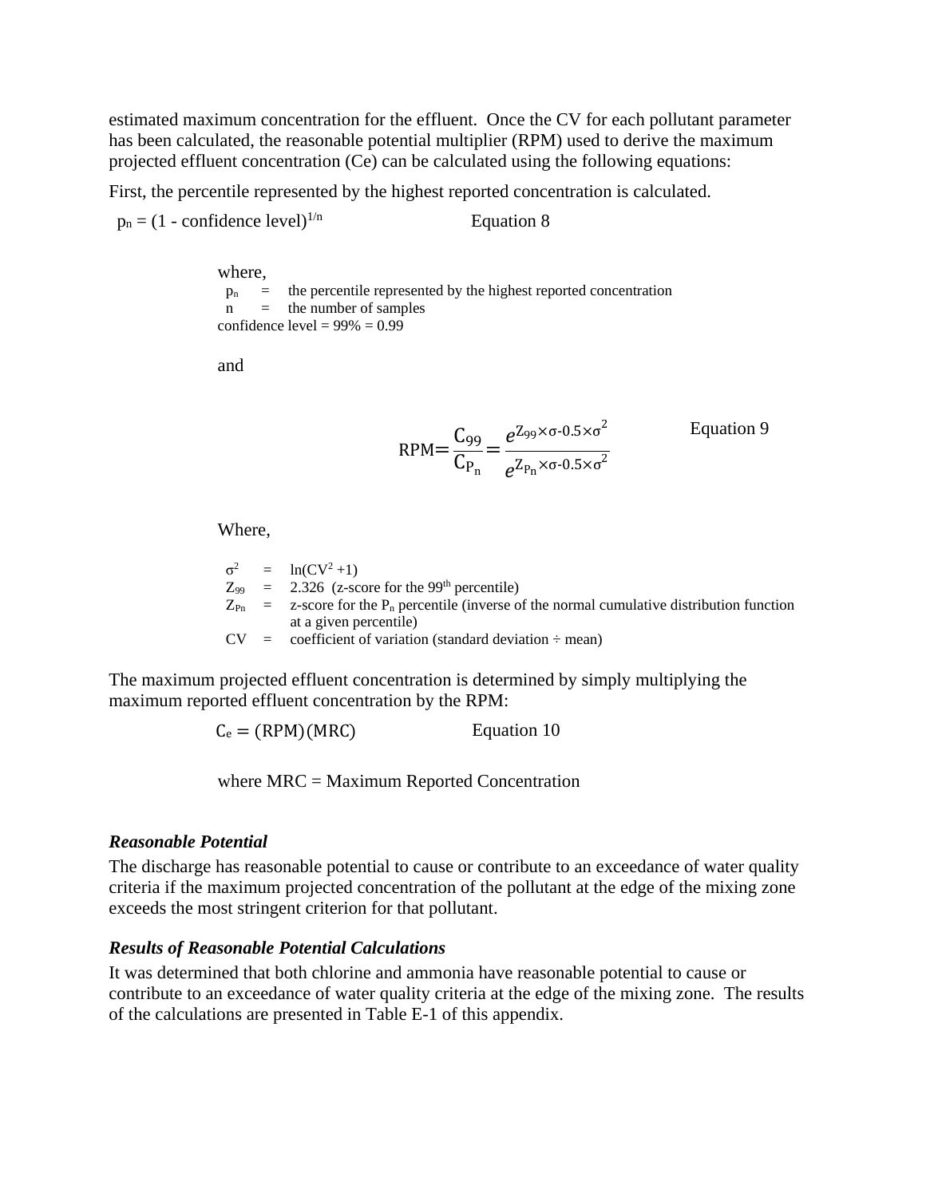estimated maximum concentration for the effluent. Once the CV for each pollutant parameter has been calculated, the reasonable potential multiplier (RPM) used to derive the maximum projected effluent concentration (Ce) can be calculated using the following equations:

First, the percentile represented by the highest reported concentration is calculated.

$$p_n = (1 - \text{confidence level})^{1/n} \qquad \text{Equation 8}$$

where,

$p_n$ = the percentile represented by the highest reported concentration
$n$ = the number of samples
confidence level = 99% = 0.99

and

$$RPM = \frac{C_{99}}{C_{P_n}} = \frac{e^{Z_{99} \times \sigma - 0.5 \times \sigma^2}}{e^{Z_{P_n} \times \sigma - 0.5 \times \sigma^2}} \qquad \text{Equation 9}$$

Where,

$\sigma^2$ = $\ln(CV^2 + 1)$
$Z_{99}$ = 2.326 (z-score for the 99th percentile)
$Z_{Pn}$ = z-score for the $P_n$ percentile (inverse of the normal cumulative distribution function at a given percentile)
CV = coefficient of variation (standard deviation ÷ mean)

The maximum projected effluent concentration is determined by simply multiplying the maximum reported effluent concentration by the RPM:

$$C_e = (RPM)(MRC) \qquad \text{Equation 10}$$

where MRC = Maximum Reported Concentration

### *Reasonable Potential*

The discharge has reasonable potential to cause or contribute to an exceedance of water quality criteria if the maximum projected concentration of the pollutant at the edge of the mixing zone exceeds the most stringent criterion for that pollutant.

### *Results of Reasonable Potential Calculations*

It was determined that both chlorine and ammonia have reasonable potential to cause or contribute to an exceedance of water quality criteria at the edge of the mixing zone. The results of the calculations are presented in Table E-1 of this appendix.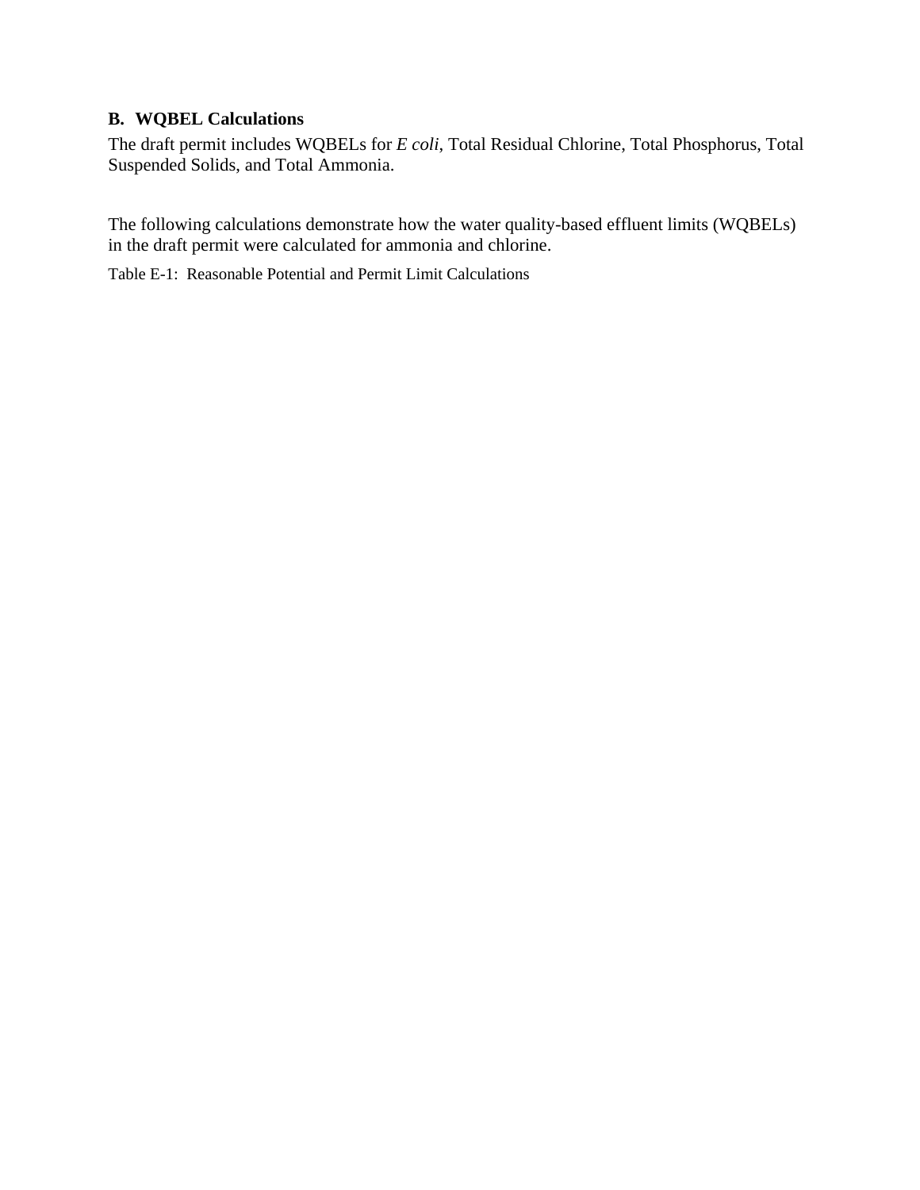### B. WQBEL Calculations

The draft permit includes WQBELs for *E coli*, Total Residual Chlorine, Total Phosphorus, Total Suspended Solids, and Total Ammonia.

The following calculations demonstrate how the water quality-based effluent limits (WQBELs) in the draft permit were calculated for ammonia and chlorine.

Table E-1: Reasonable Potential and Permit Limit Calculations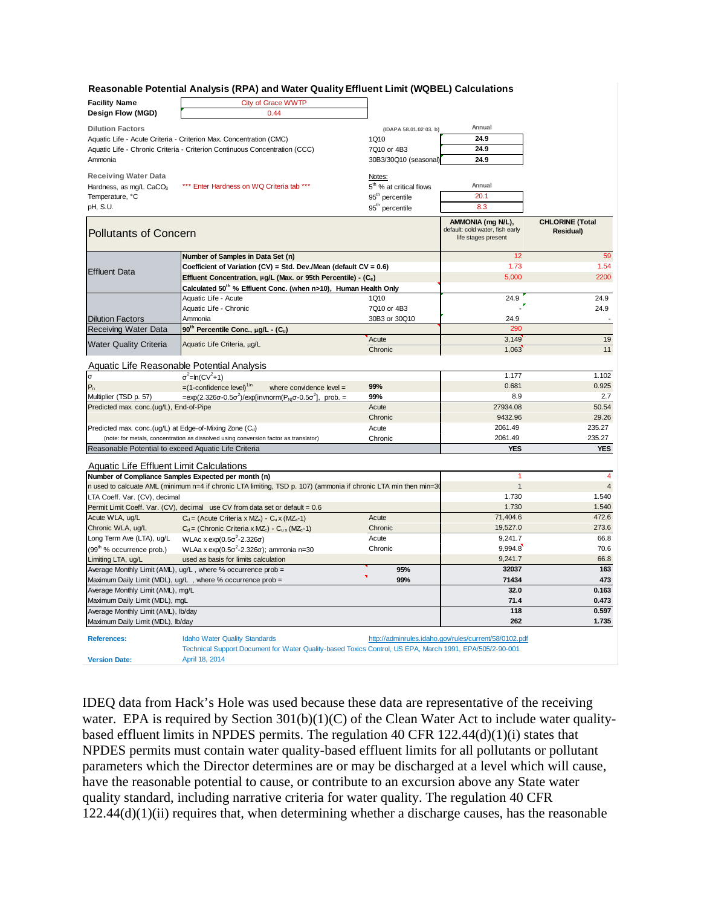## Reasonable Potential Analysis (RPA) and Water Quality Effluent Limit (WQBEL) Calculations

| | | | |
|---|---|---|---|
| **Facility Name** | City of Grace WWTP | | |
| **Design Flow (MGD)** | 0.44 | | |
| **Dilution Factors** | | (IDAPA 58.01.02 03. b) | Annual |
| Aquatic Life - Acute Criteria - Criterion Max. Concentration (CMC) | | 1Q10 | **24.9** |
| Aquatic Life - Chronic Criteria - Criterion Continuous Concentration (CCC) | | 7Q10 or 4B3 | **24.9** |
| Ammonia | | 30B3/30Q10 (seasonal) | **24.9** |
| **Receiving Water Data** | | Notes: | |
| Hardness, as mg/L $CaCO_3$ | *** Enter Hardness on WQ Criteria tab *** | 5th % at critical flows | Annual |
| Temperature, °C | | 95th percentile | 20.1 |
| pH, S.U. | | 95th percentile | 8.3 |

| Pollutants of Concern | | | AMMONIA (mg N/L), default: cold water, fish early life stages present | CHLORINE (Total Residual) |
|---|---|---|---|---|
| Effluent Data | Number of Samples in Data Set (n) | | 12 | 59 |
| | Coefficient of Variation (CV) = Std. Dev./Mean (default CV = 0.6) | | 1.73 | 1.54 |
| | Effluent Concentration, µg/L (Max. or 95th Percentile) - ($C_e$) | | 5,000 | 2200 |
| | Calculated 50th % Effluent Conc. (when n>10), Human Health Only | | | |
| Dilution Factors | Aquatic Life - Acute | 1Q10 | 24.9 | 24.9 |
| | Aquatic Life - Chronic | 7Q10 or 4B3 | - | 24.9 |
| | Ammonia | 30B3 or 30Q10 | 24.9 | - |
| Receiving Water Data | 90th Percentile Conc., µg/L - ($C_u$) | | 290 | |
| Water Quality Criteria | Aquatic Life Criteria, µg/L | Acute | 3,149 | 19 |
| | | Chronic | 1,063 | 11 |

**Aquatic Life Reasonable Potential Analysis**

| | | | AMMONIA | CHLORINE |
|---|---|---|---|---|
| σ | $\sigma^2=\ln(CV^2+1)$ | | 1.177 | 1.102 |
| $P_n$ | $=(1\text{-confidence level})^{1/n}$ where convidence level = | 99% | 0.681 | 0.925 |
| Multiplier (TSD p. 57) | $=\exp(2.326\sigma-0.5\sigma^2)/\exp[\text{invnorm}(P_N)\sigma-0.5\sigma^2]$, prob. = | 99% | 8.9 | 2.7 |
| Predicted max. conc.(ug/L), End-of-Pipe | | Acute | 27934.08 | 50.54 |
| | | Chronic | 9432.96 | 29.26 |
| Predicted max. conc.(ug/L) at Edge-of-Mixing Zone ($C_d$) | | Acute | 2061.49 | 235.27 |
| (note: for metals, concentration as dissolved using conversion factor as translator) | | Chronic | 2061.49 | 235.27 |
| Reasonable Potential to exceed Aquatic Life Criteria | | | **YES** | **YES** |

**Aquatic Life Effluent Limit Calculations**

| | | | AMMONIA | CHLORINE |
|---|---|---|---|---|
| Number of Compliance Samples Expected per month (n) | | | 1 | 4 |
| n used to calcuate AML (minimum n=4 if chronic LTA limiting, TSD p. 107) (ammonia if chronic LTA min then min=30 | | | 1 | 4 |
| LTA Coeff. Var. (CV), decimal | | | 1.730 | 1.540 |
| Permit Limit Coeff. Var. (CV), decimal use CV from data set or default = 0.6 | | | 1.730 | 1.540 |
| Acute WLA, ug/L | $C_d$ = (Acute Criteria x $MZ_a$) - $C_u$ x ($MZ_a$-1) | Acute | 71,404.6 | 472.6 |
| Chronic WLA, ug/L | $C_d$ = (Chronic Criteria x $MZ_c$) - $C_u$ x ($MZ_c$-1) | Chronic | 19,527.0 | 273.6 |
| Long Term Ave (LTA), ug/L | WLAc x $\exp(0.5\sigma^2-2.326\sigma)$ | Acute | 9,241.7 | 66.8 |
| (99th % occurrence prob.) | WLAa x $\exp(0.5\sigma^2-2.326\sigma)$; ammonia n=30 | Chronic | 9,994.8 | 70.6 |
| Limiting LTA, ug/L | used as basis for limits calculation | | 9,241.7 | 66.8 |
| Average Monthly Limit (AML), ug/L , where % occurrence prob = | | 95% | **32037** | **163** |
| Maximum Daily Limit (MDL), ug/L , where % occurrence prob = | | 99% | **71434** | **473** |
| Average Monthly Limit (AML), mg/L | | | **32.0** | **0.163** |
| Maximum Daily Limit (MDL), mgL | | | **71.4** | **0.473** |
| Average Monthly Limit (AML), lb/day | | | **118** | **0.597** |
| Maximum Daily Limit (MDL), lb/day | | | **262** | **1.735** |

**References:** Idaho Water Quality Standards http://adminrules.idaho.gov/rules/current/58/0102.pdf
Technical Support Document for Water Quality-based Toxics Control, US EPA, March 1991, EPA/505/2-90-001

**Version Date:** April 18, 2014

IDEQ data from Hack's Hole was used because these data are representative of the receiving water. EPA is required by Section 301(b)(1)(C) of the Clean Water Act to include water quality-based effluent limits in NPDES permits. The regulation 40 CFR 122.44(d)(1)(i) states that NPDES permits must contain water quality-based effluent limits for all pollutants or pollutant parameters which the Director determines are or may be discharged at a level which will cause, have the reasonable potential to cause, or contribute to an excursion above any State water quality standard, including narrative criteria for water quality. The regulation 40 CFR 122.44(d)(1)(ii) requires that, when determining whether a discharge causes, has the reasonable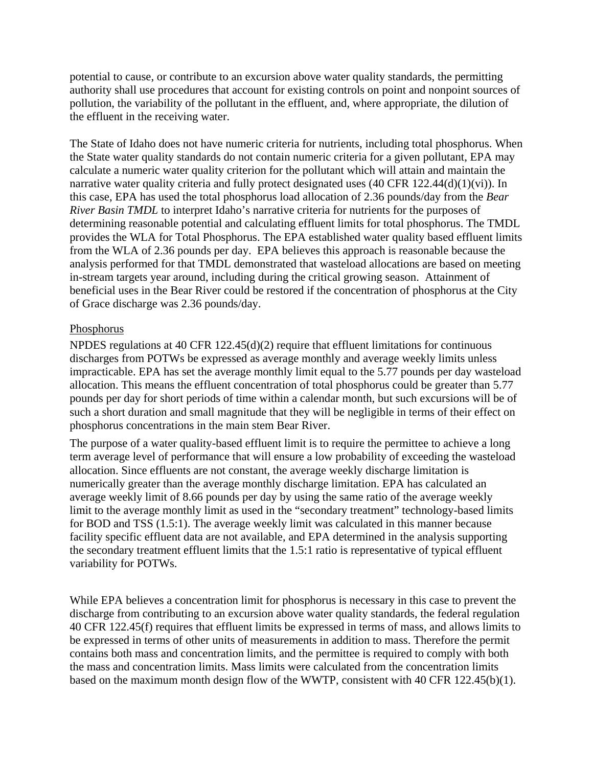potential to cause, or contribute to an excursion above water quality standards, the permitting authority shall use procedures that account for existing controls on point and nonpoint sources of pollution, the variability of the pollutant in the effluent, and, where appropriate, the dilution of the effluent in the receiving water.

The State of Idaho does not have numeric criteria for nutrients, including total phosphorus. When the State water quality standards do not contain numeric criteria for a given pollutant, EPA may calculate a numeric water quality criterion for the pollutant which will attain and maintain the narrative water quality criteria and fully protect designated uses (40 CFR 122.44(d)(1)(vi)). In this case, EPA has used the total phosphorus load allocation of 2.36 pounds/day from the *Bear River Basin TMDL* to interpret Idaho's narrative criteria for nutrients for the purposes of determining reasonable potential and calculating effluent limits for total phosphorus. The TMDL provides the WLA for Total Phosphorus. The EPA established water quality based effluent limits from the WLA of 2.36 pounds per day. EPA believes this approach is reasonable because the analysis performed for that TMDL demonstrated that wasteload allocations are based on meeting in-stream targets year around, including during the critical growing season. Attainment of beneficial uses in the Bear River could be restored if the concentration of phosphorus at the City of Grace discharge was 2.36 pounds/day.

Phosphorus

NPDES regulations at 40 CFR 122.45(d)(2) require that effluent limitations for continuous discharges from POTWs be expressed as average monthly and average weekly limits unless impracticable. EPA has set the average monthly limit equal to the 5.77 pounds per day wasteload allocation. This means the effluent concentration of total phosphorus could be greater than 5.77 pounds per day for short periods of time within a calendar month, but such excursions will be of such a short duration and small magnitude that they will be negligible in terms of their effect on phosphorus concentrations in the main stem Bear River.

The purpose of a water quality-based effluent limit is to require the permittee to achieve a long term average level of performance that will ensure a low probability of exceeding the wasteload allocation. Since effluents are not constant, the average weekly discharge limitation is numerically greater than the average monthly discharge limitation. EPA has calculated an average weekly limit of 8.66 pounds per day by using the same ratio of the average weekly limit to the average monthly limit as used in the "secondary treatment" technology-based limits for BOD and TSS (1.5:1). The average weekly limit was calculated in this manner because facility specific effluent data are not available, and EPA determined in the analysis supporting the secondary treatment effluent limits that the 1.5:1 ratio is representative of typical effluent variability for POTWs.

While EPA believes a concentration limit for phosphorus is necessary in this case to prevent the discharge from contributing to an excursion above water quality standards, the federal regulation 40 CFR 122.45(f) requires that effluent limits be expressed in terms of mass, and allows limits to be expressed in terms of other units of measurements in addition to mass. Therefore the permit contains both mass and concentration limits, and the permittee is required to comply with both the mass and concentration limits. Mass limits were calculated from the concentration limits based on the maximum month design flow of the WWTP, consistent with 40 CFR 122.45(b)(1).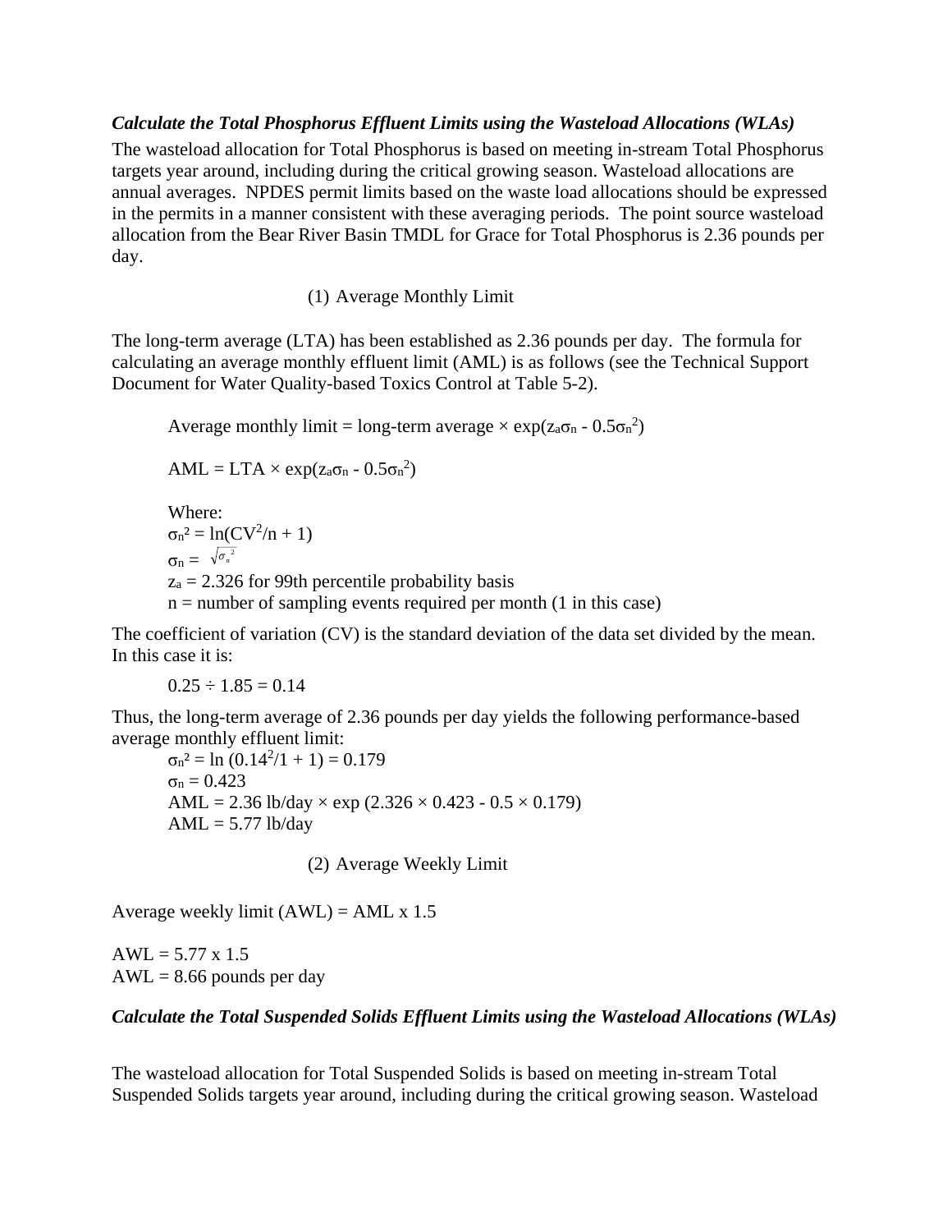***Calculate the Total Phosphorus Effluent Limits using the Wasteload Allocations (WLAs)***

The wasteload allocation for Total Phosphorus is based on meeting in-stream Total Phosphorus targets year around, including during the critical growing season. Wasteload allocations are annual averages. NPDES permit limits based on the waste load allocations should be expressed in the permits in a manner consistent with these averaging periods. The point source wasteload allocation from the Bear River Basin TMDL for Grace for Total Phosphorus is 2.36 pounds per day.

(1) Average Monthly Limit

The long-term average (LTA) has been established as 2.36 pounds per day. The formula for calculating an average monthly effluent limit (AML) is as follows (see the Technical Support Document for Water Quality-based Toxics Control at Table 5-2).

Average monthly limit = long-term average × $\exp(z_a\sigma_n - 0.5\sigma_n^2)$

$AML = LTA \times \exp(z_a\sigma_n - 0.5\sigma_n^2)$

Where:
$\sigma_n^2 = \ln(CV^2/n + 1)$
$\sigma_n = \sqrt{\sigma_n^2}$
$z_a$ = 2.326 for 99th percentile probability basis
n = number of sampling events required per month (1 in this case)

The coefficient of variation (CV) is the standard deviation of the data set divided by the mean. In this case it is:

0.25 ÷ 1.85 = 0.14

Thus, the long-term average of 2.36 pounds per day yields the following performance-based average monthly effluent limit:

$\sigma_n^2 = \ln(0.14^2/1 + 1) = 0.179$
$\sigma_n = 0.423$
AML = 2.36 lb/day × exp (2.326 × 0.423 - 0.5 × 0.179)
AML = 5.77 lb/day

(2) Average Weekly Limit

Average weekly limit (AWL) = AML x 1.5

AWL = 5.77 x 1.5
AWL = 8.66 pounds per day

***Calculate the Total Suspended Solids Effluent Limits using the Wasteload Allocations (WLAs)***

The wasteload allocation for Total Suspended Solids is based on meeting in-stream Total Suspended Solids targets year around, including during the critical growing season. Wasteload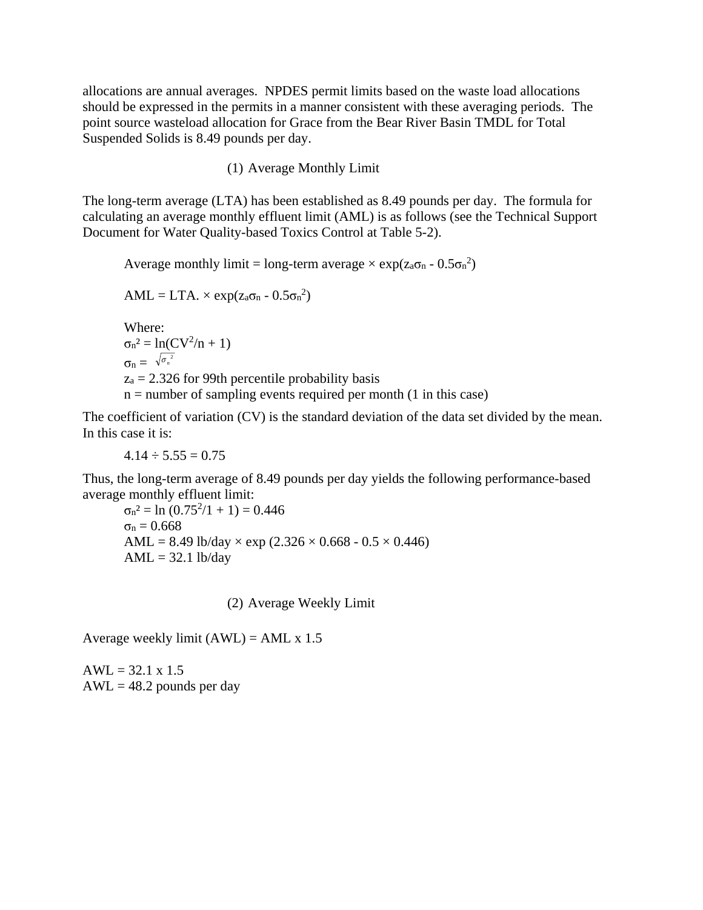allocations are annual averages. NPDES permit limits based on the waste load allocations should be expressed in the permits in a manner consistent with these averaging periods. The point source wasteload allocation for Grace from the Bear River Basin TMDL for Total Suspended Solids is 8.49 pounds per day.

(1) Average Monthly Limit

The long-term average (LTA) has been established as 8.49 pounds per day. The formula for calculating an average monthly effluent limit (AML) is as follows (see the Technical Support Document for Water Quality-based Toxics Control at Table 5-2).

Average monthly limit = long-term average × $\exp(z_a\sigma_n - 0.5\sigma_n^2)$

AML = LTA. × $\exp(z_a\sigma_n - 0.5\sigma_n^2)$

Where:
$\sigma_n^2 = \ln(CV^2/n + 1)$
$\sigma_n = \sqrt{\sigma_n^2}$
$z_a$ = 2.326 for 99th percentile probability basis
n = number of sampling events required per month (1 in this case)

The coefficient of variation (CV) is the standard deviation of the data set divided by the mean. In this case it is:

4.14 ÷ 5.55 = 0.75

Thus, the long-term average of 8.49 pounds per day yields the following performance-based average monthly effluent limit:
$\sigma_n^2 = \ln(0.75^2/1 + 1) = 0.446$
$\sigma_n = 0.668$
AML = 8.49 lb/day × exp (2.326 × 0.668 - 0.5 × 0.446)
AML = 32.1 lb/day

(2) Average Weekly Limit

Average weekly limit (AWL) = AML x 1.5

AWL = 32.1 x 1.5
AWL = 48.2 pounds per day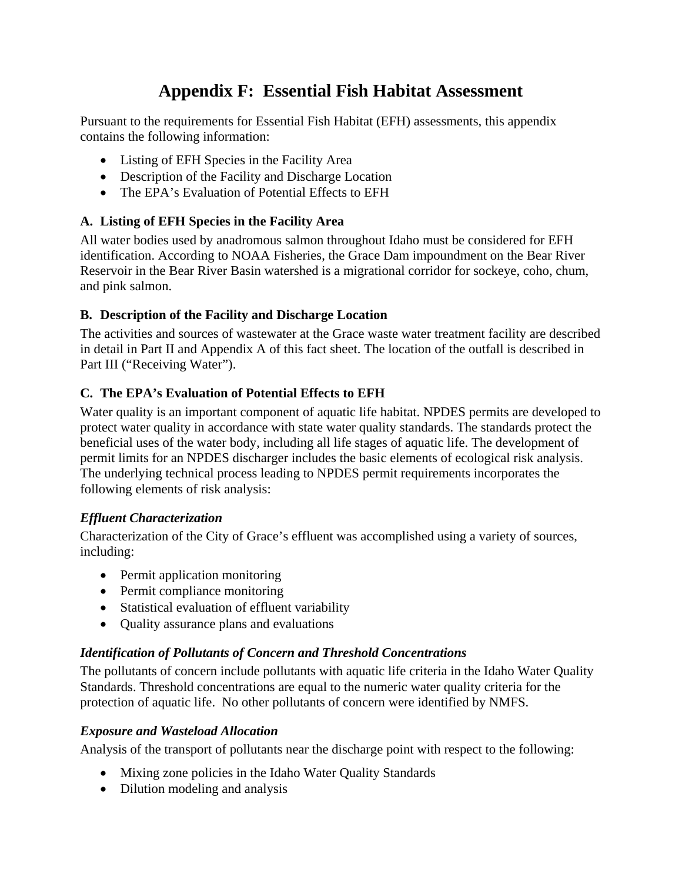# Appendix F: Essential Fish Habitat Assessment

Pursuant to the requirements for Essential Fish Habitat (EFH) assessments, this appendix contains the following information:

- Listing of EFH Species in the Facility Area
- Description of the Facility and Discharge Location
- The EPA's Evaluation of Potential Effects to EFH

### A. Listing of EFH Species in the Facility Area

All water bodies used by anadromous salmon throughout Idaho must be considered for EFH identification. According to NOAA Fisheries, the Grace Dam impoundment on the Bear River Reservoir in the Bear River Basin watershed is a migrational corridor for sockeye, coho, chum, and pink salmon.

### B. Description of the Facility and Discharge Location

The activities and sources of wastewater at the Grace waste water treatment facility are described in detail in Part II and Appendix A of this fact sheet. The location of the outfall is described in Part III ("Receiving Water").

### C. The EPA's Evaluation of Potential Effects to EFH

Water quality is an important component of aquatic life habitat. NPDES permits are developed to protect water quality in accordance with state water quality standards. The standards protect the beneficial uses of the water body, including all life stages of aquatic life. The development of permit limits for an NPDES discharger includes the basic elements of ecological risk analysis. The underlying technical process leading to NPDES permit requirements incorporates the following elements of risk analysis:

#### *Effluent Characterization*

Characterization of the City of Grace's effluent was accomplished using a variety of sources, including:

- Permit application monitoring
- Permit compliance monitoring
- Statistical evaluation of effluent variability
- Quality assurance plans and evaluations

#### *Identification of Pollutants of Concern and Threshold Concentrations*

The pollutants of concern include pollutants with aquatic life criteria in the Idaho Water Quality Standards. Threshold concentrations are equal to the numeric water quality criteria for the protection of aquatic life. No other pollutants of concern were identified by NMFS.

#### *Exposure and Wasteload Allocation*

Analysis of the transport of pollutants near the discharge point with respect to the following:

- Mixing zone policies in the Idaho Water Quality Standards
- Dilution modeling and analysis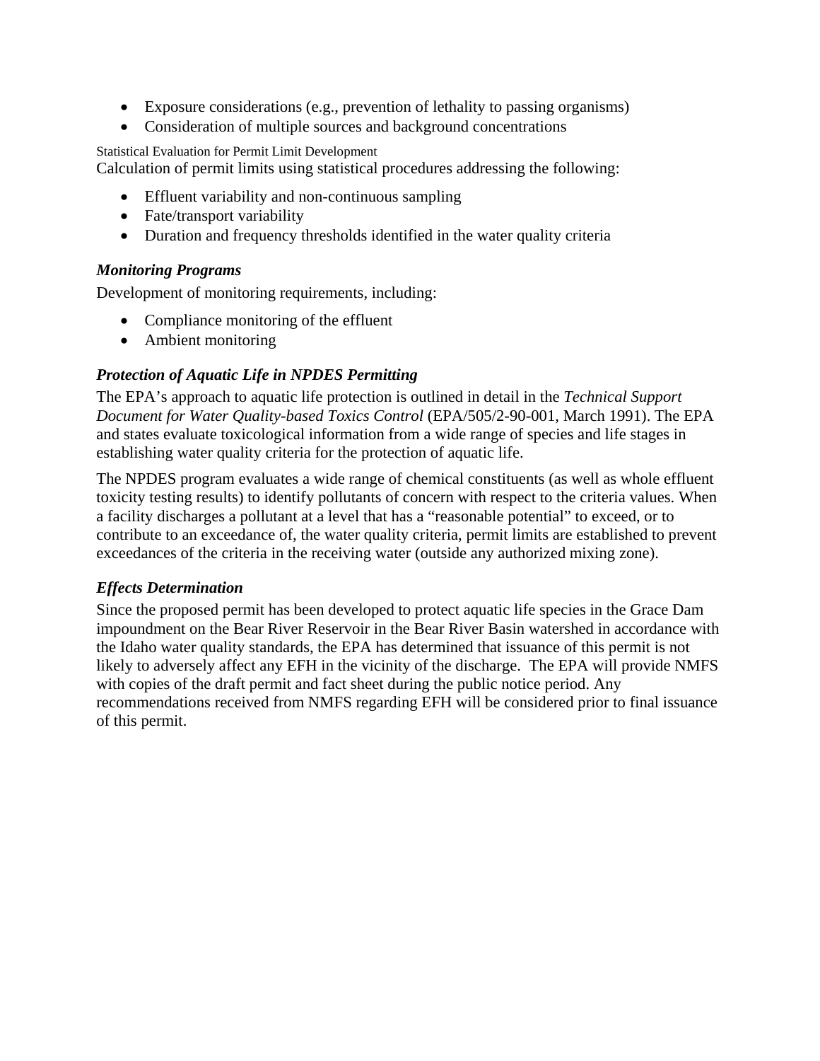- Exposure considerations (e.g., prevention of lethality to passing organisms)
- Consideration of multiple sources and background concentrations

Statistical Evaluation for Permit Limit Development

Calculation of permit limits using statistical procedures addressing the following:

- Effluent variability and non-continuous sampling
- Fate/transport variability
- Duration and frequency thresholds identified in the water quality criteria

### *Monitoring Programs*

Development of monitoring requirements, including:

- Compliance monitoring of the effluent
- Ambient monitoring

### *Protection of Aquatic Life in NPDES Permitting*

The EPA's approach to aquatic life protection is outlined in detail in the *Technical Support Document for Water Quality-based Toxics Control* (EPA/505/2-90-001, March 1991). The EPA and states evaluate toxicological information from a wide range of species and life stages in establishing water quality criteria for the protection of aquatic life.

The NPDES program evaluates a wide range of chemical constituents (as well as whole effluent toxicity testing results) to identify pollutants of concern with respect to the criteria values. When a facility discharges a pollutant at a level that has a "reasonable potential" to exceed, or to contribute to an exceedance of, the water quality criteria, permit limits are established to prevent exceedances of the criteria in the receiving water (outside any authorized mixing zone).

### *Effects Determination*

Since the proposed permit has been developed to protect aquatic life species in the Grace Dam impoundment on the Bear River Reservoir in the Bear River Basin watershed in accordance with the Idaho water quality standards, the EPA has determined that issuance of this permit is not likely to adversely affect any EFH in the vicinity of the discharge. The EPA will provide NMFS with copies of the draft permit and fact sheet during the public notice period. Any recommendations received from NMFS regarding EFH will be considered prior to final issuance of this permit.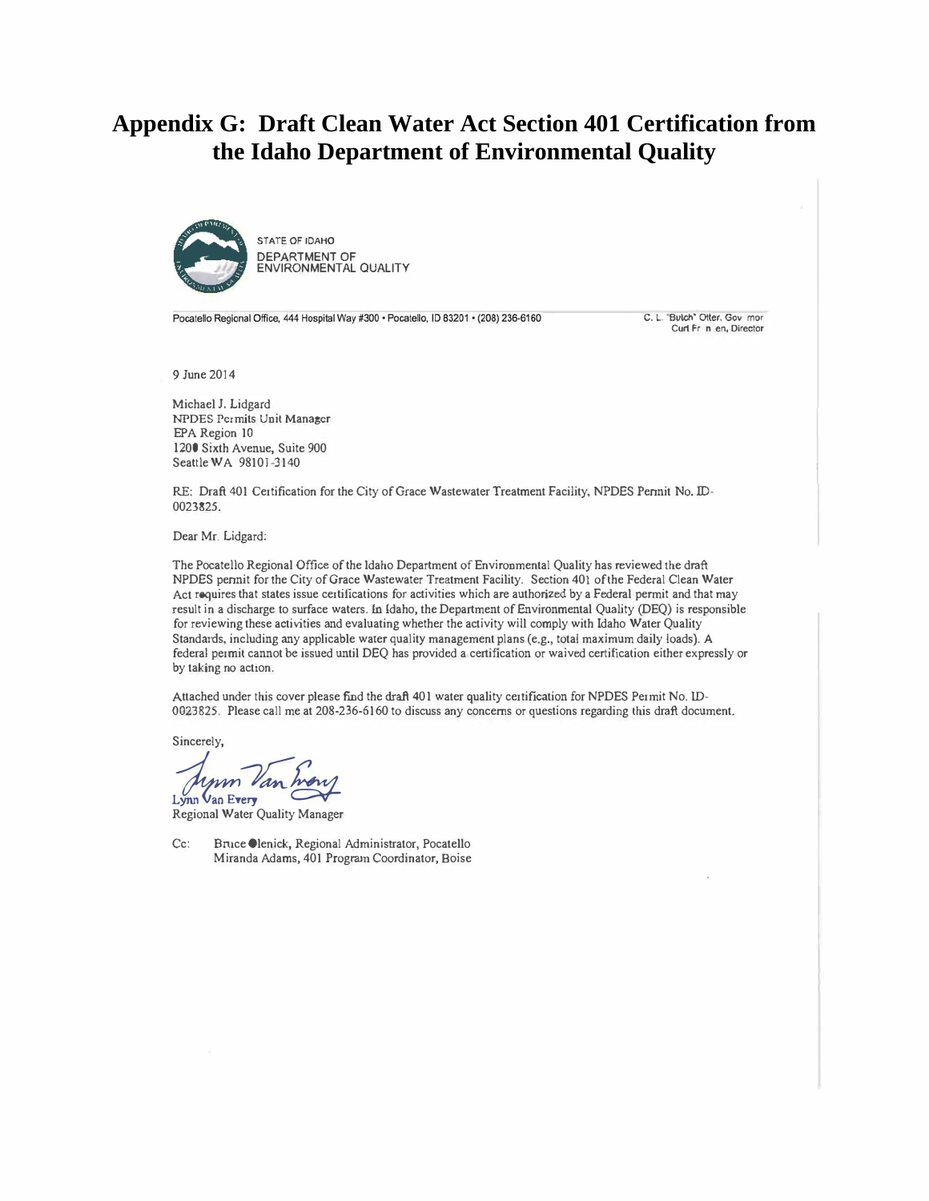# Appendix G: Draft Clean Water Act Section 401 Certification from the Idaho Department of Environmental Quality

STATE OF IDAHO
DEPARTMENT OF ENVIRONMENTAL QUALITY

Pocatello Regional Office, 444 Hospital Way #300 • Pocatello, ID 83201 • (208) 236-6160

C. L. "Butch" Otter, Governor
Curt Fransen, Director

9 June 2014

Michael J. Lidgard
NPDES Permits Unit Manager
EPA Region 10
1200 Sixth Avenue, Suite 900
Seattle WA 98101-3140

RE: Draft 401 Certification for the City of Grace Wastewater Treatment Facility, NPDES Permit No. ID-0023825.

Dear Mr. Lidgard:

The Pocatello Regional Office of the Idaho Department of Environmental Quality has reviewed the draft NPDES permit for the City of Grace Wastewater Treatment Facility. Section 401 of the Federal Clean Water Act requires that states issue certifications for activities which are authorized by a Federal permit and that may result in a discharge to surface waters. In Idaho, the Department of Environmental Quality (DEQ) is responsible for reviewing these activities and evaluating whether the activity will comply with Idaho Water Quality Standards, including any applicable water quality management plans (e.g., total maximum daily loads). A federal permit cannot be issued until DEQ has provided a certification or waived certification either expressly or by taking no action.

Attached under this cover please find the draft 401 water quality certification for NPDES Permit No. ID-0023825. Please call me at 208-236-6160 to discuss any concerns or questions regarding this draft document.

Sincerely,

Lynn Van Every
Regional Water Quality Manager

Cc: Bruce Olenick, Regional Administrator, Pocatello
Miranda Adams, 401 Program Coordinator, Boise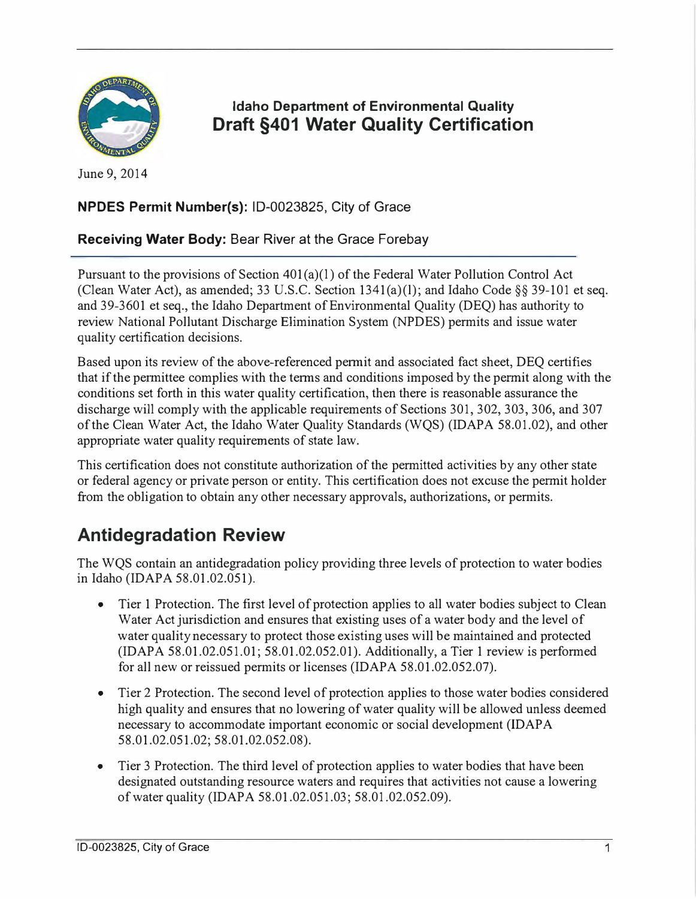**Idaho Department of Environmental Quality**

# Draft §401 Water Quality Certification

June 9, 2014

**NPDES Permit Number(s):** ID-0023825, City of Grace

**Receiving Water Body:** Bear River at the Grace Forebay

Pursuant to the provisions of Section 401(a)(1) of the Federal Water Pollution Control Act (Clean Water Act), as amended; 33 U.S.C. Section 1341(a)(1); and Idaho Code §§ 39-101 et seq. and 39-3601 et seq., the Idaho Department of Environmental Quality (DEQ) has authority to review National Pollutant Discharge Elimination System (NPDES) permits and issue water quality certification decisions.

Based upon its review of the above-referenced permit and associated fact sheet, DEQ certifies that if the permittee complies with the terms and conditions imposed by the permit along with the conditions set forth in this water quality certification, then there is reasonable assurance the discharge will comply with the applicable requirements of Sections 301, 302, 303, 306, and 307 of the Clean Water Act, the Idaho Water Quality Standards (WQS) (IDAPA 58.01.02), and other appropriate water quality requirements of state law.

This certification does not constitute authorization of the permitted activities by any other state or federal agency or private person or entity. This certification does not excuse the permit holder from the obligation to obtain any other necessary approvals, authorizations, or permits.

## Antidegradation Review

The WQS contain an antidegradation policy providing three levels of protection to water bodies in Idaho (IDAPA 58.01.02.051).

- Tier 1 Protection. The first level of protection applies to all water bodies subject to Clean Water Act jurisdiction and ensures that existing uses of a water body and the level of water quality necessary to protect those existing uses will be maintained and protected (IDAPA 58.01.02.051.01; 58.01.02.052.01). Additionally, a Tier 1 review is performed for all new or reissued permits or licenses (IDAPA 58.01.02.052.07).
- Tier 2 Protection. The second level of protection applies to those water bodies considered high quality and ensures that no lowering of water quality will be allowed unless deemed necessary to accommodate important economic or social development (IDAPA 58.01.02.051.02; 58.01.02.052.08).
- Tier 3 Protection. The third level of protection applies to water bodies that have been designated outstanding resource waters and requires that activities not cause a lowering of water quality (IDAPA 58.01.02.051.03; 58.01.02.052.09).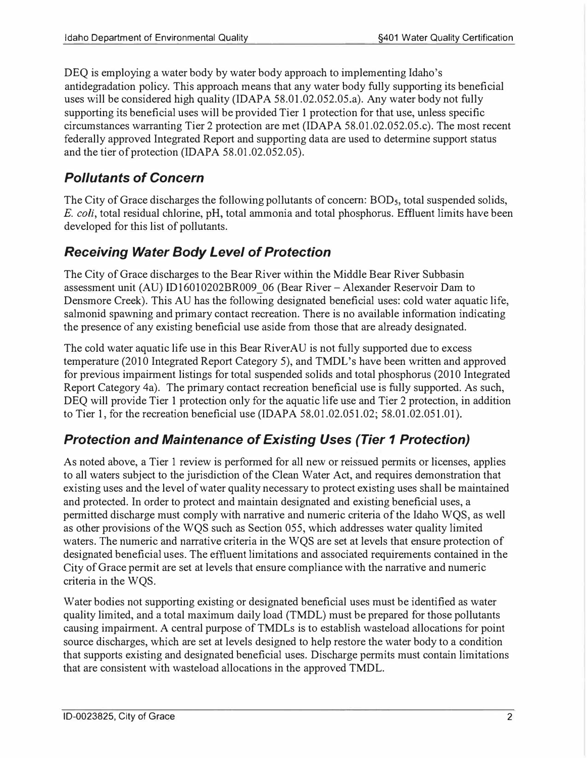DEQ is employing a water body by water body approach to implementing Idaho's antidegradation policy. This approach means that any water body fully supporting its beneficial uses will be considered high quality (IDAPA 58.01.02.052.05.a). Any water body not fully supporting its beneficial uses will be provided Tier 1 protection for that use, unless specific circumstances warranting Tier 2 protection are met (IDAPA 58.01.02.052.05.c). The most recent federally approved Integrated Report and supporting data are used to determine support status and the tier of protection (IDAPA 58.01.02.052.05).

## *Pollutants of Concern*

The City of Grace discharges the following pollutants of concern: $BOD_5$, total suspended solids, *E. coli*, total residual chlorine, pH, total ammonia and total phosphorus. Effluent limits have been developed for this list of pollutants.

## *Receiving Water Body Level of Protection*

The City of Grace discharges to the Bear River within the Middle Bear River Subbasin assessment unit (AU) ID16010202BR009_06 (Bear River – Alexander Reservoir Dam to Densmore Creek). This AU has the following designated beneficial uses: cold water aquatic life, salmonid spawning and primary contact recreation. There is no available information indicating the presence of any existing beneficial use aside from those that are already designated.

The cold water aquatic life use in this Bear RiverAU is not fully supported due to excess temperature (2010 Integrated Report Category 5), and TMDL's have been written and approved for previous impairment listings for total suspended solids and total phosphorus (2010 Integrated Report Category 4a). The primary contact recreation beneficial use is fully supported. As such, DEQ will provide Tier 1 protection only for the aquatic life use and Tier 2 protection, in addition to Tier 1, for the recreation beneficial use (IDAPA 58.01.02.051.02; 58.01.02.051.01).

## *Protection and Maintenance of Existing Uses (Tier 1 Protection)*

As noted above, a Tier 1 review is performed for all new or reissued permits or licenses, applies to all waters subject to the jurisdiction of the Clean Water Act, and requires demonstration that existing uses and the level of water quality necessary to protect existing uses shall be maintained and protected. In order to protect and maintain designated and existing beneficial uses, a permitted discharge must comply with narrative and numeric criteria of the Idaho WQS, as well as other provisions of the WQS such as Section 055, which addresses water quality limited waters. The numeric and narrative criteria in the WQS are set at levels that ensure protection of designated beneficial uses. The effluent limitations and associated requirements contained in the City of Grace permit are set at levels that ensure compliance with the narrative and numeric criteria in the WQS.

Water bodies not supporting existing or designated beneficial uses must be identified as water quality limited, and a total maximum daily load (TMDL) must be prepared for those pollutants causing impairment. A central purpose of TMDLs is to establish wasteload allocations for point source discharges, which are set at levels designed to help restore the water body to a condition that supports existing and designated beneficial uses. Discharge permits must contain limitations that are consistent with wasteload allocations in the approved TMDL.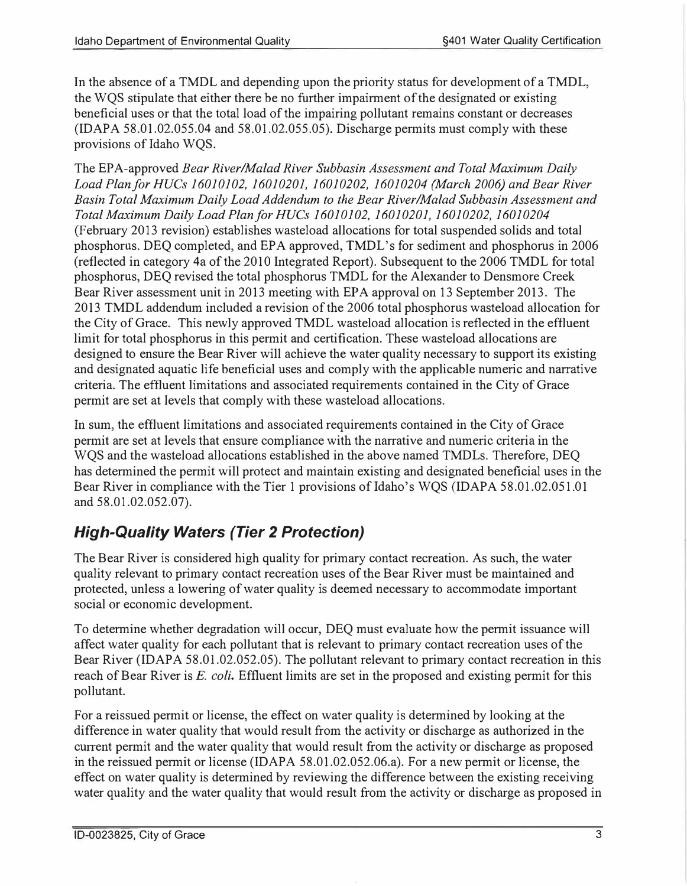In the absence of a TMDL and depending upon the priority status for development of a TMDL, the WQS stipulate that either there be no further impairment of the designated or existing beneficial uses or that the total load of the impairing pollutant remains constant or decreases (IDAPA 58.01.02.055.04 and 58.01.02.055.05). Discharge permits must comply with these provisions of Idaho WQS.

The EPA-approved *Bear River/Malad River Subbasin Assessment and Total Maximum Daily Load Plan for HUCs 16010102, 16010201, 16010202, 16010204 (March 2006) and Bear River Basin Total Maximum Daily Load Addendum to the Bear River/Malad Subbasin Assessment and Total Maximum Daily Load Plan for HUCs 16010102, 16010201, 16010202, 16010204* (February 2013 revision) establishes wasteload allocations for total suspended solids and total phosphorus. DEQ completed, and EPA approved, TMDL's for sediment and phosphorus in 2006 (reflected in category 4a of the 2010 Integrated Report). Subsequent to the 2006 TMDL for total phosphorus, DEQ revised the total phosphorus TMDL for the Alexander to Densmore Creek Bear River assessment unit in 2013 meeting with EPA approval on 13 September 2013. The 2013 TMDL addendum included a revision of the 2006 total phosphorus wasteload allocation for the City of Grace. This newly approved TMDL wasteload allocation is reflected in the effluent limit for total phosphorus in this permit and certification. These wasteload allocations are designed to ensure the Bear River will achieve the water quality necessary to support its existing and designated aquatic life beneficial uses and comply with the applicable numeric and narrative criteria. The effluent limitations and associated requirements contained in the City of Grace permit are set at levels that comply with these wasteload allocations.

In sum, the effluent limitations and associated requirements contained in the City of Grace permit are set at levels that ensure compliance with the narrative and numeric criteria in the WQS and the wasteload allocations established in the above named TMDLs. Therefore, DEQ has determined the permit will protect and maintain existing and designated beneficial uses in the Bear River in compliance with the Tier 1 provisions of Idaho's WQS (IDAPA 58.01.02.051.01 and 58.01.02.052.07).

## *High-Quality Waters (Tier 2 Protection)*

The Bear River is considered high quality for primary contact recreation. As such, the water quality relevant to primary contact recreation uses of the Bear River must be maintained and protected, unless a lowering of water quality is deemed necessary to accommodate important social or economic development.

To determine whether degradation will occur, DEQ must evaluate how the permit issuance will affect water quality for each pollutant that is relevant to primary contact recreation uses of the Bear River (IDAPA 58.01.02.052.05). The pollutant relevant to primary contact recreation in this reach of Bear River is *E. coli.* Effluent limits are set in the proposed and existing permit for this pollutant.

For a reissued permit or license, the effect on water quality is determined by looking at the difference in water quality that would result from the activity or discharge as authorized in the current permit and the water quality that would result from the activity or discharge as proposed in the reissued permit or license (IDAPA 58.01.02.052.06.a). For a new permit or license, the effect on water quality is determined by reviewing the difference between the existing receiving water quality and the water quality that would result from the activity or discharge as proposed in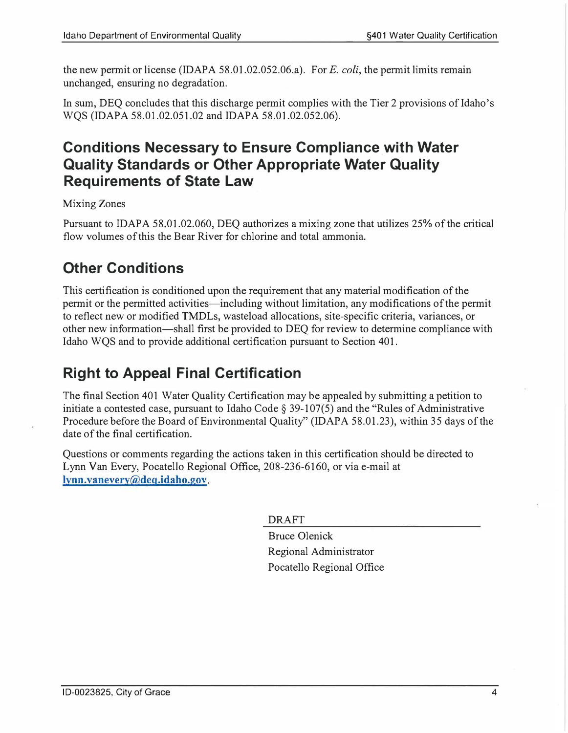the new permit or license (IDAPA 58.01.02.052.06.a). For *E. coli*, the permit limits remain unchanged, ensuring no degradation.

In sum, DEQ concludes that this discharge permit complies with the Tier 2 provisions of Idaho's WQS (IDAPA 58.01.02.051.02 and IDAPA 58.01.02.052.06).

## Conditions Necessary to Ensure Compliance with Water Quality Standards or Other Appropriate Water Quality Requirements of State Law

Mixing Zones

Pursuant to IDAPA 58.01.02.060, DEQ authorizes a mixing zone that utilizes 25% of the critical flow volumes of this the Bear River for chlorine and total ammonia.

## Other Conditions

This certification is conditioned upon the requirement that any material modification of the permit or the permitted activities—including without limitation, any modifications of the permit to reflect new or modified TMDLs, wasteload allocations, site-specific criteria, variances, or other new information—shall first be provided to DEQ for review to determine compliance with Idaho WQS and to provide additional certification pursuant to Section 401.

## Right to Appeal Final Certification

The final Section 401 Water Quality Certification may be appealed by submitting a petition to initiate a contested case, pursuant to Idaho Code § 39-107(5) and the "Rules of Administrative Procedure before the Board of Environmental Quality" (IDAPA 58.01.23), within 35 days of the date of the final certification.

Questions or comments regarding the actions taken in this certification should be directed to Lynn Van Every, Pocatello Regional Office, 208-236-6160, or via e-mail at lynn.vanevery@deq.idaho.gov.

DRAFT

Bruce Olenick
Regional Administrator
Pocatello Regional Office